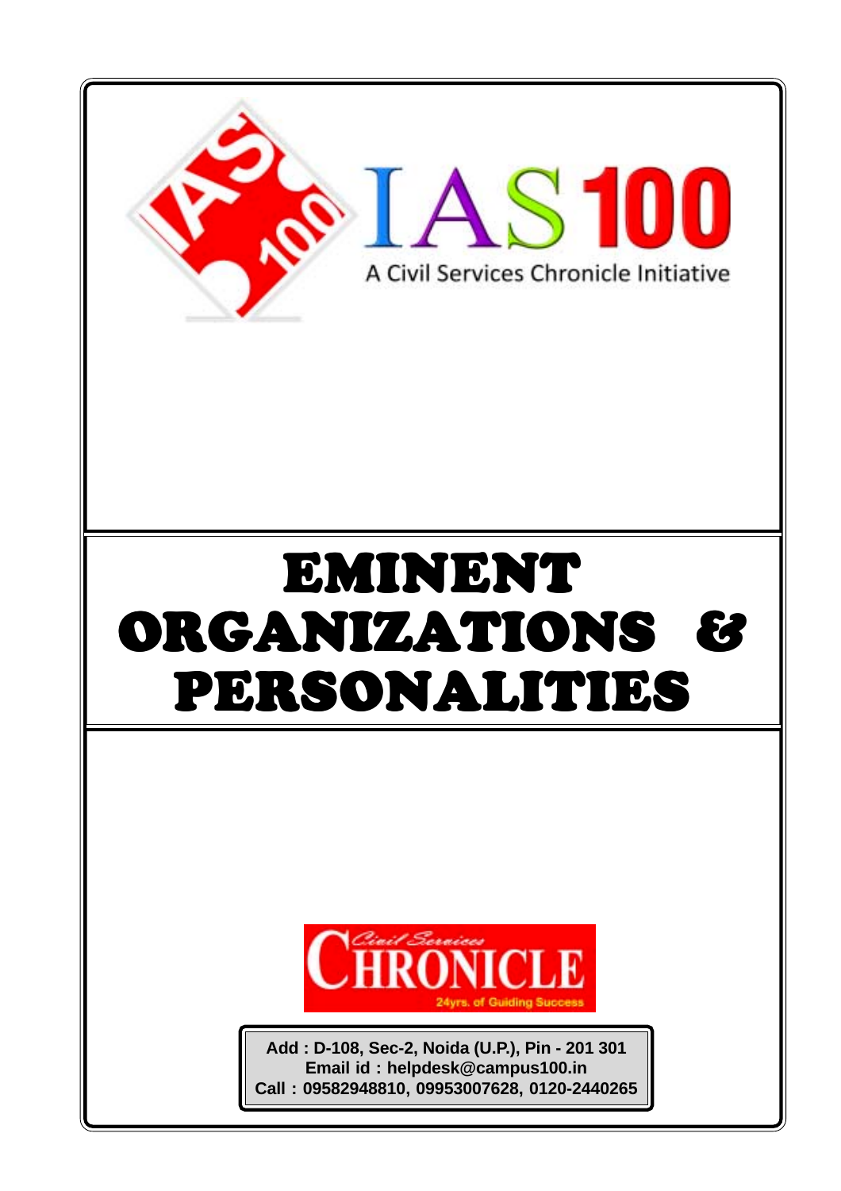IAS 100

A Civil Services Chronicle Initiative

# EMINENT ORGANIZATIONS & PERSONALITIES

Civil Services CHRONICLE

24yrs. of Guiding Success

**Add : D-108, Sec-2, Noida (U.P.), Pin - 201 301**
**Email id : helpdesk@campus100.in**
**Call : 09582948810, 09953007628, 0120-2440265**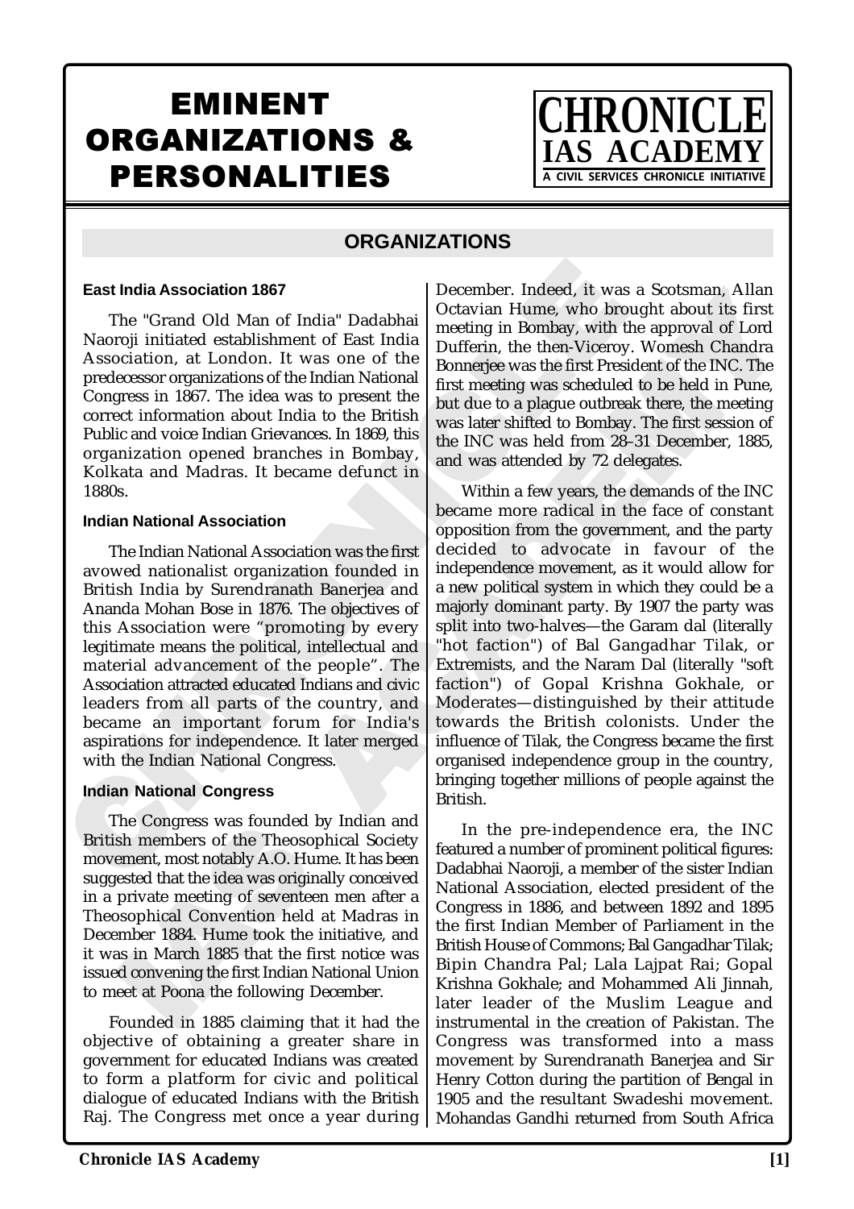# EMINENT ORGANIZATIONS & PERSONALITIES

## ORGANIZATIONS

### East India Association 1867

The "Grand Old Man of India" Dadabhai Naoroji initiated establishment of East India Association, at London. It was one of the predecessor organizations of the Indian National Congress in 1867. The idea was to present the correct information about India to the British Public and voice Indian Grievances. In 1869, this organization opened branches in Bombay, Kolkata and Madras. It became defunct in 1880s.

### Indian National Association

The Indian National Association was the first avowed nationalist organization founded in British India by Surendranath Banerjea and Ananda Mohan Bose in 1876. The objectives of this Association were "promoting by every legitimate means the political, intellectual and material advancement of the people". The Association attracted educated Indians and civic leaders from all parts of the country, and became an important forum for India's aspirations for independence. It later merged with the Indian National Congress.

### Indian National Congress

The Congress was founded by Indian and British members of the Theosophical Society movement, most notably A.O. Hume. It has been suggested that the idea was originally conceived in a private meeting of seventeen men after a Theosophical Convention held at Madras in December 1884. Hume took the initiative, and it was in March 1885 that the first notice was issued convening the first Indian National Union to meet at Poona the following December.

Founded in 1885 claiming that it had the objective of obtaining a greater share in government for educated Indians was created to form a platform for civic and political dialogue of educated Indians with the British Raj. The Congress met once a year during December. Indeed, it was a Scotsman, Allan Octavian Hume, who brought about its first meeting in Bombay, with the approval of Lord Dufferin, the then-Viceroy. Womesh Chandra Bonnerjee was the first President of the INC. The first meeting was scheduled to be held in Pune, but due to a plague outbreak there, the meeting was later shifted to Bombay. The first session of the INC was held from 28–31 December, 1885, and was attended by 72 delegates.

Within a few years, the demands of the INC became more radical in the face of constant opposition from the government, and the party decided to advocate in favour of the independence movement, as it would allow for a new political system in which they could be a majorly dominant party. By 1907 the party was split into two-halves—the Garam dal (literally "hot faction") of Bal Gangadhar Tilak, or Extremists, and the Naram Dal (literally "soft faction") of Gopal Krishna Gokhale, or Moderates—distinguished by their attitude towards the British colonists. Under the influence of Tilak, the Congress became the first organised independence group in the country, bringing together millions of people against the British.

In the pre-independence era, the INC featured a number of prominent political figures: Dadabhai Naoroji, a member of the sister Indian National Association, elected president of the Congress in 1886, and between 1892 and 1895 the first Indian Member of Parliament in the British House of Commons; Bal Gangadhar Tilak; Bipin Chandra Pal; Lala Lajpat Rai; Gopal Krishna Gokhale; and Mohammed Ali Jinnah, later leader of the Muslim League and instrumental in the creation of Pakistan. The Congress was transformed into a mass movement by Surendranath Banerjea and Sir Henry Cotton during the partition of Bengal in 1905 and the resultant Swadeshi movement. Mohandas Gandhi returned from South Africa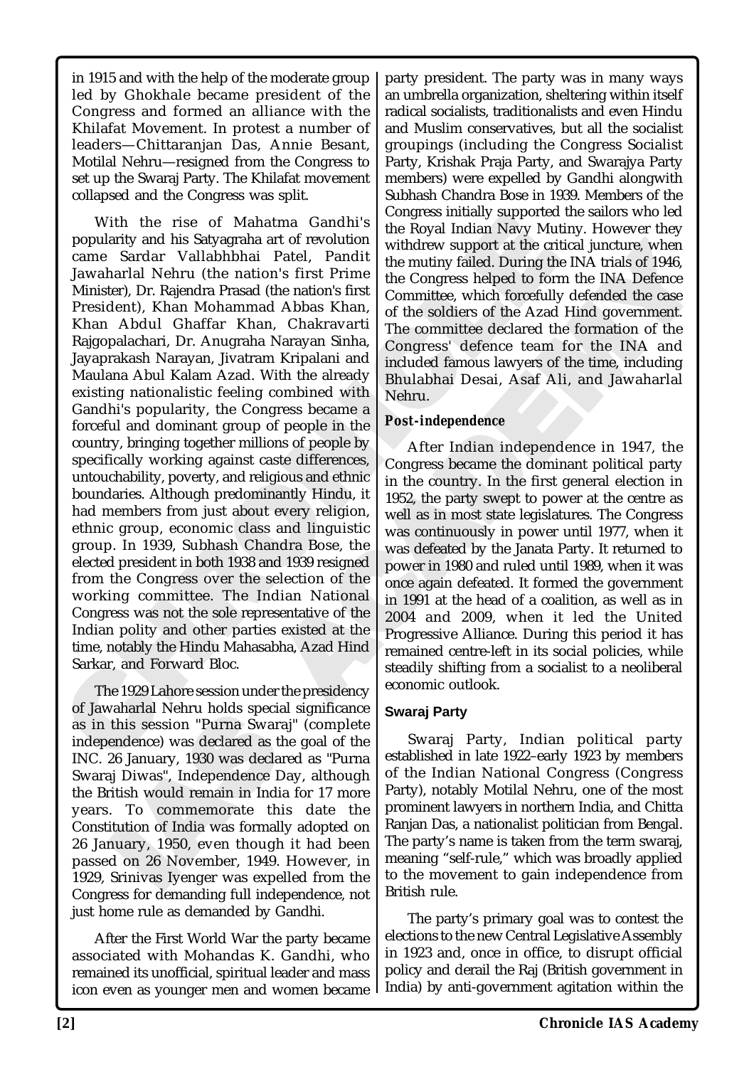in 1915 and with the help of the moderate group led by Ghokhale became president of the Congress and formed an alliance with the Khilafat Movement. In protest a number of leaders—Chittaranjan Das, Annie Besant, Motilal Nehru—resigned from the Congress to set up the Swaraj Party. The Khilafat movement collapsed and the Congress was split.

With the rise of Mahatma Gandhi's popularity and his Satyagraha art of revolution came Sardar Vallabhbhai Patel, Pandit Jawaharlal Nehru (the nation's first Prime Minister), Dr. Rajendra Prasad (the nation's first President), Khan Mohammad Abbas Khan, Khan Abdul Ghaffar Khan, Chakravarti Rajgopalachari, Dr. Anugraha Narayan Sinha, Jayaprakash Narayan, Jivatram Kripalani and Maulana Abul Kalam Azad. With the already existing nationalistic feeling combined with Gandhi's popularity, the Congress became a forceful and dominant group of people in the country, bringing together millions of people by specifically working against caste differences, untouchability, poverty, and religious and ethnic boundaries. Although predominantly Hindu, it had members from just about every religion, ethnic group, economic class and linguistic group. In 1939, Subhash Chandra Bose, the elected president in both 1938 and 1939 resigned from the Congress over the selection of the working committee. The Indian National Congress was not the sole representative of the Indian polity and other parties existed at the time, notably the Hindu Mahasabha, Azad Hind Sarkar, and Forward Bloc.

The 1929 Lahore session under the presidency of Jawaharlal Nehru holds special significance as in this session "Purna Swaraj" (complete independence) was declared as the goal of the INC. 26 January, 1930 was declared as "Purna Swaraj Diwas", Independence Day, although the British would remain in India for 17 more years. To commemorate this date the Constitution of India was formally adopted on 26 January, 1950, even though it had been passed on 26 November, 1949. However, in 1929, Srinivas Iyenger was expelled from the Congress for demanding full independence, not just home rule as demanded by Gandhi.

After the First World War the party became associated with Mohandas K. Gandhi, who remained its unofficial, spiritual leader and mass icon even as younger men and women became party president. The party was in many ways an umbrella organization, sheltering within itself radical socialists, traditionalists and even Hindu and Muslim conservatives, but all the socialist groupings (including the Congress Socialist Party, Krishak Praja Party, and Swarajya Party members) were expelled by Gandhi alongwith Subhash Chandra Bose in 1939. Members of the Congress initially supported the sailors who led the Royal Indian Navy Mutiny. However they withdrew support at the critical juncture, when the mutiny failed. During the INA trials of 1946, the Congress helped to form the INA Defence Committee, which forcefully defended the case of the soldiers of the Azad Hind government. The committee declared the formation of the Congress' defence team for the INA and included famous lawyers of the time, including Bhulabhai Desai, Asaf Ali, and Jawaharlal Nehru.

**Post-independence**

After Indian independence in 1947, the Congress became the dominant political party in the country. In the first general election in 1952, the party swept to power at the centre as well as in most state legislatures. The Congress was continuously in power until 1977, when it was defeated by the Janata Party. It returned to power in 1980 and ruled until 1989, when it was once again defeated. It formed the government in 1991 at the head of a coalition, as well as in 2004 and 2009, when it led the United Progressive Alliance. During this period it has remained centre-left in its social policies, while steadily shifting from a socialist to a neoliberal economic outlook.

**Swaraj Party**

Swaraj Party, Indian political party established in late 1922–early 1923 by members of the Indian National Congress (Congress Party), notably Motilal Nehru, one of the most prominent lawyers in northern India, and Chitta Ranjan Das, a nationalist politician from Bengal. The party's name is taken from the term swaraj, meaning "self-rule," which was broadly applied to the movement to gain independence from British rule.

The party's primary goal was to contest the elections to the new Central Legislative Assembly in 1923 and, once in office, to disrupt official policy and derail the Raj (British government in India) by anti-government agitation within the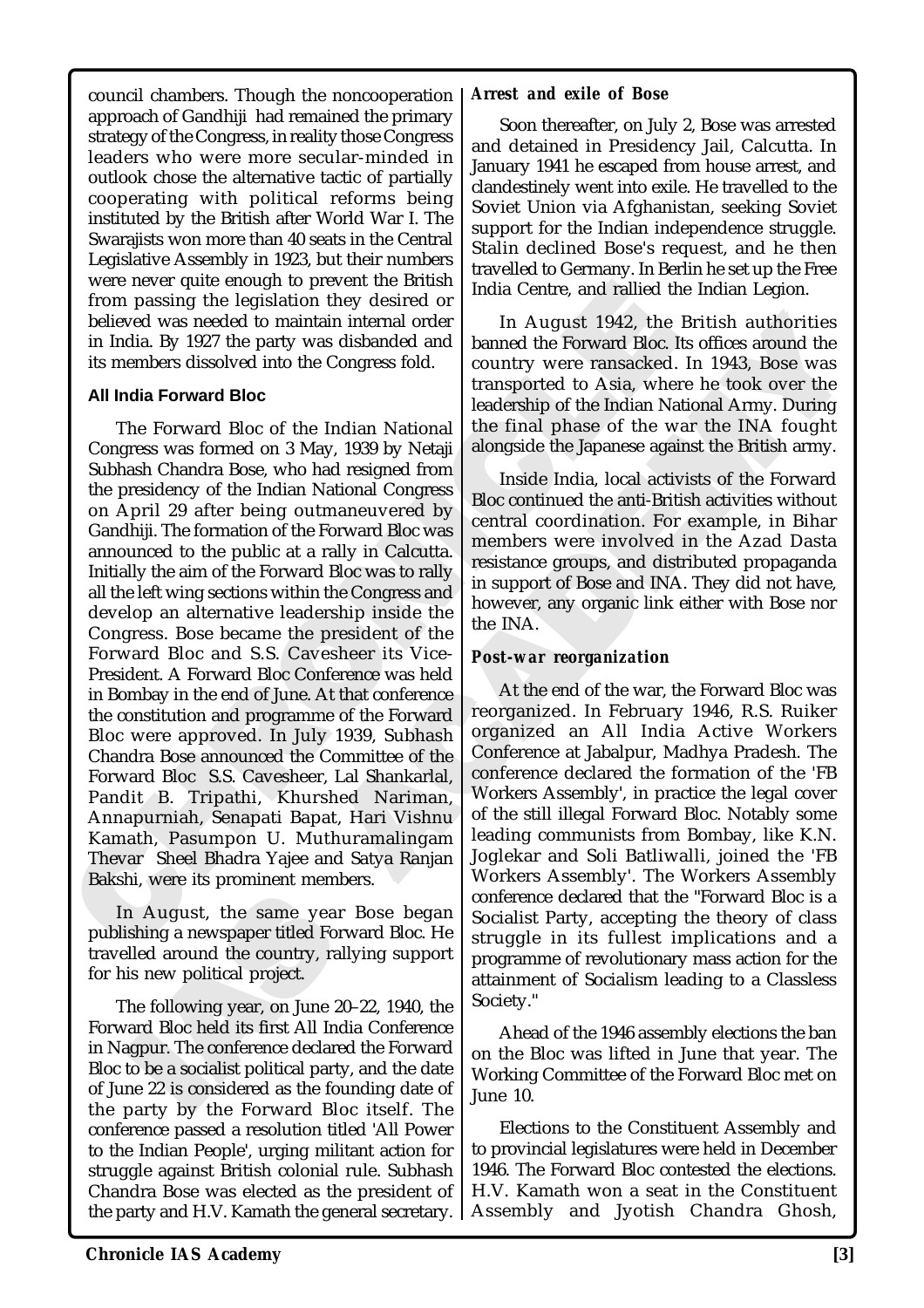council chambers. Though the noncooperation approach of Gandhiji had remained the primary strategy of the Congress, in reality those Congress leaders who were more secular-minded in outlook chose the alternative tactic of partially cooperating with political reforms being instituted by the British after World War I. The Swarajists won more than 40 seats in the Central Legislative Assembly in 1923, but their numbers were never quite enough to prevent the British from passing the legislation they desired or believed was needed to maintain internal order in India. By 1927 the party was disbanded and its members dissolved into the Congress fold.

### All India Forward Bloc

The Forward Bloc of the Indian National Congress was formed on 3 May, 1939 by Netaji Subhash Chandra Bose, who had resigned from the presidency of the Indian National Congress on April 29 after being outmaneuvered by Gandhiji. The formation of the Forward Bloc was announced to the public at a rally in Calcutta. Initially the aim of the Forward Bloc was to rally all the left wing sections within the Congress and develop an alternative leadership inside the Congress. Bose became the president of the Forward Bloc and S.S. Cavesheer its Vice-President. A Forward Bloc Conference was held in Bombay in the end of June. At that conference the constitution and programme of the Forward Bloc were approved. In July 1939, Subhash Chandra Bose announced the Committee of the Forward Bloc S.S. Cavesheer, Lal Shankarlal, Pandit B. Tripathi, Khurshed Nariman, Annapurniah, Senapati Bapat, Hari Vishnu Kamath, Pasumpon U. Muthuramalingam Thevar Sheel Bhadra Yajee and Satya Ranjan Bakshi, were its prominent members.

In August, the same year Bose began publishing a newspaper titled Forward Bloc. He travelled around the country, rallying support for his new political project.

The following year, on June 20–22, 1940, the Forward Bloc held its first All India Conference in Nagpur. The conference declared the Forward Bloc to be a socialist political party, and the date of June 22 is considered as the founding date of the party by the Forward Bloc itself. The conference passed a resolution titled 'All Power to the Indian People', urging militant action for struggle against British colonial rule. Subhash Chandra Bose was elected as the president of the party and H.V. Kamath the general secretary.

***Arrest and exile of Bose***

Soon thereafter, on July 2, Bose was arrested and detained in Presidency Jail, Calcutta. In January 1941 he escaped from house arrest, and clandestinely went into exile. He travelled to the Soviet Union via Afghanistan, seeking Soviet support for the Indian independence struggle. Stalin declined Bose's request, and he then travelled to Germany. In Berlin he set up the Free India Centre, and rallied the Indian Legion.

In August 1942, the British authorities banned the Forward Bloc. Its offices around the country were ransacked. In 1943, Bose was transported to Asia, where he took over the leadership of the Indian National Army. During the final phase of the war the INA fought alongside the Japanese against the British army.

Inside India, local activists of the Forward Bloc continued the anti-British activities without central coordination. For example, in Bihar members were involved in the Azad Dasta resistance groups, and distributed propaganda in support of Bose and INA. They did not have, however, any organic link either with Bose nor the INA.

***Post-war reorganization***

At the end of the war, the Forward Bloc was reorganized. In February 1946, R.S. Ruiker organized an All India Active Workers Conference at Jabalpur, Madhya Pradesh. The conference declared the formation of the 'FB Workers Assembly', in practice the legal cover of the still illegal Forward Bloc. Notably some leading communists from Bombay, like K.N. Joglekar and Soli Batliwalli, joined the 'FB Workers Assembly'. The Workers Assembly conference declared that the "Forward Bloc is a Socialist Party, accepting the theory of class struggle in its fullest implications and a programme of revolutionary mass action for the attainment of Socialism leading to a Classless Society."

Ahead of the 1946 assembly elections the ban on the Bloc was lifted in June that year. The Working Committee of the Forward Bloc met on June 10.

Elections to the Constituent Assembly and to provincial legislatures were held in December 1946. The Forward Bloc contested the elections. H.V. Kamath won a seat in the Constituent Assembly and Jyotish Chandra Ghosh,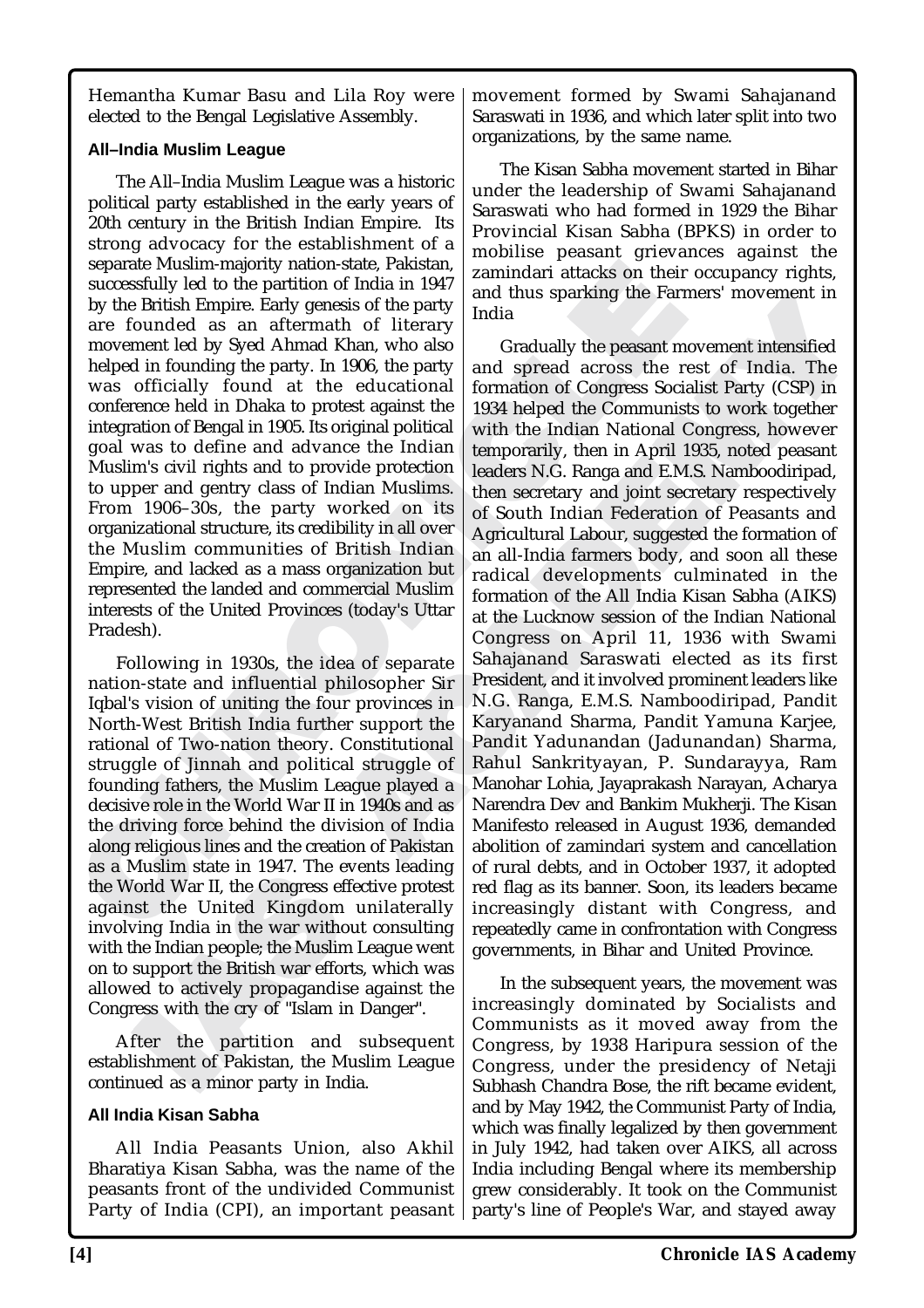Hemantha Kumar Basu and Lila Roy were elected to the Bengal Legislative Assembly.

### All–India Muslim League

The All–India Muslim League was a historic political party established in the early years of 20th century in the British Indian Empire. Its strong advocacy for the establishment of a separate Muslim-majority nation-state, Pakistan, successfully led to the partition of India in 1947 by the British Empire. Early genesis of the party are founded as an aftermath of literary movement led by Syed Ahmad Khan, who also helped in founding the party. In 1906, the party was officially found at the educational conference held in Dhaka to protest against the integration of Bengal in 1905. Its original political goal was to define and advance the Indian Muslim's civil rights and to provide protection to upper and gentry class of Indian Muslims. From 1906–30s, the party worked on its organizational structure, its credibility in all over the Muslim communities of British Indian Empire, and lacked as a mass organization but represented the landed and commercial Muslim interests of the United Provinces (today's Uttar Pradesh).

Following in 1930s, the idea of separate nation-state and influential philosopher Sir Iqbal's vision of uniting the four provinces in North-West British India further support the rational of Two-nation theory. Constitutional struggle of Jinnah and political struggle of founding fathers, the Muslim League played a decisive role in the World War II in 1940s and as the driving force behind the division of India along religious lines and the creation of Pakistan as a Muslim state in 1947. The events leading the World War II, the Congress effective protest against the United Kingdom unilaterally involving India in the war without consulting with the Indian people; the Muslim League went on to support the British war efforts, which was allowed to actively propagandise against the Congress with the cry of "Islam in Danger".

After the partition and subsequent establishment of Pakistan, the Muslim League continued as a minor party in India.

### All India Kisan Sabha

All India Peasants Union, also Akhil Bharatiya Kisan Sabha, was the name of the peasants front of the undivided Communist Party of India (CPI), an important peasant movement formed by Swami Sahajanand Saraswati in 1936, and which later split into two organizations, by the same name.

The Kisan Sabha movement started in Bihar under the leadership of Swami Sahajanand Saraswati who had formed in 1929 the Bihar Provincial Kisan Sabha (BPKS) in order to mobilise peasant grievances against the zamindari attacks on their occupancy rights, and thus sparking the Farmers' movement in India

Gradually the peasant movement intensified and spread across the rest of India. The formation of Congress Socialist Party (CSP) in 1934 helped the Communists to work together with the Indian National Congress, however temporarily, then in April 1935, noted peasant leaders N.G. Ranga and E.M.S. Namboodiripad, then secretary and joint secretary respectively of South Indian Federation of Peasants and Agricultural Labour, suggested the formation of an all-India farmers body, and soon all these radical developments culminated in the formation of the All India Kisan Sabha (AIKS) at the Lucknow session of the Indian National Congress on April 11, 1936 with Swami Sahajanand Saraswati elected as its first President, and it involved prominent leaders like N.G. Ranga, E.M.S. Namboodiripad, Pandit Karyanand Sharma, Pandit Yamuna Karjee, Pandit Yadunandan (Jadunandan) Sharma, Rahul Sankrityayan, P. Sundarayya, Ram Manohar Lohia, Jayaprakash Narayan, Acharya Narendra Dev and Bankim Mukherji. The Kisan Manifesto released in August 1936, demanded abolition of zamindari system and cancellation of rural debts, and in October 1937, it adopted red flag as its banner. Soon, its leaders became increasingly distant with Congress, and repeatedly came in confrontation with Congress governments, in Bihar and United Province.

In the subsequent years, the movement was increasingly dominated by Socialists and Communists as it moved away from the Congress, by 1938 Haripura session of the Congress, under the presidency of Netaji Subhash Chandra Bose, the rift became evident, and by May 1942, the Communist Party of India, which was finally legalized by then government in July 1942, had taken over AIKS, all across India including Bengal where its membership grew considerably. It took on the Communist party's line of People's War, and stayed away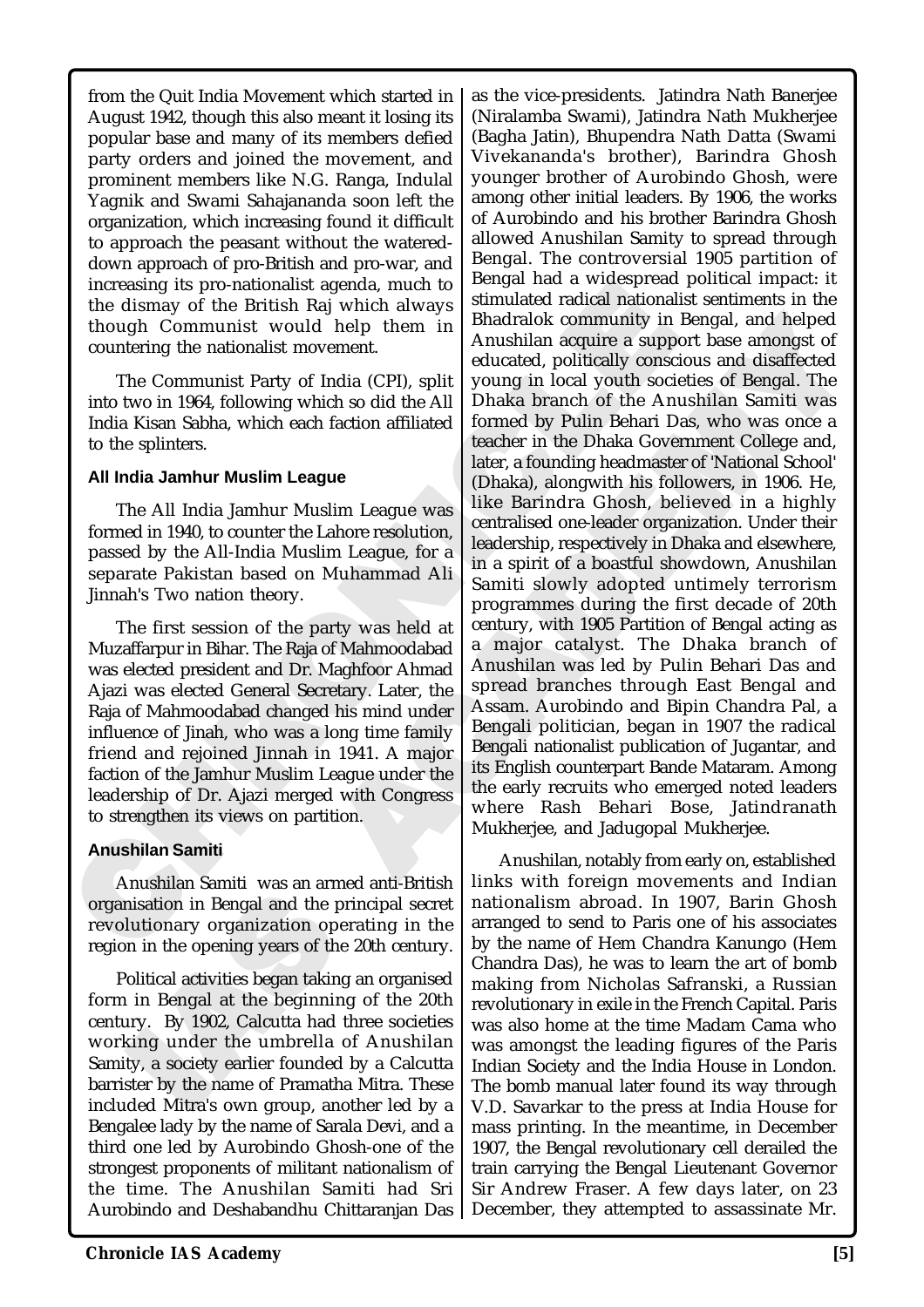from the Quit India Movement which started in August 1942, though this also meant it losing its popular base and many of its members defied party orders and joined the movement, and prominent members like N.G. Ranga, Indulal Yagnik and Swami Sahajananda soon left the organization, which increasing found it difficult to approach the peasant without the watered-down approach of pro-British and pro-war, and increasing its pro-nationalist agenda, much to the dismay of the British Raj which always though Communist would help them in countering the nationalist movement.

The Communist Party of India (CPI), split into two in 1964, following which so did the All India Kisan Sabha, which each faction affiliated to the splinters.

### All India Jamhur Muslim League

The All India Jamhur Muslim League was formed in 1940, to counter the Lahore resolution, passed by the All-India Muslim League, for a separate Pakistan based on Muhammad Ali Jinnah's Two nation theory.

The first session of the party was held at Muzaffarpur in Bihar. The Raja of Mahmoodabad was elected president and Dr. Maghfoor Ahmad Ajazi was elected General Secretary. Later, the Raja of Mahmoodabad changed his mind under influence of Jinah, who was a long time family friend and rejoined Jinnah in 1941. A major faction of the Jamhur Muslim League under the leadership of Dr. Ajazi merged with Congress to strengthen its views on partition.

### Anushilan Samiti

Anushilan Samiti was an armed anti-British organisation in Bengal and the principal secret revolutionary organization operating in the region in the opening years of the 20th century.

Political activities began taking an organised form in Bengal at the beginning of the 20th century. By 1902, Calcutta had three societies working under the umbrella of Anushilan Samity, a society earlier founded by a Calcutta barrister by the name of Pramatha Mitra. These included Mitra's own group, another led by a Bengalee lady by the name of Sarala Devi, and a third one led by Aurobindo Ghosh-one of the strongest proponents of militant nationalism of the time. The Anushilan Samiti had Sri Aurobindo and Deshabandhu Chittaranjan Das as the vice-presidents. Jatindra Nath Banerjee (Niralamba Swami), Jatindra Nath Mukherjee (Bagha Jatin), Bhupendra Nath Datta (Swami Vivekananda's brother), Barindra Ghosh younger brother of Aurobindo Ghosh, were among other initial leaders. By 1906, the works of Aurobindo and his brother Barindra Ghosh allowed Anushilan Samity to spread through Bengal. The controversial 1905 partition of Bengal had a widespread political impact: it stimulated radical nationalist sentiments in the Bhadralok community in Bengal, and helped Anushilan acquire a support base amongst of educated, politically conscious and disaffected young in local youth societies of Bengal. The Dhaka branch of the Anushilan Samiti was formed by Pulin Behari Das, who was once a teacher in the Dhaka Government College and, later, a founding headmaster of 'National School' (Dhaka), alongwith his followers, in 1906. He, like Barindra Ghosh, believed in a highly centralised one-leader organization. Under their leadership, respectively in Dhaka and elsewhere, in a spirit of a boastful showdown, Anushilan Samiti slowly adopted untimely terrorism programmes during the first decade of 20th century, with 1905 Partition of Bengal acting as a major catalyst. The Dhaka branch of Anushilan was led by Pulin Behari Das and spread branches through East Bengal and Assam. Aurobindo and Bipin Chandra Pal, a Bengali politician, began in 1907 the radical Bengali nationalist publication of Jugantar, and its English counterpart Bande Mataram. Among the early recruits who emerged noted leaders where Rash Behari Bose, Jatindranath Mukherjee, and Jadugopal Mukherjee.

Anushilan, notably from early on, established links with foreign movements and Indian nationalism abroad. In 1907, Barin Ghosh arranged to send to Paris one of his associates by the name of Hem Chandra Kanungo (Hem Chandra Das), he was to learn the art of bomb making from Nicholas Safranski, a Russian revolutionary in exile in the French Capital. Paris was also home at the time Madam Cama who was amongst the leading figures of the Paris Indian Society and the India House in London. The bomb manual later found its way through V.D. Savarkar to the press at India House for mass printing. In the meantime, in December 1907, the Bengal revolutionary cell derailed the train carrying the Bengal Lieutenant Governor Sir Andrew Fraser. A few days later, on 23 December, they attempted to assassinate Mr.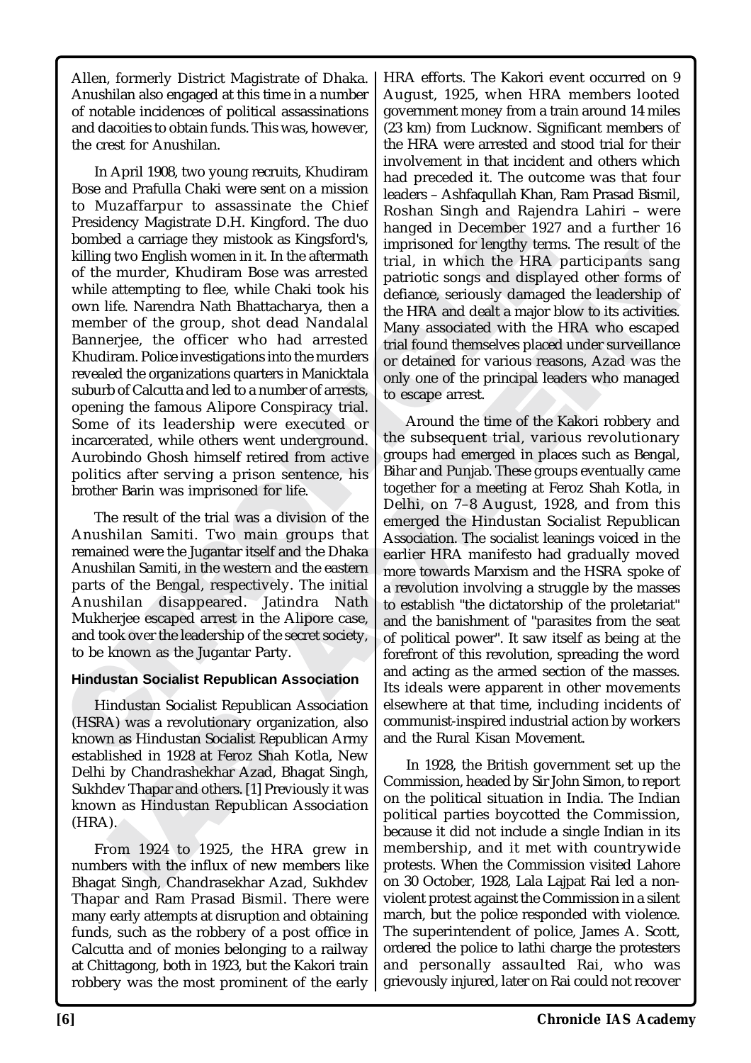Allen, formerly District Magistrate of Dhaka. Anushilan also engaged at this time in a number of notable incidences of political assassinations and dacoities to obtain funds. This was, however, the crest for Anushilan.

In April 1908, two young recruits, Khudiram Bose and Prafulla Chaki were sent on a mission to Muzaffarpur to assassinate the Chief Presidency Magistrate D.H. Kingford. The duo bombed a carriage they mistook as Kingsford's, killing two English women in it. In the aftermath of the murder, Khudiram Bose was arrested while attempting to flee, while Chaki took his own life. Narendra Nath Bhattacharya, then a member of the group, shot dead Nandalal Bannerjee, the officer who had arrested Khudiram. Police investigations into the murders revealed the organizations quarters in Manicktala suburb of Calcutta and led to a number of arrests, opening the famous Alipore Conspiracy trial. Some of its leadership were executed or incarcerated, while others went underground. Aurobindo Ghosh himself retired from active politics after serving a prison sentence, his brother Barin was imprisoned for life.

The result of the trial was a division of the Anushilan Samiti. Two main groups that remained were the Jugantar itself and the Dhaka Anushilan Samiti, in the western and the eastern parts of the Bengal, respectively. The initial Anushilan disappeared. Jatindra Nath Mukherjee escaped arrest in the Alipore case, and took over the leadership of the secret society, to be known as the Jugantar Party.

### Hindustan Socialist Republican Association

Hindustan Socialist Republican Association (HSRA) was a revolutionary organization, also known as Hindustan Socialist Republican Army established in 1928 at Feroz Shah Kotla, New Delhi by Chandrashekhar Azad, Bhagat Singh, Sukhdev Thapar and others. [1] Previously it was known as Hindustan Republican Association (HRA).

From 1924 to 1925, the HRA grew in numbers with the influx of new members like Bhagat Singh, Chandrasekhar Azad, Sukhdev Thapar and Ram Prasad Bismil. There were many early attempts at disruption and obtaining funds, such as the robbery of a post office in Calcutta and of monies belonging to a railway at Chittagong, both in 1923, but the Kakori train robbery was the most prominent of the early HRA efforts. The Kakori event occurred on 9 August, 1925, when HRA members looted government money from a train around 14 miles (23 km) from Lucknow. Significant members of the HRA were arrested and stood trial for their involvement in that incident and others which had preceded it. The outcome was that four leaders – Ashfaqullah Khan, Ram Prasad Bismil, Roshan Singh and Rajendra Lahiri – were hanged in December 1927 and a further 16 imprisoned for lengthy terms. The result of the trial, in which the HRA participants sang patriotic songs and displayed other forms of defiance, seriously damaged the leadership of the HRA and dealt a major blow to its activities. Many associated with the HRA who escaped trial found themselves placed under surveillance or detained for various reasons, Azad was the only one of the principal leaders who managed to escape arrest.

Around the time of the Kakori robbery and the subsequent trial, various revolutionary groups had emerged in places such as Bengal, Bihar and Punjab. These groups eventually came together for a meeting at Feroz Shah Kotla, in Delhi, on 7–8 August, 1928, and from this emerged the Hindustan Socialist Republican Association. The socialist leanings voiced in the earlier HRA manifesto had gradually moved more towards Marxism and the HSRA spoke of a revolution involving a struggle by the masses to establish "the dictatorship of the proletariat" and the banishment of "parasites from the seat of political power". It saw itself as being at the forefront of this revolution, spreading the word and acting as the armed section of the masses. Its ideals were apparent in other movements elsewhere at that time, including incidents of communist-inspired industrial action by workers and the Rural Kisan Movement.

In 1928, the British government set up the Commission, headed by Sir John Simon, to report on the political situation in India. The Indian political parties boycotted the Commission, because it did not include a single Indian in its membership, and it met with countrywide protests. When the Commission visited Lahore on 30 October, 1928, Lala Lajpat Rai led a non-violent protest against the Commission in a silent march, but the police responded with violence. The superintendent of police, James A. Scott, ordered the police to lathi charge the protesters and personally assaulted Rai, who was grievously injured, later on Rai could not recover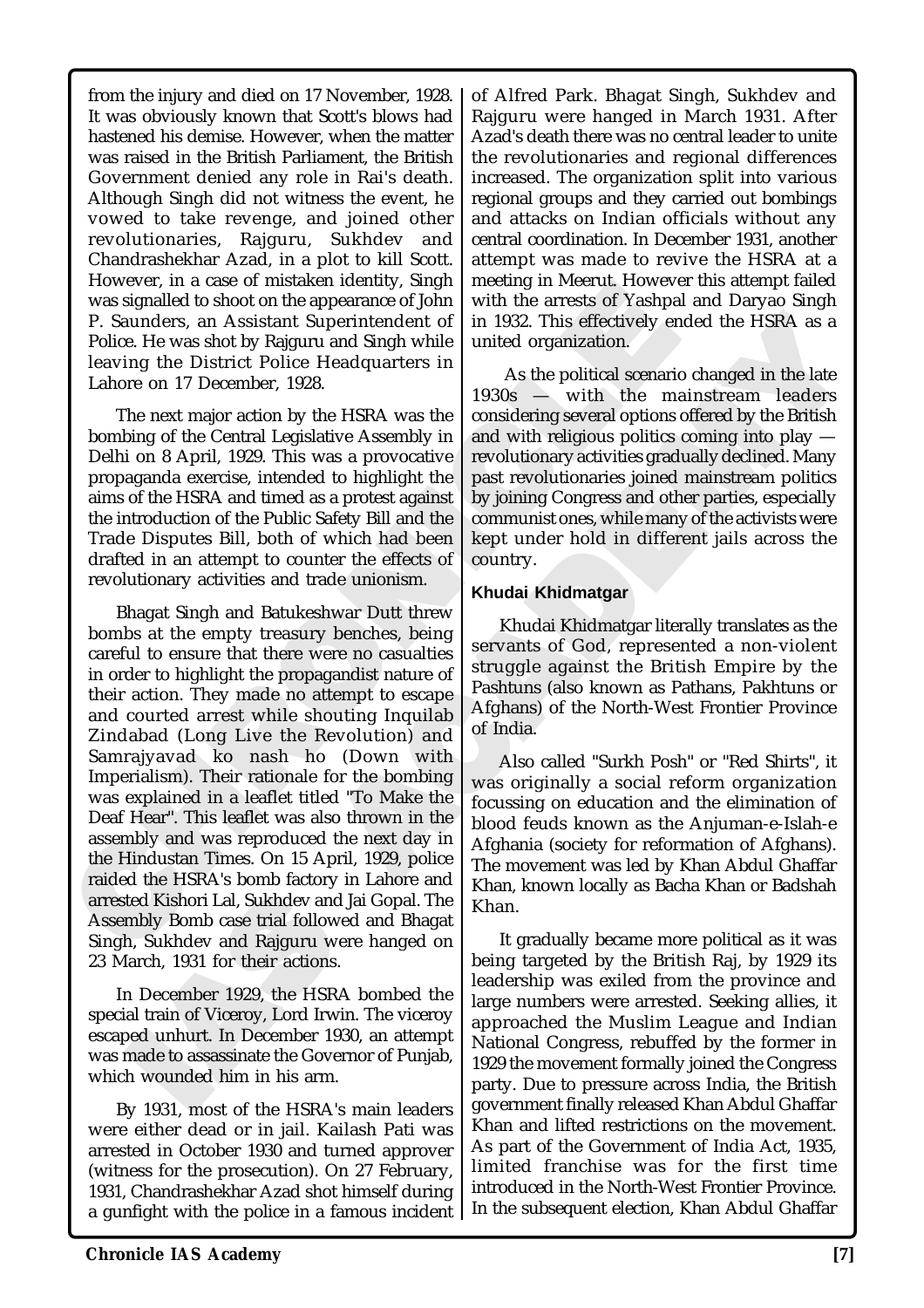from the injury and died on 17 November, 1928. It was obviously known that Scott's blows had hastened his demise. However, when the matter was raised in the British Parliament, the British Government denied any role in Rai's death. Although Singh did not witness the event, he vowed to take revenge, and joined other revolutionaries, Rajguru, Sukhdev and Chandrashekhar Azad, in a plot to kill Scott. However, in a case of mistaken identity, Singh was signalled to shoot on the appearance of John P. Saunders, an Assistant Superintendent of Police. He was shot by Rajguru and Singh while leaving the District Police Headquarters in Lahore on 17 December, 1928.

The next major action by the HSRA was the bombing of the Central Legislative Assembly in Delhi on 8 April, 1929. This was a provocative propaganda exercise, intended to highlight the aims of the HSRA and timed as a protest against the introduction of the Public Safety Bill and the Trade Disputes Bill, both of which had been drafted in an attempt to counter the effects of revolutionary activities and trade unionism.

Bhagat Singh and Batukeshwar Dutt threw bombs at the empty treasury benches, being careful to ensure that there were no casualties in order to highlight the propagandist nature of their action. They made no attempt to escape and courted arrest while shouting Inquilab Zindabad (Long Live the Revolution) and Samrajyavad ko nash ho (Down with Imperialism). Their rationale for the bombing was explained in a leaflet titled "To Make the Deaf Hear". This leaflet was also thrown in the assembly and was reproduced the next day in the Hindustan Times. On 15 April, 1929, police raided the HSRA's bomb factory in Lahore and arrested Kishori Lal, Sukhdev and Jai Gopal. The Assembly Bomb case trial followed and Bhagat Singh, Sukhdev and Rajguru were hanged on 23 March, 1931 for their actions.

In December 1929, the HSRA bombed the special train of Viceroy, Lord Irwin. The viceroy escaped unhurt. In December 1930, an attempt was made to assassinate the Governor of Punjab, which wounded him in his arm.

By 1931, most of the HSRA's main leaders were either dead or in jail. Kailash Pati was arrested in October 1930 and turned approver (witness for the prosecution). On 27 February, 1931, Chandrashekhar Azad shot himself during a gunfight with the police in a famous incident of Alfred Park. Bhagat Singh, Sukhdev and Rajguru were hanged in March 1931. After Azad's death there was no central leader to unite the revolutionaries and regional differences increased. The organization split into various regional groups and they carried out bombings and attacks on Indian officials without any central coordination. In December 1931, another attempt was made to revive the HSRA at a meeting in Meerut. However this attempt failed with the arrests of Yashpal and Daryao Singh in 1932. This effectively ended the HSRA as a united organization.

As the political scenario changed in the late 1930s — with the mainstream leaders considering several options offered by the British and with religious politics coming into play — revolutionary activities gradually declined. Many past revolutionaries joined mainstream politics by joining Congress and other parties, especially communist ones, while many of the activists were kept under hold in different jails across the country.

### Khudai Khidmatgar

Khudai Khidmatgar literally translates as the servants of God, represented a non-violent struggle against the British Empire by the Pashtuns (also known as Pathans, Pakhtuns or Afghans) of the North-West Frontier Province of India.

Also called "Surkh Posh" or "Red Shirts", it was originally a social reform organization focussing on education and the elimination of blood feuds known as the Anjuman-e-Islah-e Afghania (society for reformation of Afghans). The movement was led by Khan Abdul Ghaffar Khan, known locally as Bacha Khan or Badshah Khan.

It gradually became more political as it was being targeted by the British Raj, by 1929 its leadership was exiled from the province and large numbers were arrested. Seeking allies, it approached the Muslim League and Indian National Congress, rebuffed by the former in 1929 the movement formally joined the Congress party. Due to pressure across India, the British government finally released Khan Abdul Ghaffar Khan and lifted restrictions on the movement. As part of the Government of India Act, 1935, limited franchise was for the first time introduced in the North-West Frontier Province. In the subsequent election, Khan Abdul Ghaffar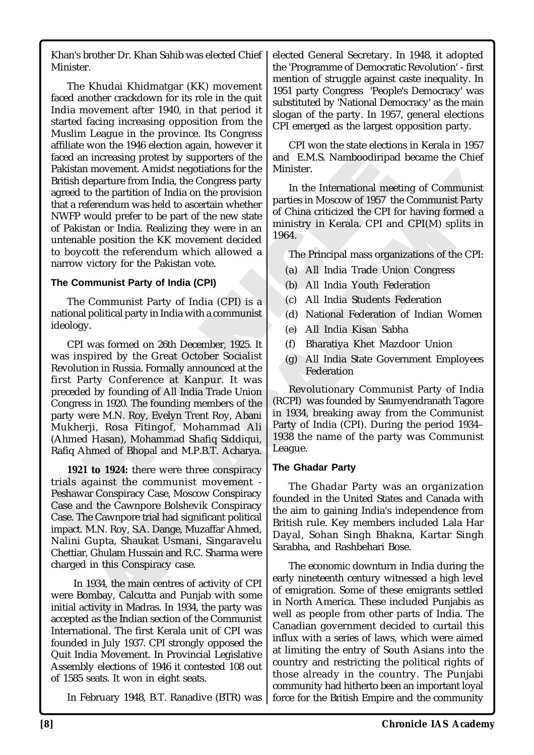Khan's brother Dr. Khan Sahib was elected Chief Minister.

The Khudai Khidmatgar (KK) movement faced another crackdown for its role in the quit India movement after 1940, in that period it started facing increasing opposition from the Muslim League in the province. Its Congress affiliate won the 1946 election again, however it faced an increasing protest by supporters of the Pakistan movement. Amidst negotiations for the British departure from India, the Congress party agreed to the partition of India on the provision that a referendum was held to ascertain whether NWFP would prefer to be part of the new state of Pakistan or India. Realizing they were in an untenable position the KK movement decided to boycott the referendum which allowed a narrow victory for the Pakistan vote.

### The Communist Party of India (CPI)

The Communist Party of India (CPI) is a national political party in India with a communist ideology.

CPI was formed on 26th December, 1925. It was inspired by the Great October Socialist Revolution in Russia. Formally announced at the first Party Conference at Kanpur. It was preceded by founding of All India Trade Union Congress in 1920. The founding members of the party were M.N. Roy, Evelyn Trent Roy, Abani Mukherji, Rosa Fitingof, Mohammad Ali (Ahmed Hasan), Mohammad Shafiq Siddiqui, Rafiq Ahmed of Bhopal and M.P.B.T. Acharya.

**1921 to 1924:** there were three conspiracy trials against the communist movement - Peshawar Conspiracy Case, Moscow Conspiracy Case and the Cawnpore Bolshevik Conspiracy Case. The Cawnpore trial had significant political impact. M.N. Roy, S.A. Dange, Muzaffar Ahmed, Nalini Gupta, Shaukat Usmani, Singaravelu Chettiar, Ghulam Hussain and R.C. Sharma were charged in this Conspiracy case.

In 1934, the main centres of activity of CPI were Bombay, Calcutta and Punjab with some initial activity in Madras. In 1934, the party was accepted as the Indian section of the Communist International. The first Kerala unit of CPI was founded in July 1937. CPI strongly opposed the Quit India Movement. In Provincial Legislative Assembly elections of 1946 it contested 108 out of 1585 seats. It won in eight seats.

In February 1948, B.T. Ranadive (BTR) was elected General Secretary. In 1948, it adopted the 'Programme of Democratic Revolution' - first mention of struggle against caste inequality. In 1951 party Congress 'People's Democracy' was substituted by 'National Democracy' as the main slogan of the party. In 1957, general elections CPI emerged as the largest opposition party.

CPI won the state elections in Kerala in 1957 and E.M.S. Namboodiripad became the Chief Minister.

In the International meeting of Communist parties in Moscow of 1957 the Communist Party of China criticized the CPI for having formed a ministry in Kerala. CPI and CPI(M) splits in 1964.

The Principal mass organizations of the CPI:

(a) All India Trade Union Congress
(b) All India Youth Federation
(c) All India Students Federation
(d) National Federation of Indian Women
(e) All India Kisan Sabha
(f) Bharatiya Khet Mazdoor Union
(g) All India State Government Employees Federation

Revolutionary Communist Party of India (RCPI) was founded by Saumyendranath Tagore in 1934, breaking away from the Communist Party of India (CPI). During the period 1934–1938 the name of the party was Communist League.

### The Ghadar Party

The Ghadar Party was an organization founded in the United States and Canada with the aim to gaining India's independence from British rule. Key members included Lala Har Dayal, Sohan Singh Bhakna, Kartar Singh Sarabha, and Rashbehari Bose.

The economic downturn in India during the early nineteenth century witnessed a high level of emigration. Some of these emigrants settled in North America. These included Punjabis as well as people from other parts of India. The Canadian government decided to curtail this influx with a series of laws, which were aimed at limiting the entry of South Asians into the country and restricting the political rights of those already in the country. The Punjabi community had hitherto been an important loyal force for the British Empire and the community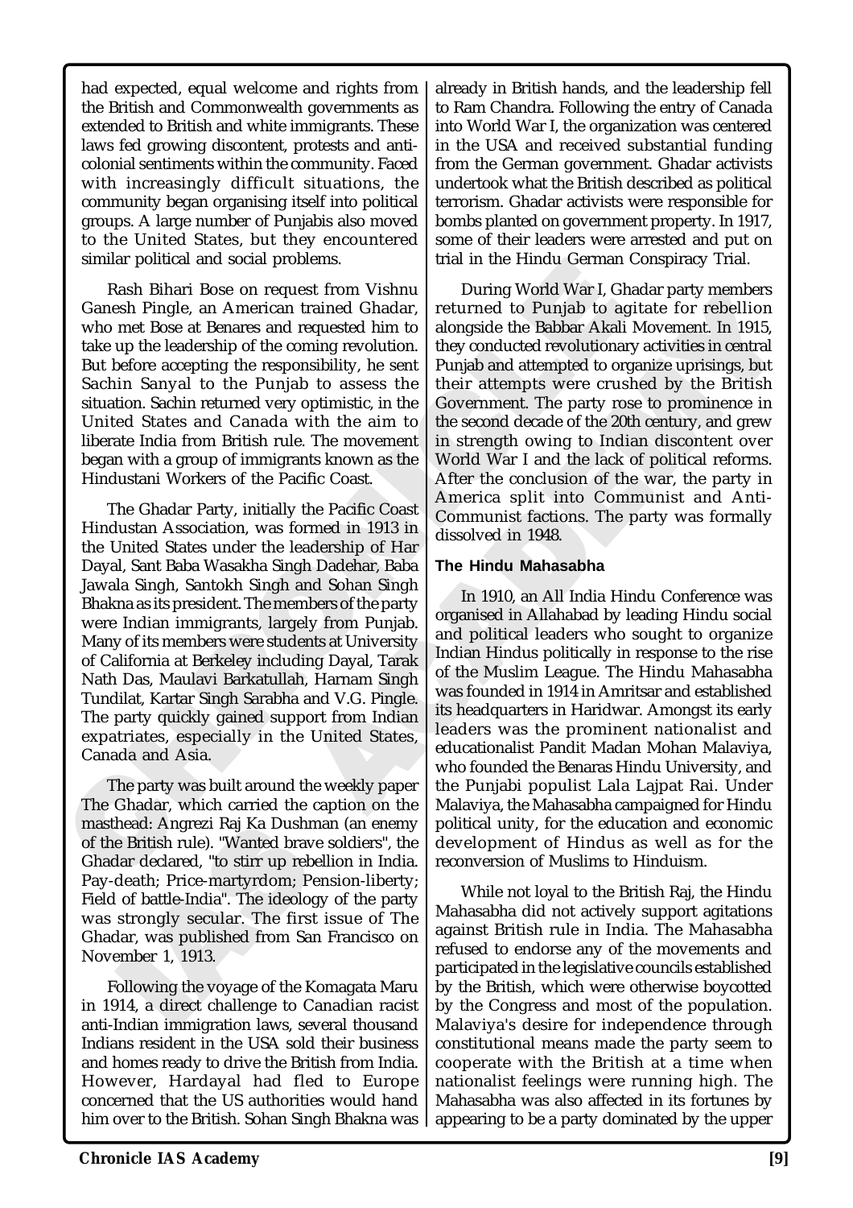had expected, equal welcome and rights from the British and Commonwealth governments as extended to British and white immigrants. These laws fed growing discontent, protests and anti-colonial sentiments within the community. Faced with increasingly difficult situations, the community began organising itself into political groups. A large number of Punjabis also moved to the United States, but they encountered similar political and social problems.

Rash Bihari Bose on request from Vishnu Ganesh Pingle, an American trained Ghadar, who met Bose at Benares and requested him to take up the leadership of the coming revolution. But before accepting the responsibility, he sent Sachin Sanyal to the Punjab to assess the situation. Sachin returned very optimistic, in the United States and Canada with the aim to liberate India from British rule. The movement began with a group of immigrants known as the Hindustani Workers of the Pacific Coast.

The Ghadar Party, initially the Pacific Coast Hindustan Association, was formed in 1913 in the United States under the leadership of Har Dayal, Sant Baba Wasakha Singh Dadehar, Baba Jawala Singh, Santokh Singh and Sohan Singh Bhakna as its president. The members of the party were Indian immigrants, largely from Punjab. Many of its members were students at University of California at Berkeley including Dayal, Tarak Nath Das, Maulavi Barkatullah, Harnam Singh Tundilat, Kartar Singh Sarabha and V.G. Pingle. The party quickly gained support from Indian expatriates, especially in the United States, Canada and Asia.

The party was built around the weekly paper The Ghadar, which carried the caption on the masthead: Angrezi Raj Ka Dushman (an enemy of the British rule). "Wanted brave soldiers", the Ghadar declared, "to stir up rebellion in India. Pay-death; Price-martyrdom; Pension-liberty; Field of battle-India". The ideology of the party was strongly secular. The first issue of The Ghadar, was published from San Francisco on November 1, 1913.

Following the voyage of the Komagata Maru in 1914, a direct challenge to Canadian racist anti-Indian immigration laws, several thousand Indians resident in the USA sold their business and homes ready to drive the British from India. However, Hardayal had fled to Europe concerned that the US authorities would hand him over to the British. Sohan Singh Bhakna was already in British hands, and the leadership fell to Ram Chandra. Following the entry of Canada into World War I, the organization was centered in the USA and received substantial funding from the German government. Ghadar activists undertook what the British described as political terrorism. Ghadar activists were responsible for bombs planted on government property. In 1917, some of their leaders were arrested and put on trial in the Hindu German Conspiracy Trial.

During World War I, Ghadar party members returned to Punjab to agitate for rebellion alongside the Babbar Akali Movement. In 1915, they conducted revolutionary activities in central Punjab and attempted to organize uprisings, but their attempts were crushed by the British Government. The party rose to prominence in the second decade of the 20th century, and grew in strength owing to Indian discontent over World War I and the lack of political reforms. After the conclusion of the war, the party in America split into Communist and Anti-Communist factions. The party was formally dissolved in 1948.

### The Hindu Mahasabha

In 1910, an All India Hindu Conference was organised in Allahabad by leading Hindu social and political leaders who sought to organize Indian Hindus politically in response to the rise of the Muslim League. The Hindu Mahasabha was founded in 1914 in Amritsar and established its headquarters in Haridwar. Amongst its early leaders was the prominent nationalist and educationalist Pandit Madan Mohan Malaviya, who founded the Benaras Hindu University, and the Punjabi populist Lala Lajpat Rai. Under Malaviya, the Mahasabha campaigned for Hindu political unity, for the education and economic development of Hindus as well as for the reconversion of Muslims to Hinduism.

While not loyal to the British Raj, the Hindu Mahasabha did not actively support agitations against British rule in India. The Mahasabha refused to endorse any of the movements and participated in the legislative councils established by the British, which were otherwise boycotted by the Congress and most of the population. Malaviya's desire for independence through constitutional means made the party seem to cooperate with the British at a time when nationalist feelings were running high. The Mahasabha was also affected in its fortunes by appearing to be a party dominated by the upper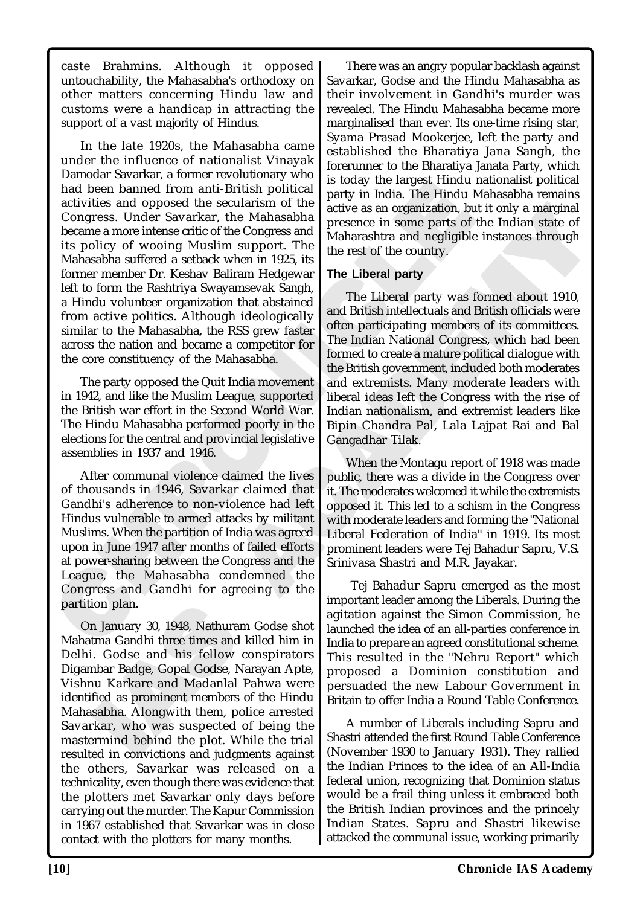caste Brahmins. Although it opposed untouchability, the Mahasabha's orthodoxy on other matters concerning Hindu law and customs were a handicap in attracting the support of a vast majority of Hindus.

In the late 1920s, the Mahasabha came under the influence of nationalist Vinayak Damodar Savarkar, a former revolutionary who had been banned from anti-British political activities and opposed the secularism of the Congress. Under Savarkar, the Mahasabha became a more intense critic of the Congress and its policy of wooing Muslim support. The Mahasabha suffered a setback when in 1925, its former member Dr. Keshav Baliram Hedgewar left to form the Rashtriya Swayamsevak Sangh, a Hindu volunteer organization that abstained from active politics. Although ideologically similar to the Mahasabha, the RSS grew faster across the nation and became a competitor for the core constituency of the Mahasabha.

The party opposed the Quit India movement in 1942, and like the Muslim League, supported the British war effort in the Second World War. The Hindu Mahasabha performed poorly in the elections for the central and provincial legislative assemblies in 1937 and 1946.

After communal violence claimed the lives of thousands in 1946, Savarkar claimed that Gandhi's adherence to non-violence had left Hindus vulnerable to armed attacks by militant Muslims. When the partition of India was agreed upon in June 1947 after months of failed efforts at power-sharing between the Congress and the League, the Mahasabha condemned the Congress and Gandhi for agreeing to the partition plan.

On January 30, 1948, Nathuram Godse shot Mahatma Gandhi three times and killed him in Delhi. Godse and his fellow conspirators Digambar Badge, Gopal Godse, Narayan Apte, Vishnu Karkare and Madanlal Pahwa were identified as prominent members of the Hindu Mahasabha. Alongwith them, police arrested Savarkar, who was suspected of being the mastermind behind the plot. While the trial resulted in convictions and judgments against the others, Savarkar was released on a technicality, even though there was evidence that the plotters met Savarkar only days before carrying out the murder. The Kapur Commission in 1967 established that Savarkar was in close contact with the plotters for many months.

There was an angry popular backlash against Savarkar, Godse and the Hindu Mahasabha as their involvement in Gandhi's murder was revealed. The Hindu Mahasabha became more marginalised than ever. Its one-time rising star, Syama Prasad Mookerjee, left the party and established the Bharatiya Jana Sangh, the forerunner to the Bharatiya Janata Party, which is today the largest Hindu nationalist political party in India. The Hindu Mahasabha remains active as an organization, but it only a marginal presence in some parts of the Indian state of Maharashtra and negligible instances through the rest of the country.

**The Liberal party**

The Liberal party was formed about 1910, and British intellectuals and British officials were often participating members of its committees. The Indian National Congress, which had been formed to create a mature political dialogue with the British government, included both moderates and extremists. Many moderate leaders with liberal ideas left the Congress with the rise of Indian nationalism, and extremist leaders like Bipin Chandra Pal, Lala Lajpat Rai and Bal Gangadhar Tilak.

When the Montagu report of 1918 was made public, there was a divide in the Congress over it. The moderates welcomed it while the extremists opposed it. This led to a schism in the Congress with moderate leaders and forming the "National Liberal Federation of India" in 1919. Its most prominent leaders were Tej Bahadur Sapru, V.S. Srinivasa Shastri and M.R. Jayakar.

Tej Bahadur Sapru emerged as the most important leader among the Liberals. During the agitation against the Simon Commission, he launched the idea of an all-parties conference in India to prepare an agreed constitutional scheme. This resulted in the "Nehru Report" which proposed a Dominion constitution and persuaded the new Labour Government in Britain to offer India a Round Table Conference.

A number of Liberals including Sapru and Shastri attended the first Round Table Conference (November 1930 to January 1931). They rallied the Indian Princes to the idea of an All-India federal union, recognizing that Dominion status would be a frail thing unless it embraced both the British Indian provinces and the princely Indian States. Sapru and Shastri likewise attacked the communal issue, working primarily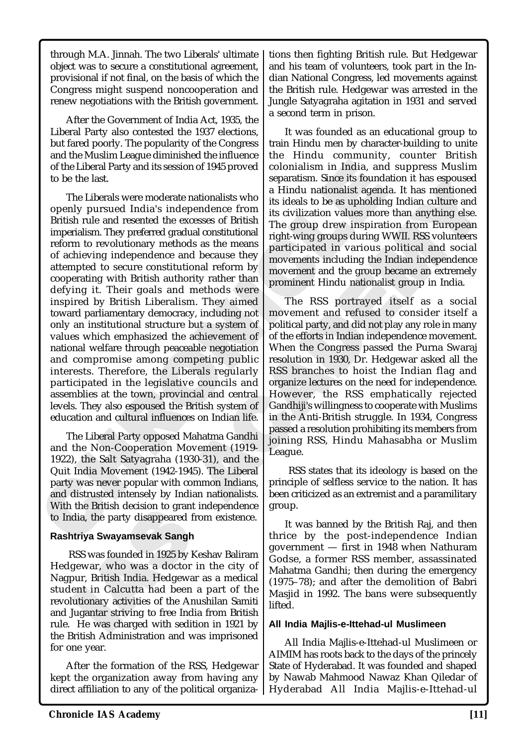through M.A. Jinnah. The two Liberals' ultimate object was to secure a constitutional agreement, provisional if not final, on the basis of which the Congress might suspend noncooperation and renew negotiations with the British government.

After the Government of India Act, 1935, the Liberal Party also contested the 1937 elections, but fared poorly. The popularity of the Congress and the Muslim League diminished the influence of the Liberal Party and its session of 1945 proved to be the last.

The Liberals were moderate nationalists who openly pursued India's independence from British rule and resented the excesses of British imperialism. They preferred gradual constitutional reform to revolutionary methods as the means of achieving independence and because they attempted to secure constitutional reform by cooperating with British authority rather than defying it. Their goals and methods were inspired by British Liberalism. They aimed toward parliamentary democracy, including not only an institutional structure but a system of values which emphasized the achievement of national welfare through peaceable negotiation and compromise among competing public interests. Therefore, the Liberals regularly participated in the legislative councils and assemblies at the town, provincial and central levels. They also espoused the British system of education and cultural influences on Indian life.

The Liberal Party opposed Mahatma Gandhi and the Non-Cooperation Movement (1919-1922), the Salt Satyagraha (1930-31), and the Quit India Movement (1942-1945). The Liberal party was never popular with common Indians, and distrusted intensely by Indian nationalists. With the British decision to grant independence to India, the party disappeared from existence.

**Rashtriya Swayamsevak Sangh**

RSS was founded in 1925 by Keshav Baliram Hedgewar, who was a doctor in the city of Nagpur, British India. Hedgewar as a medical student in Calcutta had been a part of the revolutionary activities of the Anushilan Samiti and Jugantar striving to free India from British rule. He was charged with sedition in 1921 by the British Administration and was imprisoned for one year.

After the formation of the RSS, Hedgewar kept the organization away from having any direct affiliation to any of the political organizations then fighting British rule. But Hedgewar and his team of volunteers, took part in the Indian National Congress, led movements against the British rule. Hedgewar was arrested in the Jungle Satyagraha agitation in 1931 and served a second term in prison.

It was founded as an educational group to train Hindu men by character-building to unite the Hindu community, counter British colonialism in India, and suppress Muslim separatism. Since its foundation it has espoused a Hindu nationalist agenda. It has mentioned its ideals to be as upholding Indian culture and its civilization values more than anything else. The group drew inspiration from European right-wing groups during WWII. RSS volunteers participated in various political and social movements including the Indian independence movement and the group became an extremely prominent Hindu nationalist group in India.

The RSS portrayed itself as a social movement and refused to consider itself a political party, and did not play any role in many of the efforts in Indian independence movement. When the Congress passed the Purna Swaraj resolution in 1930, Dr. Hedgewar asked all the RSS branches to hoist the Indian flag and organize lectures on the need for independence. However, the RSS emphatically rejected Gandhiji's willingness to cooperate with Muslims in the Anti-British struggle. In 1934, Congress passed a resolution prohibiting its members from joining RSS, Hindu Mahasabha or Muslim League.

RSS states that its ideology is based on the principle of selfless service to the nation. It has been criticized as an extremist and a paramilitary group.

It was banned by the British Raj, and then thrice by the post-independence Indian government — first in 1948 when Nathuram Godse, a former RSS member, assassinated Mahatma Gandhi; then during the emergency (1975–78); and after the demolition of Babri Masjid in 1992. The bans were subsequently lifted.

**All India Majlis-e-Ittehad-ul Muslimeen**

All India Majlis-e-Ittehad-ul Muslimeen or AIMIM has roots back to the days of the princely State of Hyderabad. It was founded and shaped by Nawab Mahmood Nawaz Khan Qiledar of Hyderabad All India Majlis-e-Ittehad-ul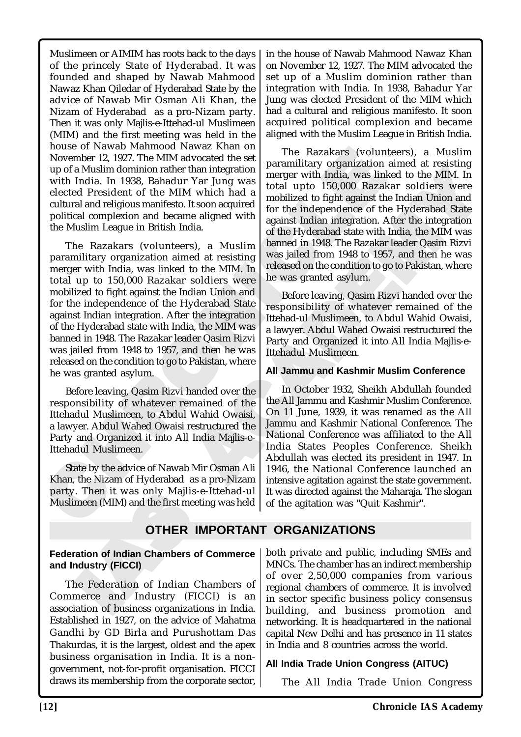Muslimeen or AIMIM has roots back to the days of the princely State of Hyderabad. It was founded and shaped by Nawab Mahmood Nawaz Khan Qiledar of Hyderabad State by the advice of Nawab Mir Osman Ali Khan, the Nizam of Hyderabad as a pro-Nizam party. Then it was only Majlis-e-Ittehad-ul Muslimeen (MIM) and the first meeting was held in the house of Nawab Mahmood Nawaz Khan on November 12, 1927. The MIM advocated the set up of a Muslim dominion rather than integration with India. In 1938, Bahadur Yar Jung was elected President of the MIM which had a cultural and religious manifesto. It soon acquired political complexion and became aligned with the Muslim League in British India.

The Razakars (volunteers), a Muslim paramilitary organization aimed at resisting merger with India, was linked to the MIM. In total up to 150,000 Razakar soldiers were mobilized to fight against the Indian Union and for the independence of the Hyderabad State against Indian integration. After the integration of the Hyderabad state with India, the MIM was banned in 1948. The Razakar leader Qasim Rizvi was jailed from 1948 to 1957, and then he was released on the condition to go to Pakistan, where he was granted asylum.

Before leaving, Qasim Rizvi handed over the responsibility of whatever remained of the Ittehadul Muslimeen, to Abdul Wahid Owaisi, a lawyer. Abdul Wahed Owaisi restructured the Party and Organized it into All India Majlis-e-Ittehadul Muslimeen.

State by the advice of Nawab Mir Osman Ali Khan, the Nizam of Hyderabad as a pro-Nizam party. Then it was only Majlis-e-Ittehad-ul Muslimeen (MIM) and the first meeting was held in the house of Nawab Mahmood Nawaz Khan on November 12, 1927. The MIM advocated the set up of a Muslim dominion rather than integration with India. In 1938, Bahadur Yar Jung was elected President of the MIM which had a cultural and religious manifesto. It soon acquired political complexion and became aligned with the Muslim League in British India.

The Razakars (volunteers), a Muslim paramilitary organization aimed at resisting merger with India, was linked to the MIM. In total upto 150,000 Razakar soldiers were mobilized to fight against the Indian Union and for the independence of the Hyderabad State against Indian integration. After the integration of the Hyderabad state with India, the MIM was banned in 1948. The Razakar leader Qasim Rizvi was jailed from 1948 to 1957, and then he was released on the condition to go to Pakistan, where he was granted asylum.

Before leaving, Qasim Rizvi handed over the responsibility of whatever remained of the Ittehad-ul Muslimeen, to Abdul Wahid Owaisi, a lawyer. Abdul Wahed Owaisi restructured the Party and Organized it into All India Majlis-e-Ittehadul Muslimeen.

#### All Jammu and Kashmir Muslim Conference

In October 1932, Sheikh Abdullah founded the All Jammu and Kashmir Muslim Conference. On 11 June, 1939, it was renamed as the All Jammu and Kashmir National Conference. The National Conference was affiliated to the All India States Peoples Conference. Sheikh Abdullah was elected its president in 1947. In 1946, the National Conference launched an intensive agitation against the state government. It was directed against the Maharaja. The slogan of the agitation was "Quit Kashmir".

## OTHER IMPORTANT ORGANIZATIONS

#### Federation of Indian Chambers of Commerce and Industry (FICCI)

The Federation of Indian Chambers of Commerce and Industry (FICCI) is an association of business organizations in India. Established in 1927, on the advice of Mahatma Gandhi by GD Birla and Purushottam Das Thakurdas, it is the largest, oldest and the apex business organisation in India. It is a non-government, not-for-profit organisation. FICCI draws its membership from the corporate sector, both private and public, including SMEs and MNCs. The chamber has an indirect membership of over 2,50,000 companies from various regional chambers of commerce. It is involved in sector specific business policy consensus building, and business promotion and networking. It is headquartered in the national capital New Delhi and has presence in 11 states in India and 8 countries across the world.

#### All India Trade Union Congress (AITUC)

The All India Trade Union Congress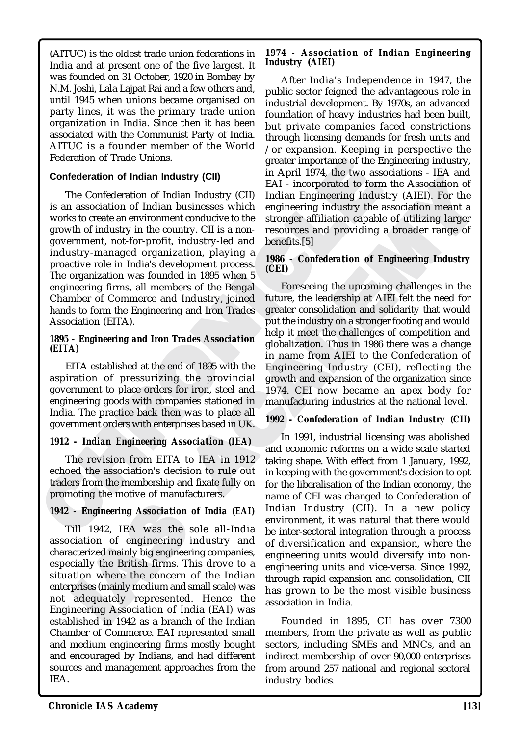(AITUC) is the oldest trade union federations in India and at present one of the five largest. It was founded on 31 October, 1920 in Bombay by N.M. Joshi, Lala Lajpat Rai and a few others and, until 1945 when unions became organised on party lines, it was the primary trade union organization in India. Since then it has been associated with the Communist Party of India. AITUC is a founder member of the World Federation of Trade Unions.

### Confederation of Indian Industry (CII)

The Confederation of Indian Industry (CII) is an association of Indian businesses which works to create an environment conducive to the growth of industry in the country. CII is a non-government, not-for-profit, industry-led and industry-managed organization, playing a proactive role in India's development process. The organization was founded in 1895 when 5 engineering firms, all members of the Bengal Chamber of Commerce and Industry, joined hands to form the Engineering and Iron Trades Association (EITA).

#### *1895 - Engineering and Iron Trades Association (EITA)*

EITA established at the end of 1895 with the aspiration of pressurizing the provincial government to place orders for iron, steel and engineering goods with companies stationed in India. The practice back then was to place all government orders with enterprises based in UK.

#### *1912 - Indian Engineering Association (IEA)*

The revision from EITA to IEA in 1912 echoed the association's decision to rule out traders from the membership and fixate fully on promoting the motive of manufacturers.

#### *1942 - Engineering Association of India (EAI)*

Till 1942, IEA was the sole all-India association of engineering industry and characterized mainly big engineering companies, especially the British firms. This drove to a situation where the concern of the Indian enterprises (mainly medium and small scale) was not adequately represented. Hence the Engineering Association of India (EAI) was established in 1942 as a branch of the Indian Chamber of Commerce. EAI represented small and medium engineering firms mostly bought and encouraged by Indians, and had different sources and management approaches from the IEA.

#### *1974 - Association of Indian Engineering Industry (AIEI)*

After India's Independence in 1947, the public sector feigned the advantageous role in industrial development. By 1970s, an advanced foundation of heavy industries had been built, but private companies faced constrictions through licensing demands for fresh units and /or expansion. Keeping in perspective the greater importance of the Engineering industry, in April 1974, the two associations - IEA and EAI - incorporated to form the Association of Indian Engineering Industry (AIEI). For the engineering industry the association meant a stronger affiliation capable of utilizing larger resources and providing a broader range of benefits.[5]

#### *1986 - Confederation of Engineering Industry (CEI)*

Foreseeing the upcoming challenges in the future, the leadership at AIEI felt the need for greater consolidation and solidarity that would put the industry on a stronger footing and would help it meet the challenges of competition and globalization. Thus in 1986 there was a change in name from AIEI to the Confederation of Engineering Industry (CEI), reflecting the growth and expansion of the organization since 1974. CEI now became an apex body for manufacturing industries at the national level.

#### *1992 - Confederation of Indian Industry (CII)*

In 1991, industrial licensing was abolished and economic reforms on a wide scale started taking shape. With effect from 1 January, 1992, in keeping with the government's decision to opt for the liberalisation of the Indian economy, the name of CEI was changed to Confederation of Indian Industry (CII). In a new policy environment, it was natural that there would be inter-sectoral integration through a process of diversification and expansion, where the engineering units would diversify into non-engineering units and vice-versa. Since 1992, through rapid expansion and consolidation, CII has grown to be the most visible business association in India.

Founded in 1895, CII has over 7300 members, from the private as well as public sectors, including SMEs and MNCs, and an indirect membership of over 90,000 enterprises from around 257 national and regional sectoral industry bodies.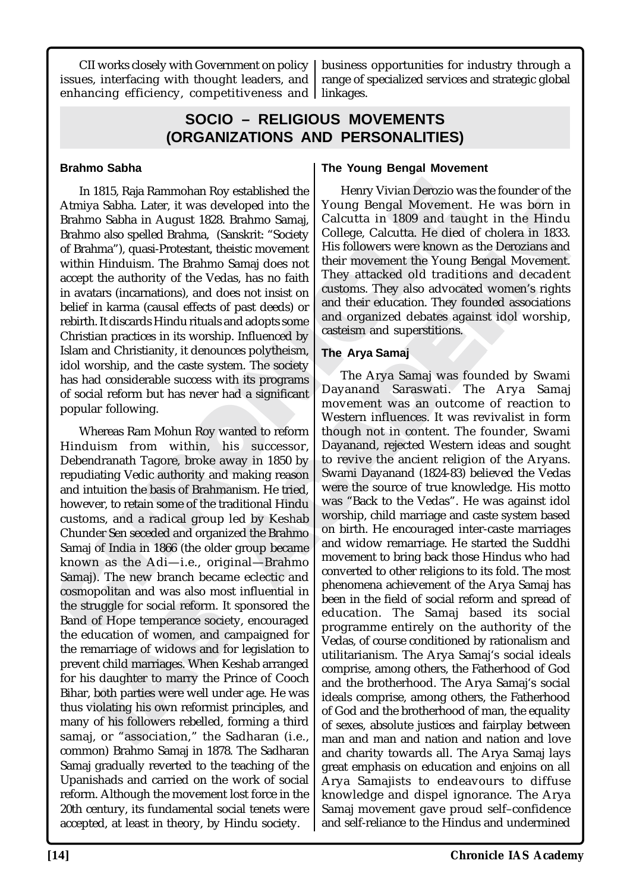CII works closely with Government on policy issues, interfacing with thought leaders, and enhancing efficiency, competitiveness and business opportunities for industry through a range of specialized services and strategic global linkages.

## SOCIO – RELIGIOUS MOVEMENTS (ORGANIZATIONS AND PERSONALITIES)

### Brahmo Sabha

In 1815, Raja Rammohan Roy established the Atmiya Sabha. Later, it was developed into the Brahmo Sabha in August 1828. Brahmo Samaj, Brahmo also spelled Brahma, (Sanskrit: "Society of Brahma"), quasi-Protestant, theistic movement within Hinduism. The Brahmo Samaj does not accept the authority of the Vedas, has no faith in avatars (incarnations), and does not insist on belief in karma (causal effects of past deeds) or rebirth. It discards Hindu rituals and adopts some Christian practices in its worship. Influenced by Islam and Christianity, it denounces polytheism, idol worship, and the caste system. The society has had considerable success with its programs of social reform but has never had a significant popular following.

Whereas Ram Mohun Roy wanted to reform Hinduism from within, his successor, Debendranath Tagore, broke away in 1850 by repudiating Vedic authority and making reason and intuition the basis of Brahmanism. He tried, however, to retain some of the traditional Hindu customs, and a radical group led by Keshab Chunder Sen seceded and organized the Brahmo Samaj of India in 1866 (the older group became known as the Adi—i.e., original—Brahmo Samaj). The new branch became eclectic and cosmopolitan and was also most influential in the struggle for social reform. It sponsored the Band of Hope temperance society, encouraged the education of women, and campaigned for the remarriage of widows and for legislation to prevent child marriages. When Keshab arranged for his daughter to marry the Prince of Cooch Bihar, both parties were well under age. He was thus violating his own reformist principles, and many of his followers rebelled, forming a third samaj, or "association," the Sadharan (i.e., common) Brahmo Samaj in 1878. The Sadharan Samaj gradually reverted to the teaching of the Upanishads and carried on the work of social reform. Although the movement lost force in the 20th century, its fundamental social tenets were accepted, at least in theory, by Hindu society.

### The Young Bengal Movement

Henry Vivian Derozio was the founder of the Young Bengal Movement. He was born in Calcutta in 1809 and taught in the Hindu College, Calcutta. He died of cholera in 1833. His followers were known as the Derozians and their movement the Young Bengal Movement. They attacked old traditions and decadent customs. They also advocated women's rights and their education. They founded associations and organized debates against idol worship, casteism and superstitions.

### The Arya Samaj

The Arya Samaj was founded by Swami Dayanand Saraswati. The Arya Samaj movement was an outcome of reaction to Western influences. It was revivalist in form though not in content. The founder, Swami Dayanand, rejected Western ideas and sought to revive the ancient religion of the Aryans. Swami Dayanand (1824-83) believed the Vedas were the source of true knowledge. His motto was "Back to the Vedas". He was against idol worship, child marriage and caste system based on birth. He encouraged inter-caste marriages and widow remarriage. He started the Suddhi movement to bring back those Hindus who had converted to other religions to its fold. The most phenomena achievement of the Arya Samaj has been in the field of social reform and spread of education. The Samaj based its social programme entirely on the authority of the Vedas, of course conditioned by rationalism and utilitarianism. The Arya Samaj's social ideals comprise, among others, the Fatherhood of God and the brotherhood. The Arya Samaj's social ideals comprise, among others, the Fatherhood of God and the brotherhood of man, the equality of sexes, absolute justices and fairplay between man and man and nation and nation and love and charity towards all. The Arya Samaj lays great emphasis on education and enjoins on all Arya Samajists to endeavours to diffuse knowledge and dispel ignorance. The Arya Samaj movement gave proud self–confidence and self-reliance to the Hindus and undermined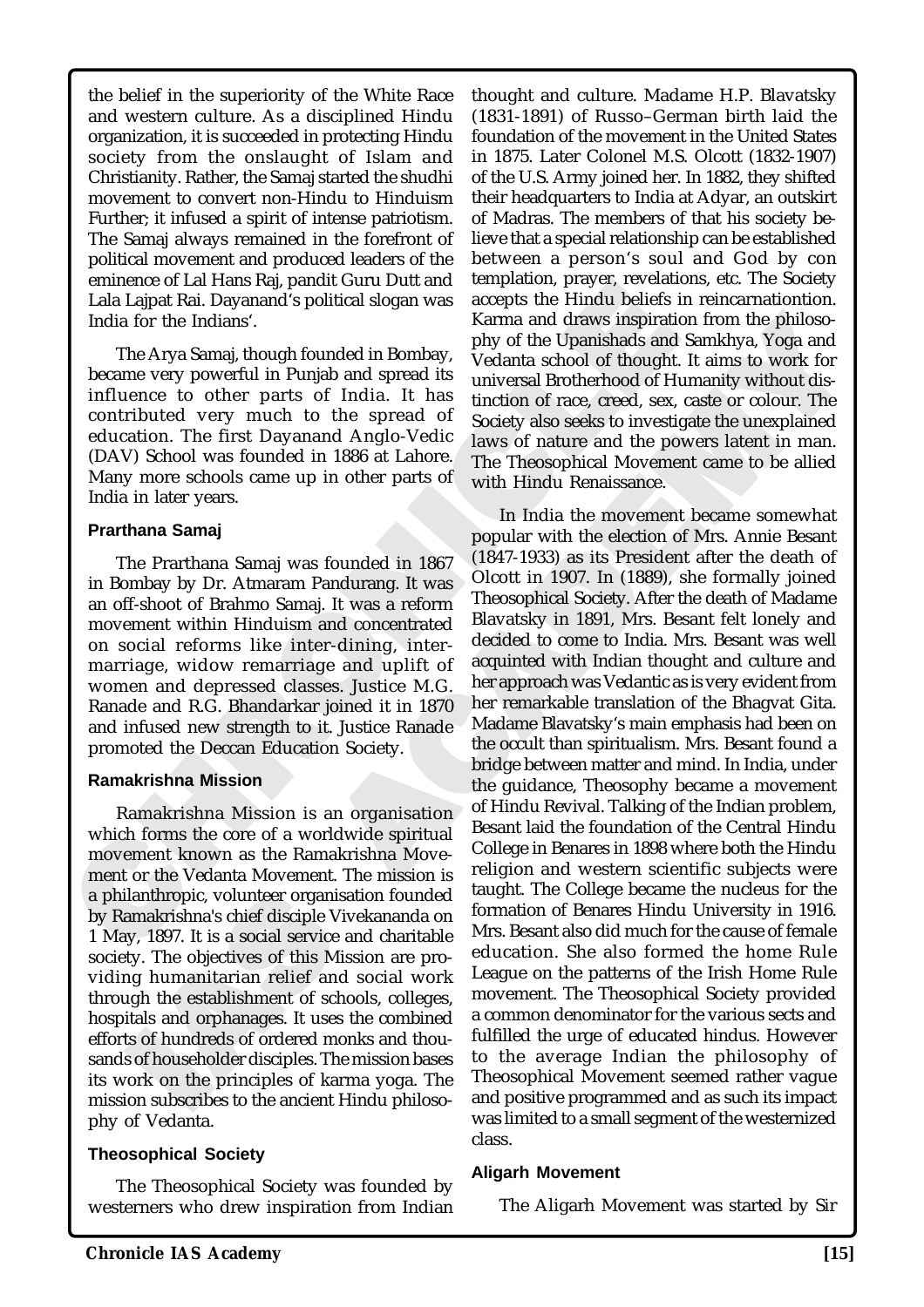the belief in the superiority of the White Race and western culture. As a disciplined Hindu organization, it is succeeded in protecting Hindu society from the onslaught of Islam and Christianity. Rather, the Samaj started the shudhi movement to convert non-Hindu to Hinduism Further; it infused a spirit of intense patriotism. The Samaj always remained in the forefront of political movement and produced leaders of the eminence of Lal Hans Raj, pandit Guru Dutt and Lala Lajpat Rai. Dayanand's political slogan was India for the Indians'.

The Arya Samaj, though founded in Bombay, became very powerful in Punjab and spread its influence to other parts of India. It has contributed very much to the spread of education. The first Dayanand Anglo-Vedic (DAV) School was founded in 1886 at Lahore. Many more schools came up in other parts of India in later years.

#### Prarthana Samaj

The Prarthana Samaj was founded in 1867 in Bombay by Dr. Atmaram Pandurang. It was an off-shoot of Brahmo Samaj. It was a reform movement within Hinduism and concentrated on social reforms like inter-dining, inter-marriage, widow remarriage and uplift of women and depressed classes. Justice M.G. Ranade and R.G. Bhandarkar joined it in 1870 and infused new strength to it. Justice Ranade promoted the Deccan Education Society.

#### Ramakrishna Mission

Ramakrishna Mission is an organisation which forms the core of a worldwide spiritual movement known as the Ramakrishna Movement or the Vedanta Movement. The mission is a philanthropic, volunteer organisation founded by Ramakrishna's chief disciple Vivekananda on 1 May, 1897. It is a social service and charitable society. The objectives of this Mission are providing humanitarian relief and social work through the establishment of schools, colleges, hospitals and orphanages. It uses the combined efforts of hundreds of ordered monks and thousands of householder disciples. The mission bases its work on the principles of karma yoga. The mission subscribes to the ancient Hindu philosophy of Vedanta.

#### Theosophical Society

The Theosophical Society was founded by westerners who drew inspiration from Indian thought and culture. Madame H.P. Blavatsky (1831-1891) of Russo–German birth laid the foundation of the movement in the United States in 1875. Later Colonel M.S. Olcott (1832-1907) of the U.S. Army joined her. In 1882, they shifted their headquarters to India at Adyar, an outskirt of Madras. The members of that his society believe that a special relationship can be established between a person's soul and God by con templation, prayer, revelations, etc. The Society accepts the Hindu beliefs in reincarnationtion. Karma and draws inspiration from the philosophy of the Upanishads and Samkhya, Yoga and Vedanta school of thought. It aims to work for universal Brotherhood of Humanity without distinction of race, creed, sex, caste or colour. The Society also seeks to investigate the unexplained laws of nature and the powers latent in man. The Theosophical Movement came to be allied with Hindu Renaissance.

In India the movement became somewhat popular with the election of Mrs. Annie Besant (1847-1933) as its President after the death of Olcott in 1907. In (1889), she formally joined Theosophical Society. After the death of Madame Blavatsky in 1891, Mrs. Besant felt lonely and decided to come to India. Mrs. Besant was well acquinted with Indian thought and culture and her approach was Vedantic as is very evident from her remarkable translation of the Bhagvat Gita. Madame Blavatsky's main emphasis had been on the occult than spiritualism. Mrs. Besant found a bridge between matter and mind. In India, under the guidance, Theosophy became a movement of Hindu Revival. Talking of the Indian problem, Besant laid the foundation of the Central Hindu College in Benares in 1898 where both the Hindu religion and western scientific subjects were taught. The College became the nucleus for the formation of Benares Hindu University in 1916. Mrs. Besant also did much for the cause of female education. She also formed the home Rule League on the patterns of the Irish Home Rule movement. The Theosophical Society provided a common denominator for the various sects and fulfilled the urge of educated hindus. However to the average Indian the philosophy of Theosophical Movement seemed rather vague and positive programmed and as such its impact was limited to a small segment of the westernized class.

#### Aligarh Movement

The Aligarh Movement was started by Sir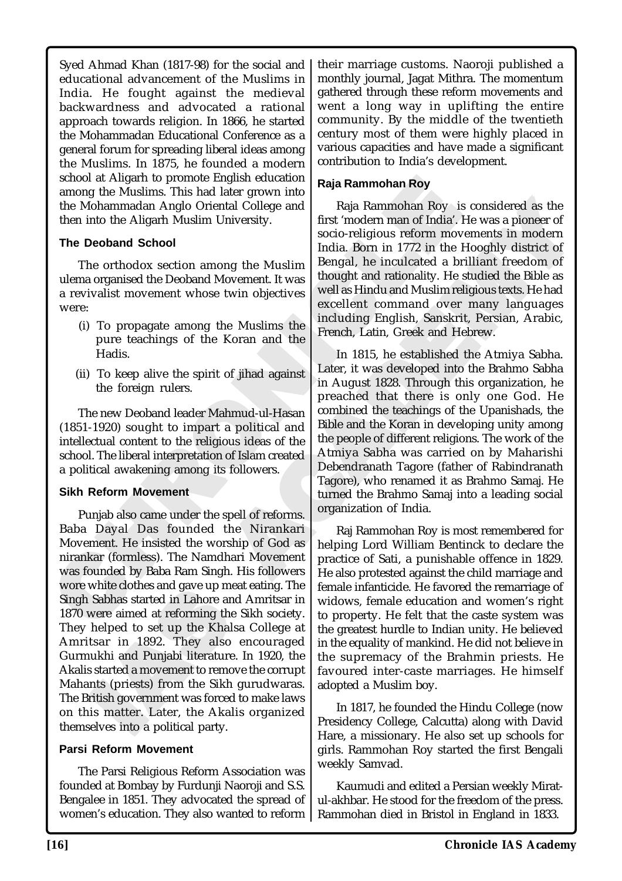Syed Ahmad Khan (1817-98) for the social and educational advancement of the Muslims in India. He fought against the medieval backwardness and advocated a rational approach towards religion. In 1866, he started the Mohammadan Educational Conference as a general forum for spreading liberal ideas among the Muslims. In 1875, he founded a modern school at Aligarh to promote English education among the Muslims. This had later grown into the Mohammadan Anglo Oriental College and then into the Aligarh Muslim University.

### The Deoband School

The orthodox section among the Muslim ulema organised the Deoband Movement. It was a revivalist movement whose twin objectives were:

(i) To propagate among the Muslims the pure teachings of the Koran and the Hadis.

(ii) To keep alive the spirit of jihad against the foreign rulers.

The new Deoband leader Mahmud-ul-Hasan (1851-1920) sought to impart a political and intellectual content to the religious ideas of the school. The liberal interpretation of Islam created a political awakening among its followers.

### Sikh Reform Movement

Punjab also came under the spell of reforms. Baba Dayal Das founded the Nirankari Movement. He insisted the worship of God as nirankar (formless). The Namdhari Movement was founded by Baba Ram Singh. His followers wore white clothes and gave up meat eating. The Singh Sabhas started in Lahore and Amritsar in 1870 were aimed at reforming the Sikh society. They helped to set up the Khalsa College at Amritsar in 1892. They also encouraged Gurmukhi and Punjabi literature. In 1920, the Akalis started a movement to remove the corrupt Mahants (priests) from the Sikh gurudwaras. The British government was forced to make laws on this matter. Later, the Akalis organized themselves into a political party.

### Parsi Reform Movement

The Parsi Religious Reform Association was founded at Bombay by Furdunji Naoroji and S.S. Bengalee in 1851. They advocated the spread of women's education. They also wanted to reform their marriage customs. Naoroji published a monthly journal, Jagat Mithra. The momentum gathered through these reform movements and went a long way in uplifting the entire community. By the middle of the twentieth century most of them were highly placed in various capacities and have made a significant contribution to India's development.

### Raja Rammohan Roy

Raja Rammohan Roy is considered as the first 'modern man of India'. He was a pioneer of socio-religious reform movements in modern India. Born in 1772 in the Hooghly district of Bengal, he inculcated a brilliant freedom of thought and rationality. He studied the Bible as well as Hindu and Muslim religious texts. He had excellent command over many languages including English, Sanskrit, Persian, Arabic, French, Latin, Greek and Hebrew.

In 1815, he established the Atmiya Sabha. Later, it was developed into the Brahmo Sabha in August 1828. Through this organization, he preached that there is only one God. He combined the teachings of the Upanishads, the Bible and the Koran in developing unity among the people of different religions. The work of the Atmiya Sabha was carried on by Maharishi Debendranath Tagore (father of Rabindranath Tagore), who renamed it as Brahmo Samaj. He turned the Brahmo Samaj into a leading social organization of India.

Raj Rammohan Roy is most remembered for helping Lord William Bentinck to declare the practice of Sati, a punishable offence in 1829. He also protested against the child marriage and female infanticide. He favored the remarriage of widows, female education and women's right to property. He felt that the caste system was the greatest hurdle to Indian unity. He believed in the equality of mankind. He did not believe in the supremacy of the Brahmin priests. He favoured inter-caste marriages. He himself adopted a Muslim boy.

In 1817, he founded the Hindu College (now Presidency College, Calcutta) along with David Hare, a missionary. He also set up schools for girls. Rammohan Roy started the first Bengali weekly Samvad.

Kaumudi and edited a Persian weekly Mirat-ul-akhbar. He stood for the freedom of the press. Rammohan died in Bristol in England in 1833.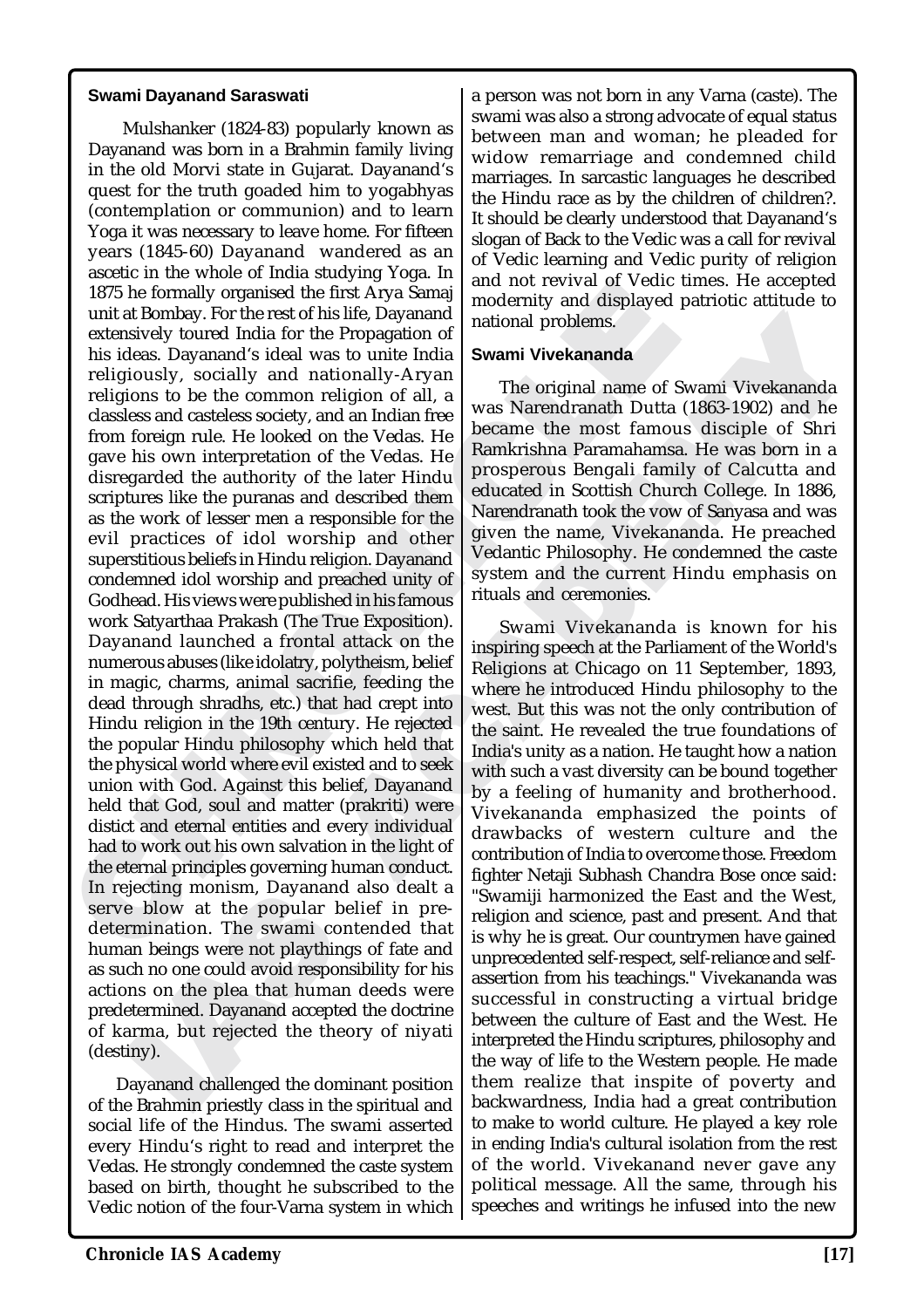### Swami Dayanand Saraswati

Mulshanker (1824-83) popularly known as Dayanand was born in a Brahmin family living in the old Morvi state in Gujarat. Dayanand's quest for the truth goaded him to yogabhyas (contemplation or communion) and to learn Yoga it was necessary to leave home. For fifteen years (1845-60) Dayanand wandered as an ascetic in the whole of India studying Yoga. In 1875 he formally organised the first Arya Samaj unit at Bombay. For the rest of his life, Dayanand extensively toured India for the Propagation of his ideas. Dayanand's ideal was to unite India religiously, socially and nationally-Aryan religions to be the common religion of all, a classless and casteless society, and an Indian free from foreign rule. He looked on the Vedas. He gave his own interpretation of the Vedas. He disregarded the authority of the later Hindu scriptures like the puranas and described them as the work of lesser men a responsible for the evil practices of idol worship and other superstitious beliefs in Hindu religion. Dayanand condemned idol worship and preached unity of Godhead. His views were published in his famous work Satyarthaa Prakash (The True Exposition). Dayanand launched a frontal attack on the numerous abuses (like idolatry, polytheism, belief in magic, charms, animal sacrifie, feeding the dead through shradhs, etc.) that had crept into Hindu religion in the 19th century. He rejected the popular Hindu philosophy which held that the physical world where evil existed and to seek union with God. Against this belief, Dayanand held that God, soul and matter (prakriti) were distict and eternal entities and every individual had to work out his own salvation in the light of the eternal principles governing human conduct. In rejecting monism, Dayanand also dealt a serve blow at the popular belief in pre-determination. The swami contended that human beings were not playthings of fate and as such no one could avoid responsibility for his actions on the plea that human deeds were predetermined. Dayanand accepted the doctrine of karma, but rejected the theory of niyati (destiny).

Dayanand challenged the dominant position of the Brahmin priestly class in the spiritual and social life of the Hindus. The swami asserted every Hindu's right to read and interpret the Vedas. He strongly condemned the caste system based on birth, thought he subscribed to the Vedic notion of the four-Varna system in which a person was not born in any Varna (caste). The swami was also a strong advocate of equal status between man and woman; he pleaded for widow remarriage and condemned child marriages. In sarcastic languages he described the Hindu race as by the children of children?. It should be clearly understood that Dayanand's slogan of Back to the Vedic was a call for revival of Vedic learning and Vedic purity of religion and not revival of Vedic times. He accepted modernity and displayed patriotic attitude to national problems.

### Swami Vivekananda

The original name of Swami Vivekananda was Narendranath Dutta (1863-1902) and he became the most famous disciple of Shri Ramkrishna Paramahamsa. He was born in a prosperous Bengali family of Calcutta and educated in Scottish Church College. In 1886, Narendranath took the vow of Sanyasa and was given the name, Vivekananda. He preached Vedantic Philosophy. He condemned the caste system and the current Hindu emphasis on rituals and ceremonies.

Swami Vivekananda is known for his inspiring speech at the Parliament of the World's Religions at Chicago on 11 September, 1893, where he introduced Hindu philosophy to the west. But this was not the only contribution of the saint. He revealed the true foundations of India's unity as a nation. He taught how a nation with such a vast diversity can be bound together by a feeling of humanity and brotherhood. Vivekananda emphasized the points of drawbacks of western culture and the contribution of India to overcome those. Freedom fighter Netaji Subhash Chandra Bose once said: "Swamiji harmonized the East and the West, religion and science, past and present. And that is why he is great. Our countrymen have gained unprecedented self-respect, self-reliance and self-assertion from his teachings." Vivekananda was successful in constructing a virtual bridge between the culture of East and the West. He interpreted the Hindu scriptures, philosophy and the way of life to the Western people. He made them realize that inspite of poverty and backwardness, India had a great contribution to make to world culture. He played a key role in ending India's cultural isolation from the rest of the world. Vivekanand never gave any political message. All the same, through his speeches and writings he infused into the new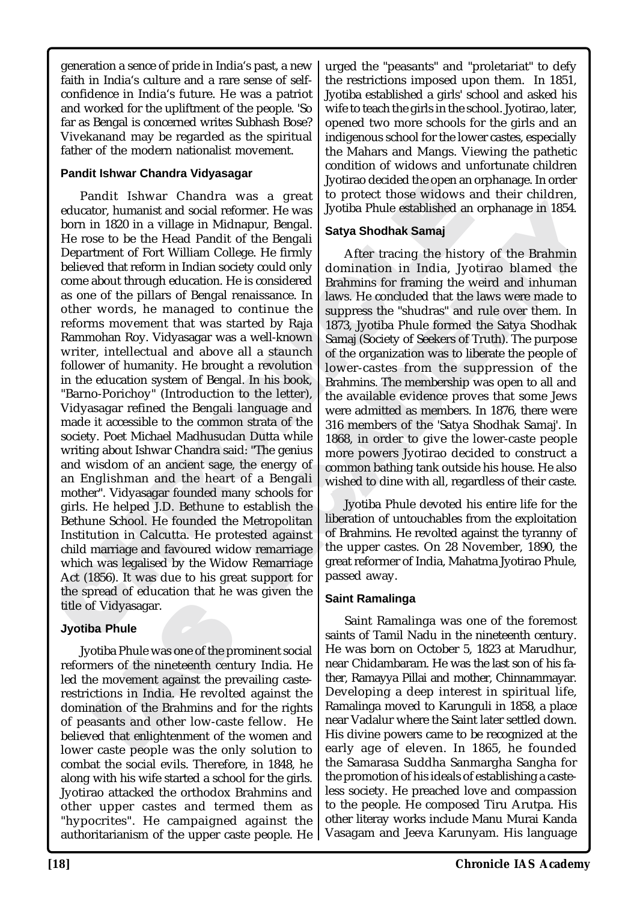generation a sence of pride in India's past, a new faith in India's culture and a rare sense of self-confidence in India's future. He was a patriot and worked for the upliftment of the people. 'So far as Bengal is concerned writes Subhash Bose? Vivekanand may be regarded as the spiritual father of the modern nationalist movement.

### Pandit Ishwar Chandra Vidyasagar

Pandit Ishwar Chandra was a great educator, humanist and social reformer. He was born in 1820 in a village in Midnapur, Bengal. He rose to be the Head Pandit of the Bengali Department of Fort William College. He firmly believed that reform in Indian society could only come about through education. He is considered as one of the pillars of Bengal renaissance. In other words, he managed to continue the reforms movement that was started by Raja Rammohan Roy. Vidyasagar was a well-known writer, intellectual and above all a staunch follower of humanity. He brought a revolution in the education system of Bengal. In his book, "Barno-Porichoy" (Introduction to the letter), Vidyasagar refined the Bengali language and made it accessible to the common strata of the society. Poet Michael Madhusudan Dutta while writing about Ishwar Chandra said: "The genius and wisdom of an ancient sage, the energy of an Englishman and the heart of a Bengali mother". Vidyasagar founded many schools for girls. He helped J.D. Bethune to establish the Bethune School. He founded the Metropolitan Institution in Calcutta. He protested against child marriage and favoured widow remarriage which was legalised by the Widow Remarriage Act (1856). It was due to his great support for the spread of education that he was given the title of Vidyasagar.

### Jyotiba Phule

Jyotiba Phule was one of the prominent social reformers of the nineteenth century India. He led the movement against the prevailing caste-restrictions in India. He revolted against the domination of the Brahmins and for the rights of peasants and other low-caste fellow. He believed that enlightenment of the women and lower caste people was the only solution to combat the social evils. Therefore, in 1848, he along with his wife started a school for the girls. Jyotirao attacked the orthodox Brahmins and other upper castes and termed them as "hypocrites". He campaigned against the authoritarianism of the upper caste people. He urged the "peasants" and "proletariat" to defy the restrictions imposed upon them. In 1851, Jyotiba established a girls' school and asked his wife to teach the girls in the school. Jyotirao, later, opened two more schools for the girls and an indigenous school for the lower castes, especially the Mahars and Mangs. Viewing the pathetic condition of widows and unfortunate children Jyotirao decided the open an orphanage. In order to protect those widows and their children, Jyotiba Phule established an orphanage in 1854.

### Satya Shodhak Samaj

After tracing the history of the Brahmin domination in India, Jyotirao blamed the Brahmins for framing the weird and inhuman laws. He concluded that the laws were made to suppress the "shudras" and rule over them. In 1873, Jyotiba Phule formed the Satya Shodhak Samaj (Society of Seekers of Truth). The purpose of the organization was to liberate the people of lower-castes from the suppression of the Brahmins. The membership was open to all and the available evidence proves that some Jews were admitted as members. In 1876, there were 316 members of the 'Satya Shodhak Samaj'. In 1868, in order to give the lower-caste people more powers Jyotirao decided to construct a common bathing tank outside his house. He also wished to dine with all, regardless of their caste.

Jyotiba Phule devoted his entire life for the liberation of untouchables from the exploitation of Brahmins. He revolted against the tyranny of the upper castes. On 28 November, 1890, the great reformer of India, Mahatma Jyotirao Phule, passed away.

### Saint Ramalinga

Saint Ramalinga was one of the foremost saints of Tamil Nadu in the nineteenth century. He was born on October 5, 1823 at Marudhur, near Chidambaram. He was the last son of his father, Ramayya Pillai and mother, Chinnammayar. Developing a deep interest in spiritual life, Ramalinga moved to Karunguli in 1858, a place near Vadalur where the Saint later settled down. His divine powers came to be recognized at the early age of eleven. In 1865, he founded the Samarasa Suddha Sanmargha Sangha for the promotion of his ideals of establishing a caste-less society. He preached love and compassion to the people. He composed Tiru Arutpa. His other literay works include Manu Murai Kanda Vasagam and Jeeva Karunyam. His language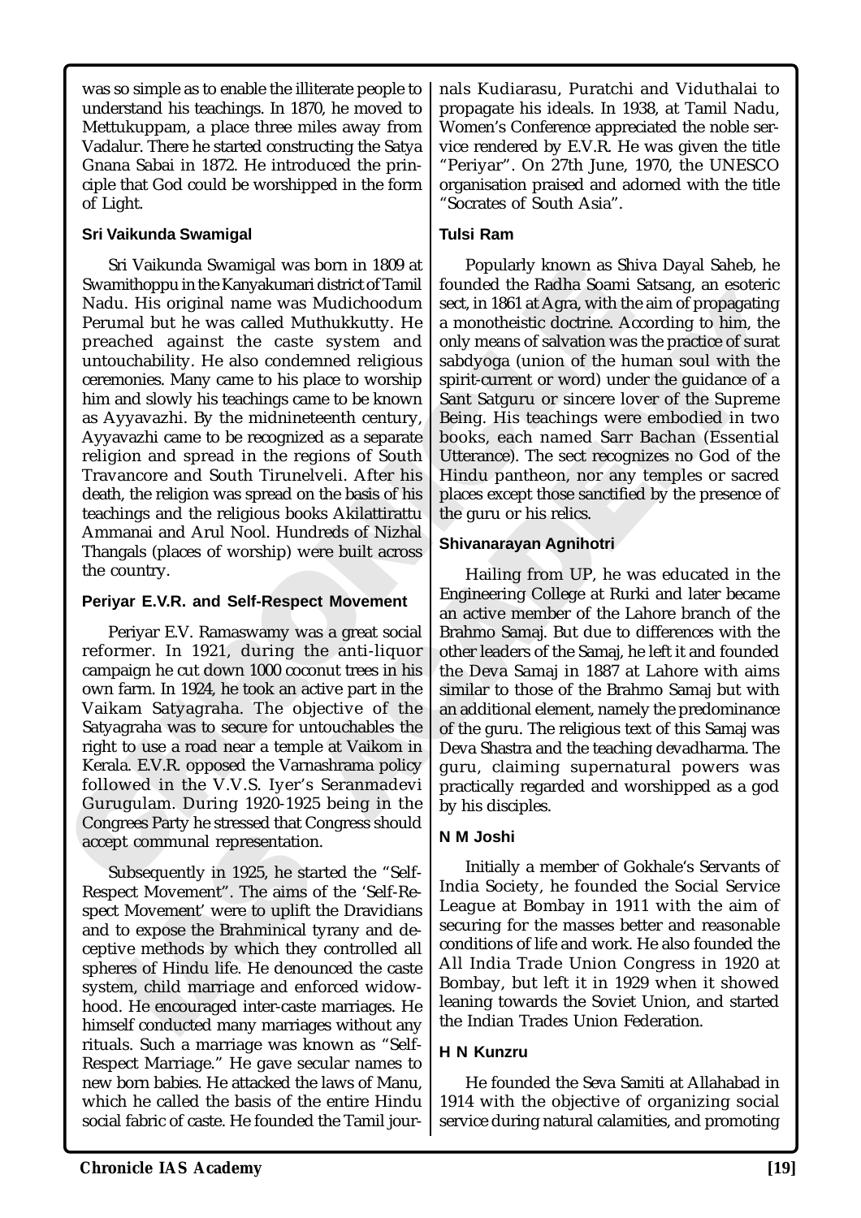was so simple as to enable the illiterate people to understand his teachings. In 1870, he moved to Mettukuppam, a place three miles away from Vadalur. There he started constructing the Satya Gnana Sabai in 1872. He introduced the principle that God could be worshipped in the form of Light.

### Sri Vaikunda Swamigal

Sri Vaikunda Swamigal was born in 1809 at Swamithoppu in the Kanyakumari district of Tamil Nadu. His original name was Mudichoodum Perumal but he was called Muthukkutty. He preached against the caste system and untouchability. He also condemned religious ceremonies. Many came to his place to worship him and slowly his teachings came to be known as Ayyavazhi. By the midnineteenth century, Ayyavazhi came to be recognized as a separate religion and spread in the regions of South Travancore and South Tirunelveli. After his death, the religion was spread on the basis of his teachings and the religious books Akilattirattu Ammanai and Arul Nool. Hundreds of Nizhal Thangals (places of worship) were built across the country.

### Periyar E.V.R. and Self-Respect Movement

Periyar E.V. Ramaswamy was a great social reformer. In 1921, during the anti-liquor campaign he cut down 1000 coconut trees in his own farm. In 1924, he took an active part in the Vaikam Satyagraha. The objective of the Satyagraha was to secure for untouchables the right to use a road near a temple at Vaikom in Kerala. E.V.R. opposed the Varnashrama policy followed in the V.V.S. Iyer's Seranmadevi Gurugulam. During 1920-1925 being in the Congrees Party he stressed that Congress should accept communal representation.

Subsequently in 1925, he started the "Self-Respect Movement". The aims of the 'Self-Respect Movement' were to uplift the Dravidians and to expose the Brahminical tyrany and deceptive methods by which they controlled all spheres of Hindu life. He denounced the caste system, child marriage and enforced widowhood. He encouraged inter-caste marriages. He himself conducted many marriages without any rituals. Such a marriage was known as "Self-Respect Marriage." He gave secular names to new born babies. He attacked the laws of Manu, which he called the basis of the entire Hindu social fabric of caste. He founded the Tamil journals Kudiarasu, Puratchi and Viduthalai to propagate his ideals. In 1938, at Tamil Nadu, Women's Conference appreciated the noble service rendered by E.V.R. He was given the title "Periyar". On 27th June, 1970, the UNESCO organisation praised and adorned with the title "Socrates of South Asia".

### Tulsi Ram

Popularly known as Shiva Dayal Saheb, he founded the Radha Soami Satsang, an esoteric sect, in 1861 at Agra, with the aim of propagating a monotheistic doctrine. According to him, the only means of salvation was the practice of surat sabdyoga (union of the human soul with the spirit-current or word) under the guidance of a Sant Satguru or sincere lover of the Supreme Being. His teachings were embodied in two books, each named Sarr Bachan (Essential Utterance). The sect recognizes no God of the Hindu pantheon, nor any temples or sacred places except those sanctified by the presence of the guru or his relics.

### Shivanarayan Agnihotri

Hailing from UP, he was educated in the Engineering College at Rurki and later became an active member of the Lahore branch of the Brahmo Samaj. But due to differences with the other leaders of the Samaj, he left it and founded the Deva Samaj in 1887 at Lahore with aims similar to those of the Brahmo Samaj but with an additional element, namely the predominance of the guru. The religious text of this Samaj was Deva Shastra and the teaching devadharma. The guru, claiming supernatural powers was practically regarded and worshipped as a god by his disciples.

### N M Joshi

Initially a member of Gokhale's Servants of India Society, he founded the Social Service League at Bombay in 1911 with the aim of securing for the masses better and reasonable conditions of life and work. He also founded the All India Trade Union Congress in 1920 at Bombay, but left it in 1929 when it showed leaning towards the Soviet Union, and started the Indian Trades Union Federation.

### H N Kunzru

He founded the Seva Samiti at Allahabad in 1914 with the objective of organizing social service during natural calamities, and promoting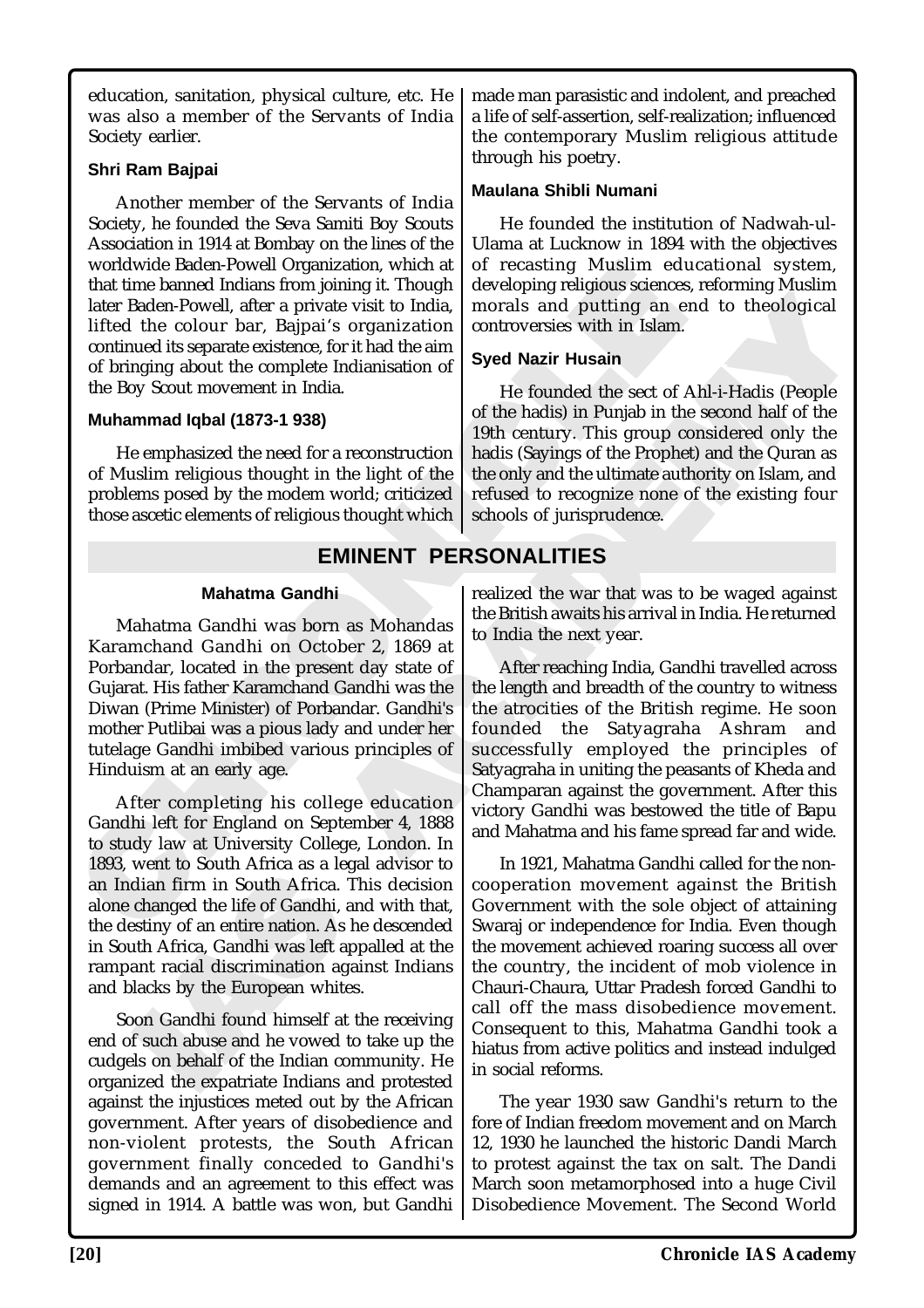education, sanitation, physical culture, etc. He was also a member of the Servants of India Society earlier.

#### Shri Ram Bajpai

Another member of the Servants of India Society, he founded the Seva Samiti Boy Scouts Association in 1914 at Bombay on the lines of the worldwide Baden-Powell Organization, which at that time banned Indians from joining it. Though later Baden-Powell, after a private visit to India, lifted the colour bar, Bajpai's organization continued its separate existence, for it had the aim of bringing about the complete Indianisation of the Boy Scout movement in India.

#### Muhammad Iqbal (1873-1 938)

He emphasized the need for a reconstruction of Muslim religious thought in the light of the problems posed by the modem world; criticized those ascetic elements of religious thought which made man parasistic and indolent, and preached a life of self-assertion, self-realization; influenced the contemporary Muslim religious attitude through his poetry.

#### Maulana Shibli Numani

He founded the institution of Nadwah-ul-Ulama at Lucknow in 1894 with the objectives of recasting Muslim educational system, developing religious sciences, reforming Muslim morals and putting an end to theological controversies with in Islam.

#### Syed Nazir Husain

He founded the sect of Ahl-i-Hadis (People of the hadis) in Punjab in the second half of the 19th century. This group considered only the hadis (Sayings of the Prophet) and the Quran as the only and the ultimate authority on Islam, and refused to recognize none of the existing four schools of jurisprudence.

## EMINENT PERSONALITIES

#### Mahatma Gandhi

Mahatma Gandhi was born as Mohandas Karamchand Gandhi on October 2, 1869 at Porbandar, located in the present day state of Gujarat. His father Karamchand Gandhi was the Diwan (Prime Minister) of Porbandar. Gandhi's mother Putlibai was a pious lady and under her tutelage Gandhi imbibed various principles of Hinduism at an early age.

After completing his college education Gandhi left for England on September 4, 1888 to study law at University College, London. In 1893, went to South Africa as a legal advisor to an Indian firm in South Africa. This decision alone changed the life of Gandhi, and with that, the destiny of an entire nation. As he descended in South Africa, Gandhi was left appalled at the rampant racial discrimination against Indians and blacks by the European whites.

Soon Gandhi found himself at the receiving end of such abuse and he vowed to take up the cudgels on behalf of the Indian community. He organized the expatriate Indians and protested against the injustices meted out by the African government. After years of disobedience and non-violent protests, the South African government finally conceded to Gandhi's demands and an agreement to this effect was signed in 1914. A battle was won, but Gandhi realized the war that was to be waged against the British awaits his arrival in India. He returned to India the next year.

After reaching India, Gandhi travelled across the length and breadth of the country to witness the atrocities of the British regime. He soon founded the Satyagraha Ashram and successfully employed the principles of Satyagraha in uniting the peasants of Kheda and Champaran against the government. After this victory Gandhi was bestowed the title of Bapu and Mahatma and his fame spread far and wide.

In 1921, Mahatma Gandhi called for the non-cooperation movement against the British Government with the sole object of attaining Swaraj or independence for India. Even though the movement achieved roaring success all over the country, the incident of mob violence in Chauri-Chaura, Uttar Pradesh forced Gandhi to call off the mass disobedience movement. Consequent to this, Mahatma Gandhi took a hiatus from active politics and instead indulged in social reforms.

The year 1930 saw Gandhi's return to the fore of Indian freedom movement and on March 12, 1930 he launched the historic Dandi March to protest against the tax on salt. The Dandi March soon metamorphosed into a huge Civil Disobedience Movement. The Second World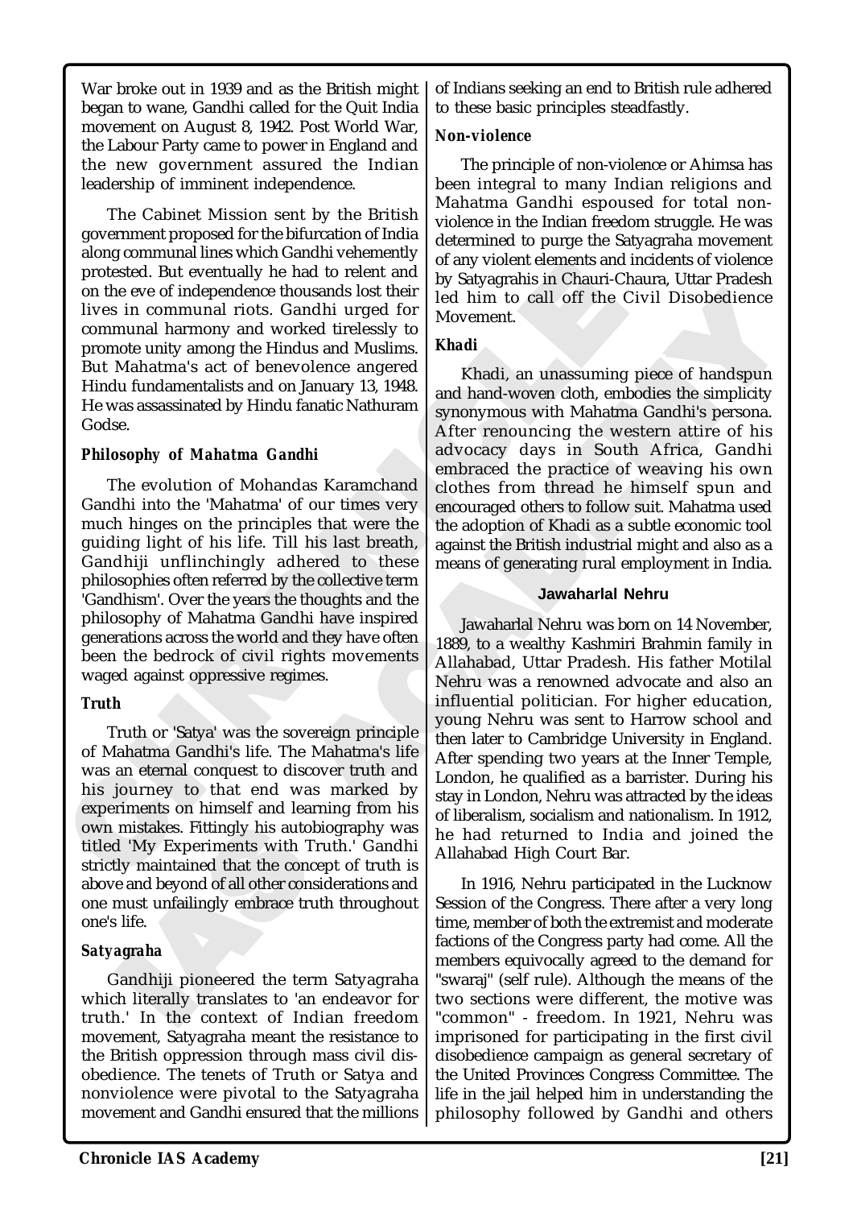War broke out in 1939 and as the British might began to wane, Gandhi called for the Quit India movement on August 8, 1942. Post World War, the Labour Party came to power in England and the new government assured the Indian leadership of imminent independence.

The Cabinet Mission sent by the British government proposed for the bifurcation of India along communal lines which Gandhi vehemently protested. But eventually he had to relent and on the eve of independence thousands lost their lives in communal riots. Gandhi urged for communal harmony and worked tirelessly to promote unity among the Hindus and Muslims. But Mahatma's act of benevolence angered Hindu fundamentalists and on January 13, 1948. He was assassinated by Hindu fanatic Nathuram Godse.

### Philosophy of Mahatma Gandhi

The evolution of Mohandas Karamchand Gandhi into the 'Mahatma' of our times very much hinges on the principles that were the guiding light of his life. Till his last breath, Gandhiji unflinchingly adhered to these philosophies often referred by the collective term 'Gandhism'. Over the years the thoughts and the philosophy of Mahatma Gandhi have inspired generations across the world and they have often been the bedrock of civil rights movements waged against oppressive regimes.

### Truth

Truth or 'Satya' was the sovereign principle of Mahatma Gandhi's life. The Mahatma's life was an eternal conquest to discover truth and his journey to that end was marked by experiments on himself and learning from his own mistakes. Fittingly his autobiography was titled 'My Experiments with Truth.' Gandhi strictly maintained that the concept of truth is above and beyond of all other considerations and one must unfailingly embrace truth throughout one's life.

### Satyagraha

Gandhiji pioneered the term Satyagraha which literally translates to 'an endeavor for truth.' In the context of Indian freedom movement, Satyagraha meant the resistance to the British oppression through mass civil dis-obedience. The tenets of Truth or Satya and nonviolence were pivotal to the Satyagraha movement and Gandhi ensured that the millions of Indians seeking an end to British rule adhered to these basic principles steadfastly.

### Non-violence

The principle of non-violence or Ahimsa has been integral to many Indian religions and Mahatma Gandhi espoused for total non-violence in the Indian freedom struggle. He was determined to purge the Satyagraha movement of any violent elements and incidents of violence by Satyagrahis in Chauri-Chaura, Uttar Pradesh led him to call off the Civil Disobedience Movement.

### Khadi

Khadi, an unassuming piece of handspun and hand-woven cloth, embodies the simplicity synonymous with Mahatma Gandhi's persona. After renouncing the western attire of his advocacy days in South Africa, Gandhi embraced the practice of weaving his own clothes from thread he himself spun and encouraged others to follow suit. Mahatma used the adoption of Khadi as a subtle economic tool against the British industrial might and also as a means of generating rural employment in India.

## Jawaharlal Nehru

Jawaharlal Nehru was born on 14 November, 1889, to a wealthy Kashmiri Brahmin family in Allahabad, Uttar Pradesh. His father Motilal Nehru was a renowned advocate and also an influential politician. For higher education, young Nehru was sent to Harrow school and then later to Cambridge University in England. After spending two years at the Inner Temple, London, he qualified as a barrister. During his stay in London, Nehru was attracted by the ideas of liberalism, socialism and nationalism. In 1912, he had returned to India and joined the Allahabad High Court Bar.

In 1916, Nehru participated in the Lucknow Session of the Congress. There after a very long time, member of both the extremist and moderate factions of the Congress party had come. All the members equivocally agreed to the demand for "swaraj" (self rule). Although the means of the two sections were different, the motive was "common" - freedom. In 1921, Nehru was imprisoned for participating in the first civil disobedience campaign as general secretary of the United Provinces Congress Committee. The life in the jail helped him in understanding the philosophy followed by Gandhi and others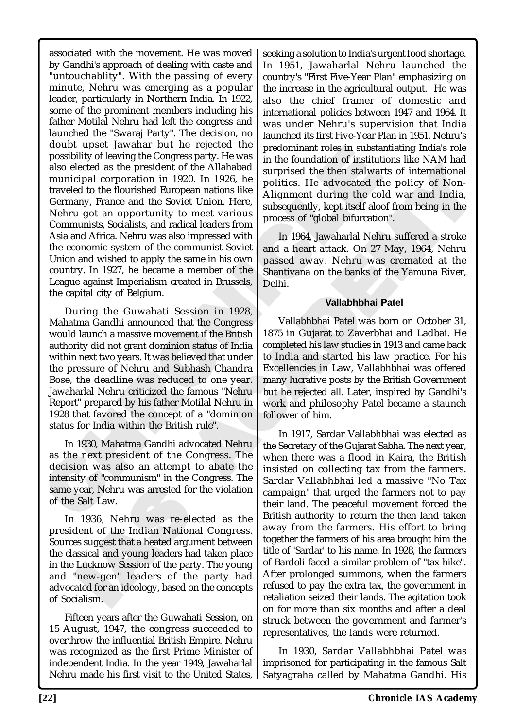associated with the movement. He was moved by Gandhi's approach of dealing with caste and "untouchablity". With the passing of every minute, Nehru was emerging as a popular leader, particularly in Northern India. In 1922, some of the prominent members including his father Motilal Nehru had left the congress and launched the "Swaraj Party". The decision, no doubt upset Jawahar but he rejected the possibility of leaving the Congress party. He was also elected as the president of the Allahabad municipal corporation in 1920. In 1926, he traveled to the flourished European nations like Germany, France and the Soviet Union. Here, Nehru got an opportunity to meet various Communists, Socialists, and radical leaders from Asia and Africa. Nehru was also impressed with the economic system of the communist Soviet Union and wished to apply the same in his own country. In 1927, he became a member of the League against Imperialism created in Brussels, the capital city of Belgium.

During the Guwahati Session in 1928, Mahatma Gandhi announced that the Congress would launch a massive movement if the British authority did not grant dominion status of India within next two years. It was believed that under the pressure of Nehru and Subhash Chandra Bose, the deadline was reduced to one year. Jawaharlal Nehru criticized the famous "Nehru Report" prepared by his father Motilal Nehru in 1928 that favored the concept of a "dominion status for India within the British rule".

In 1930, Mahatma Gandhi advocated Nehru as the next president of the Congress. The decision was also an attempt to abate the intensity of "communism" in the Congress. The same year, Nehru was arrested for the violation of the Salt Law.

In 1936, Nehru was re-elected as the president of the Indian National Congress. Sources suggest that a heated argument between the classical and young leaders had taken place in the Lucknow Session of the party. The young and "new-gen" leaders of the party had advocated for an ideology, based on the concepts of Socialism.

Fifteen years after the Guwahati Session, on 15 August, 1947, the congress succeeded to overthrow the influential British Empire. Nehru was recognized as the first Prime Minister of independent India. In the year 1949, Jawaharlal Nehru made his first visit to the United States, seeking a solution to India's urgent food shortage. In 1951, Jawaharlal Nehru launched the country's "First Five-Year Plan" emphasizing on the increase in the agricultural output. He was also the chief framer of domestic and international policies between 1947 and 1964. It was under Nehru's supervision that India launched its first Five-Year Plan in 1951. Nehru's predominant roles in substantiating India's role in the foundation of institutions like NAM had surprised the then stalwarts of international politics. He advocated the policy of Non-Alignment during the cold war and India, subsequently, kept itself aloof from being in the process of "global bifurcation".

In 1964, Jawaharlal Nehru suffered a stroke and a heart attack. On 27 May, 1964, Nehru passed away. Nehru was cremated at the Shantivana on the banks of the Yamuna River, Delhi.

### Vallabhbhai Patel

Vallabhbhai Patel was born on October 31, 1875 in Gujarat to Zaverbhai and Ladbai. He completed his law studies in 1913 and came back to India and started his law practice. For his Excellencies in Law, Vallabhbhai was offered many lucrative posts by the British Government but he rejected all. Later, inspired by Gandhi's work and philosophy Patel became a staunch follower of him.

In 1917, Sardar Vallabhbhai was elected as the Secretary of the Gujarat Sabha. The next year, when there was a flood in Kaira, the British insisted on collecting tax from the farmers. Sardar Vallabhbhai led a massive "No Tax campaign" that urged the farmers not to pay their land. The peaceful movement forced the British authority to return the then land taken away from the farmers. His effort to bring together the farmers of his area brought him the title of 'Sardar' to his name. In 1928, the farmers of Bardoli faced a similar problem of "tax-hike". After prolonged summons, when the farmers refused to pay the extra tax, the government in retaliation seized their lands. The agitation took on for more than six months and after a deal struck between the government and farmer's representatives, the lands were returned.

In 1930, Sardar Vallabhbhai Patel was imprisoned for participating in the famous Salt Satyagraha called by Mahatma Gandhi. His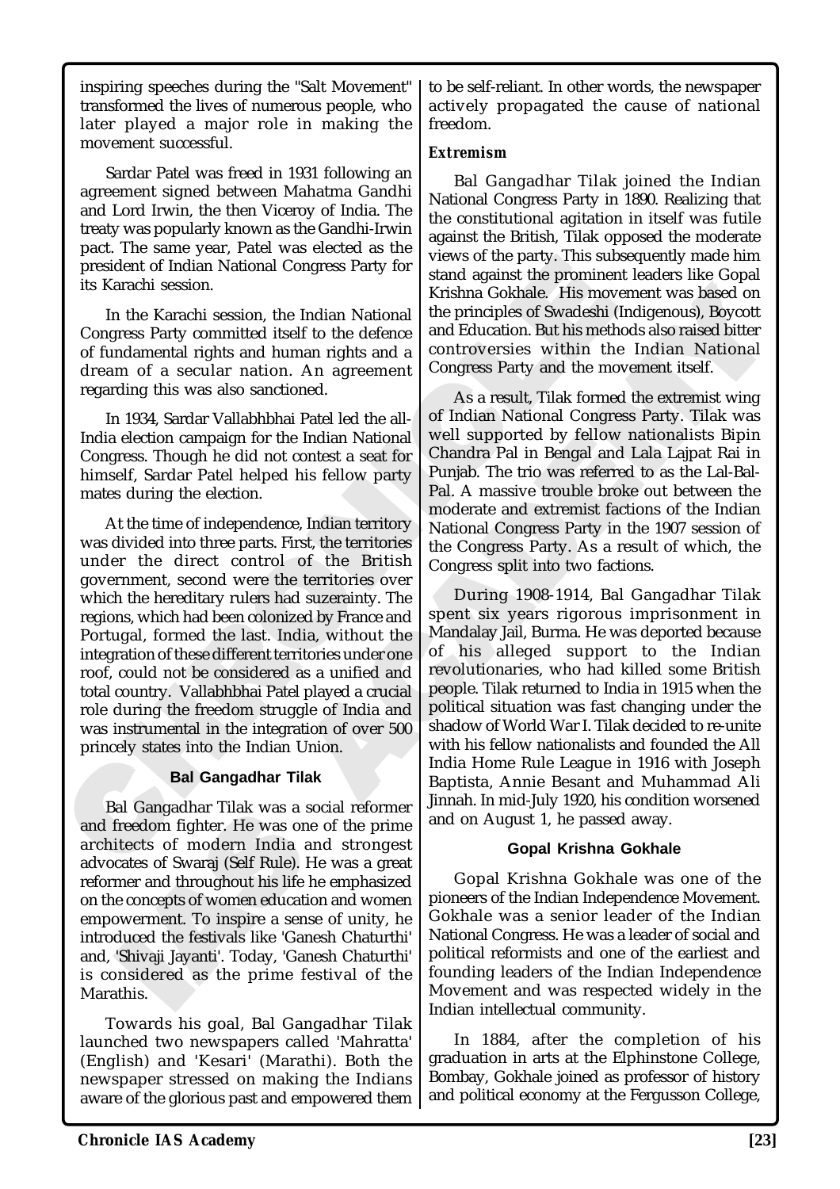inspiring speeches during the "Salt Movement" transformed the lives of numerous people, who later played a major role in making the movement successful.

Sardar Patel was freed in 1931 following an agreement signed between Mahatma Gandhi and Lord Irwin, the then Viceroy of India. The treaty was popularly known as the Gandhi-Irwin pact. The same year, Patel was elected as the president of Indian National Congress Party for its Karachi session.

In the Karachi session, the Indian National Congress Party committed itself to the defence of fundamental rights and human rights and a dream of a secular nation. An agreement regarding this was also sanctioned.

In 1934, Sardar Vallabhbhai Patel led the all-India election campaign for the Indian National Congress. Though he did not contest a seat for himself, Sardar Patel helped his fellow party mates during the election.

At the time of independence, Indian territory was divided into three parts. First, the territories under the direct control of the British government, second were the territories over which the hereditary rulers had suzerainty. The regions, which had been colonized by France and Portugal, formed the last. India, without the integration of these different territories under one roof, could not be considered as a unified and total country. Vallabhbhai Patel played a crucial role during the freedom struggle of India and was instrumental in the integration of over 500 princely states into the Indian Union.

## Bal Gangadhar Tilak

Bal Gangadhar Tilak was a social reformer and freedom fighter. He was one of the prime architects of modern India and strongest advocates of Swaraj (Self Rule). He was a great reformer and throughout his life he emphasized on the concepts of women education and women empowerment. To inspire a sense of unity, he introduced the festivals like 'Ganesh Chaturthi' and, 'Shivaji Jayanti'. Today, 'Ganesh Chaturthi' is considered as the prime festival of the Marathis.

Towards his goal, Bal Gangadhar Tilak launched two newspapers called 'Mahratta' (English) and 'Kesari' (Marathi). Both the newspaper stressed on making the Indians aware of the glorious past and empowered them to be self-reliant. In other words, the newspaper actively propagated the cause of national freedom.

### *Extremism*

Bal Gangadhar Tilak joined the Indian National Congress Party in 1890. Realizing that the constitutional agitation in itself was futile against the British, Tilak opposed the moderate views of the party. This subsequently made him stand against the prominent leaders like Gopal Krishna Gokhale. His movement was based on the principles of Swadeshi (Indigenous), Boycott and Education. But his methods also raised bitter controversies within the Indian National Congress Party and the movement itself.

As a result, Tilak formed the extremist wing of Indian National Congress Party. Tilak was well supported by fellow nationalists Bipin Chandra Pal in Bengal and Lala Lajpat Rai in Punjab. The trio was referred to as the Lal-Bal-Pal. A massive trouble broke out between the moderate and extremist factions of the Indian National Congress Party in the 1907 session of the Congress Party. As a result of which, the Congress split into two factions.

During 1908-1914, Bal Gangadhar Tilak spent six years rigorous imprisonment in Mandalay Jail, Burma. He was deported because of his alleged support to the Indian revolutionaries, who had killed some British people. Tilak returned to India in 1915 when the political situation was fast changing under the shadow of World War I. Tilak decided to re-unite with his fellow nationalists and founded the All India Home Rule League in 1916 with Joseph Baptista, Annie Besant and Muhammad Ali Jinnah. In mid-July 1920, his condition worsened and on August 1, he passed away.

## Gopal Krishna Gokhale

Gopal Krishna Gokhale was one of the pioneers of the Indian Independence Movement. Gokhale was a senior leader of the Indian National Congress. He was a leader of social and political reformists and one of the earliest and founding leaders of the Indian Independence Movement and was respected widely in the Indian intellectual community.

In 1884, after the completion of his graduation in arts at the Elphinstone College, Bombay, Gokhale joined as professor of history and political economy at the Fergusson College,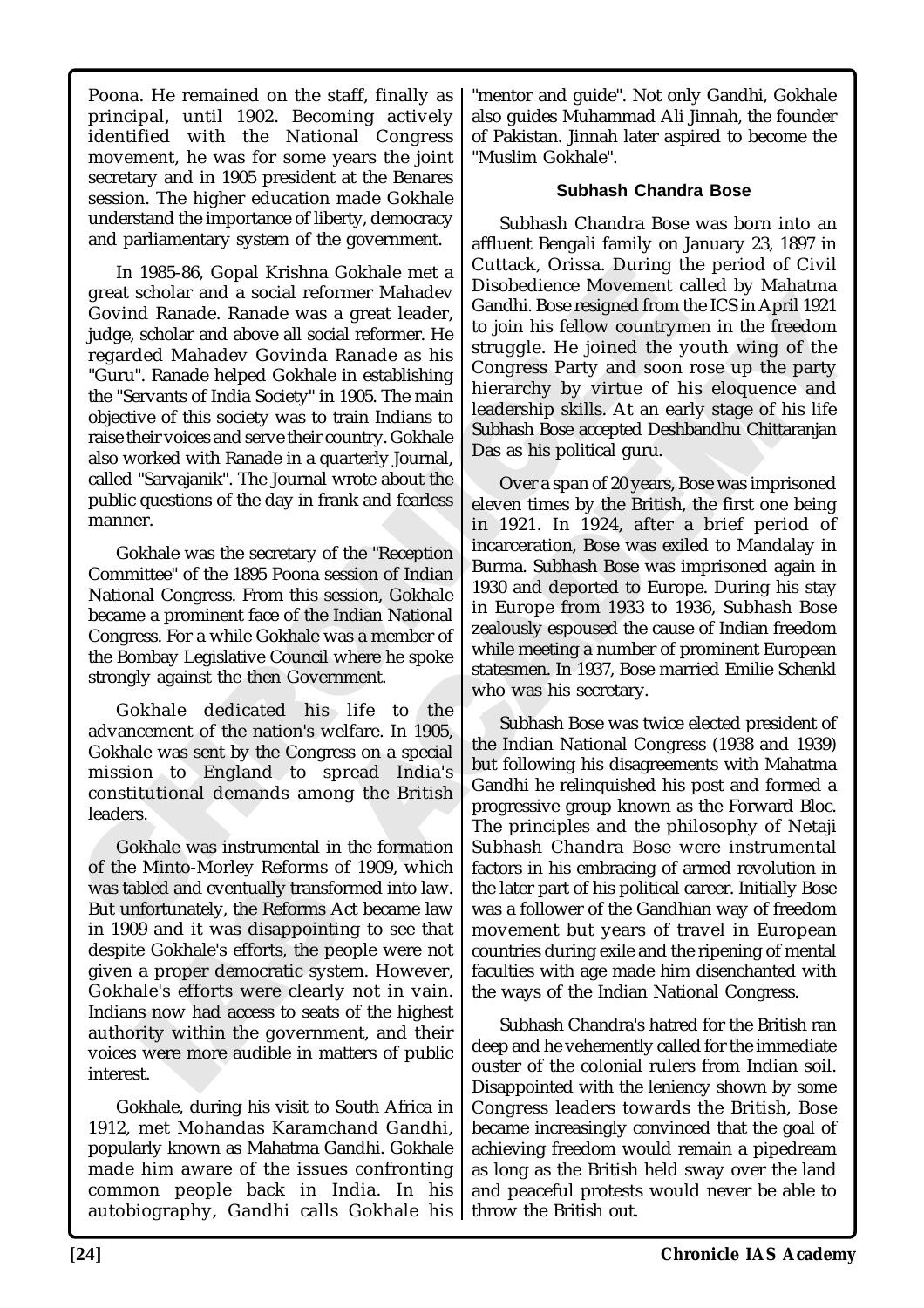Poona. He remained on the staff, finally as principal, until 1902. Becoming actively identified with the National Congress movement, he was for some years the joint secretary and in 1905 president at the Benares session. The higher education made Gokhale understand the importance of liberty, democracy and parliamentary system of the government.

In 1985-86, Gopal Krishna Gokhale met a great scholar and a social reformer Mahadev Govind Ranade. Ranade was a great leader, judge, scholar and above all social reformer. He regarded Mahadev Govinda Ranade as his "Guru". Ranade helped Gokhale in establishing the "Servants of India Society" in 1905. The main objective of this society was to train Indians to raise their voices and serve their country. Gokhale also worked with Ranade in a quarterly Journal, called "Sarvajanik". The Journal wrote about the public questions of the day in frank and fearless manner.

Gokhale was the secretary of the "Reception Committee" of the 1895 Poona session of Indian National Congress. From this session, Gokhale became a prominent face of the Indian National Congress. For a while Gokhale was a member of the Bombay Legislative Council where he spoke strongly against the then Government.

Gokhale dedicated his life to the advancement of the nation's welfare. In 1905, Gokhale was sent by the Congress on a special mission to England to spread India's constitutional demands among the British leaders.

Gokhale was instrumental in the formation of the Minto-Morley Reforms of 1909, which was tabled and eventually transformed into law. But unfortunately, the Reforms Act became law in 1909 and it was disappointing to see that despite Gokhale's efforts, the people were not given a proper democratic system. However, Gokhale's efforts were clearly not in vain. Indians now had access to seats of the highest authority within the government, and their voices were more audible in matters of public interest.

Gokhale, during his visit to South Africa in 1912, met Mohandas Karamchand Gandhi, popularly known as Mahatma Gandhi. Gokhale made him aware of the issues confronting common people back in India. In his autobiography, Gandhi calls Gokhale his "mentor and guide". Not only Gandhi, Gokhale also guides Muhammad Ali Jinnah, the founder of Pakistan. Jinnah later aspired to become the "Muslim Gokhale".

### Subhash Chandra Bose

Subhash Chandra Bose was born into an affluent Bengali family on January 23, 1897 in Cuttack, Orissa. During the period of Civil Disobedience Movement called by Mahatma Gandhi. Bose resigned from the ICS in April 1921 to join his fellow countrymen in the freedom struggle. He joined the youth wing of the Congress Party and soon rose up the party hierarchy by virtue of his eloquence and leadership skills. At an early stage of his life Subhash Bose accepted Deshbandhu Chittaranjan Das as his political guru.

Over a span of 20 years, Bose was imprisoned eleven times by the British, the first one being in 1921. In 1924, after a brief period of incarceration, Bose was exiled to Mandalay in Burma. Subhash Bose was imprisoned again in 1930 and deported to Europe. During his stay in Europe from 1933 to 1936, Subhash Bose zealously espoused the cause of Indian freedom while meeting a number of prominent European statesmen. In 1937, Bose married Emilie Schenkl who was his secretary.

Subhash Bose was twice elected president of the Indian National Congress (1938 and 1939) but following his disagreements with Mahatma Gandhi he relinquished his post and formed a progressive group known as the Forward Bloc. The principles and the philosophy of Netaji Subhash Chandra Bose were instrumental factors in his embracing of armed revolution in the later part of his political career. Initially Bose was a follower of the Gandhian way of freedom movement but years of travel in European countries during exile and the ripening of mental faculties with age made him disenchanted with the ways of the Indian National Congress.

Subhash Chandra's hatred for the British ran deep and he vehemently called for the immediate ouster of the colonial rulers from Indian soil. Disappointed with the leniency shown by some Congress leaders towards the British, Bose became increasingly convinced that the goal of achieving freedom would remain a pipedream as long as the British held sway over the land and peaceful protests would never be able to throw the British out.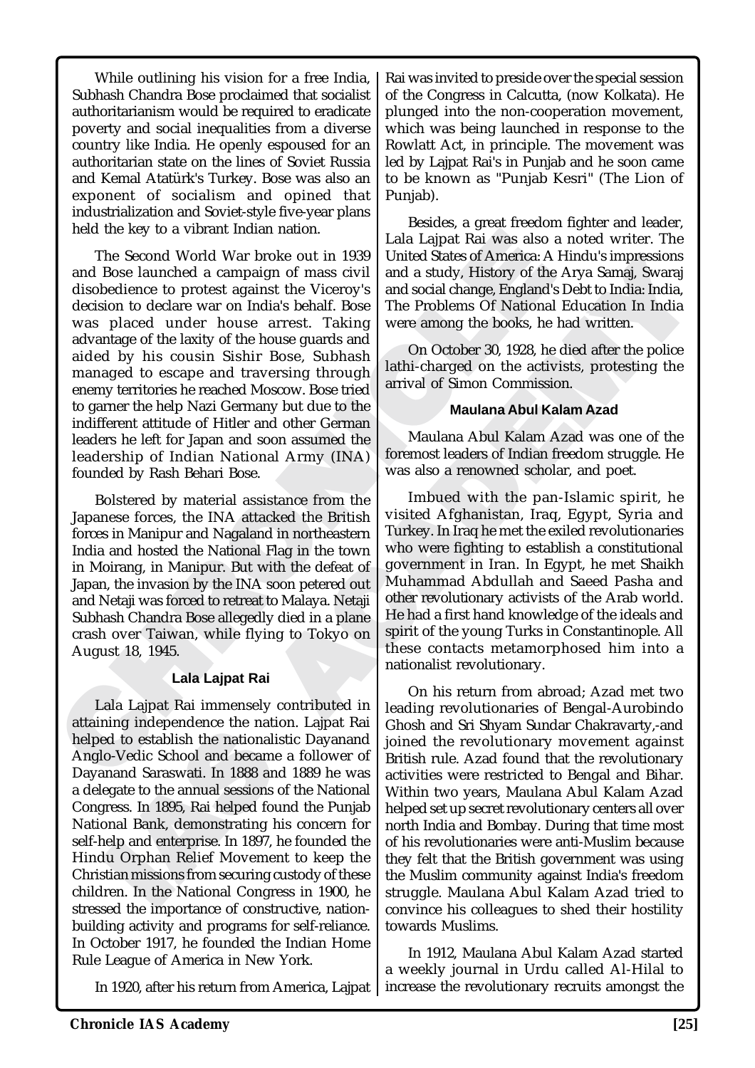While outlining his vision for a free India, Subhash Chandra Bose proclaimed that socialist authoritarianism would be required to eradicate poverty and social inequalities from a diverse country like India. He openly espoused for an authoritarian state on the lines of Soviet Russia and Kemal Atatürk's Turkey. Bose was also an exponent of socialism and opined that industrialization and Soviet-style five-year plans held the key to a vibrant Indian nation.

The Second World War broke out in 1939 and Bose launched a campaign of mass civil disobedience to protest against the Viceroy's decision to declare war on India's behalf. Bose was placed under house arrest. Taking advantage of the laxity of the house guards and aided by his cousin Sishir Bose, Subhash managed to escape and traversing through enemy territories he reached Moscow. Bose tried to garner the help Nazi Germany but due to the indifferent attitude of Hitler and other German leaders he left for Japan and soon assumed the leadership of Indian National Army (INA) founded by Rash Behari Bose.

Bolstered by material assistance from the Japanese forces, the INA attacked the British forces in Manipur and Nagaland in northeastern India and hosted the National Flag in the town in Moirang, in Manipur. But with the defeat of Japan, the invasion by the INA soon petered out and Netaji was forced to retreat to Malaya. Netaji Subhash Chandra Bose allegedly died in a plane crash over Taiwan, while flying to Tokyo on August 18, 1945.

### Lala Lajpat Rai

Lala Lajpat Rai immensely contributed in attaining independence the nation. Lajpat Rai helped to establish the nationalistic Dayanand Anglo-Vedic School and became a follower of Dayanand Saraswati. In 1888 and 1889 he was a delegate to the annual sessions of the National Congress. In 1895, Rai helped found the Punjab National Bank, demonstrating his concern for self-help and enterprise. In 1897, he founded the Hindu Orphan Relief Movement to keep the Christian missions from securing custody of these children. In the National Congress in 1900, he stressed the importance of constructive, nation-building activity and programs for self-reliance. In October 1917, he founded the Indian Home Rule League of America in New York.

In 1920, after his return from America, Lajpat Rai was invited to preside over the special session of the Congress in Calcutta, (now Kolkata). He plunged into the non-cooperation movement, which was being launched in response to the Rowlatt Act, in principle. The movement was led by Lajpat Rai's in Punjab and he soon came to be known as "Punjab Kesri" (The Lion of Punjab).

Besides, a great freedom fighter and leader, Lala Lajpat Rai was also a noted writer. The United States of America: A Hindu's impressions and a study, History of the Arya Samaj, Swaraj and social change, England's Debt to India: India, The Problems Of National Education In India were among the books, he had written.

On October 30, 1928, he died after the police lathi-charged on the activists, protesting the arrival of Simon Commission.

### Maulana Abul Kalam Azad

Maulana Abul Kalam Azad was one of the foremost leaders of Indian freedom struggle. He was also a renowned scholar, and poet.

Imbued with the pan-Islamic spirit, he visited Afghanistan, Iraq, Egypt, Syria and Turkey. In Iraq he met the exiled revolutionaries who were fighting to establish a constitutional government in Iran. In Egypt, he met Shaikh Muhammad Abdullah and Saeed Pasha and other revolutionary activists of the Arab world. He had a first hand knowledge of the ideals and spirit of the young Turks in Constantinople. All these contacts metamorphosed him into a nationalist revolutionary.

On his return from abroad; Azad met two leading revolutionaries of Bengal-Aurobindo Ghosh and Sri Shyam Sundar Chakravarty,-and joined the revolutionary movement against British rule. Azad found that the revolutionary activities were restricted to Bengal and Bihar. Within two years, Maulana Abul Kalam Azad helped set up secret revolutionary centers all over north India and Bombay. During that time most of his revolutionaries were anti-Muslim because they felt that the British government was using the Muslim community against India's freedom struggle. Maulana Abul Kalam Azad tried to convince his colleagues to shed their hostility towards Muslims.

In 1912, Maulana Abul Kalam Azad started a weekly journal in Urdu called Al-Hilal to increase the revolutionary recruits amongst the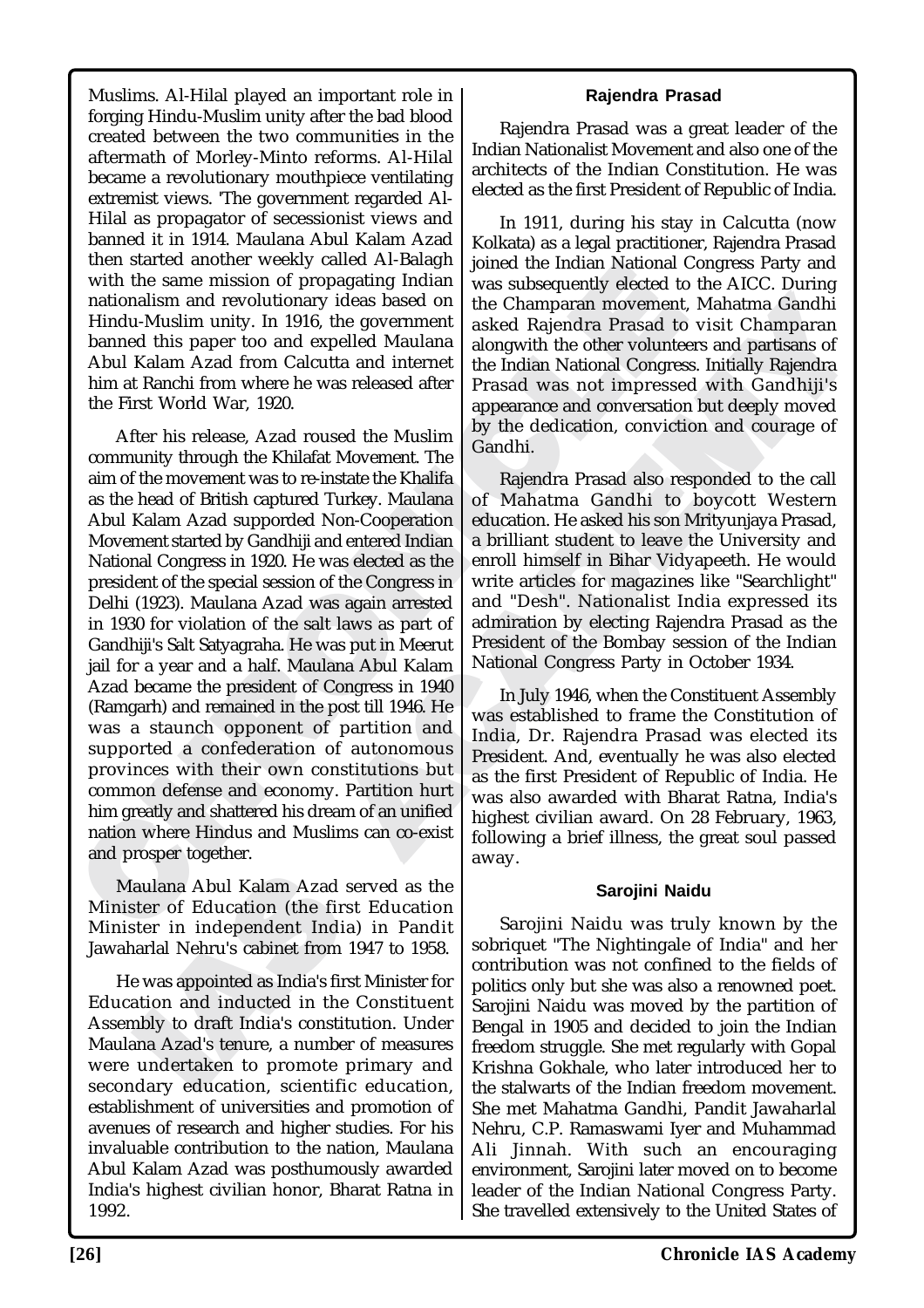Muslims. Al-Hilal played an important role in forging Hindu-Muslim unity after the bad blood created between the two communities in the aftermath of Morley-Minto reforms. Al-Hilal became a revolutionary mouthpiece ventilating extremist views. 'The government regarded Al-Hilal as propagator of secessionist views and banned it in 1914. Maulana Abul Kalam Azad then started another weekly called Al-Balagh with the same mission of propagating Indian nationalism and revolutionary ideas based on Hindu-Muslim unity. In 1916, the government banned this paper too and expelled Maulana Abul Kalam Azad from Calcutta and internet him at Ranchi from where he was released after the First World War, 1920.

After his release, Azad roused the Muslim community through the Khilafat Movement. The aim of the movement was to re-instate the Khalifa as the head of British captured Turkey. Maulana Abul Kalam Azad supported Non-Cooperation Movement started by Gandhiji and entered Indian National Congress in 1920. He was elected as the president of the special session of the Congress in Delhi (1923). Maulana Azad was again arrested in 1930 for violation of the salt laws as part of Gandhiji's Salt Satyagraha. He was put in Meerut jail for a year and a half. Maulana Abul Kalam Azad became the president of Congress in 1940 (Ramgarh) and remained in the post till 1946. He was a staunch opponent of partition and supported a confederation of autonomous provinces with their own constitutions but common defense and economy. Partition hurt him greatly and shattered his dream of an unified nation where Hindus and Muslims can co-exist and prosper together.

Maulana Abul Kalam Azad served as the Minister of Education (the first Education Minister in independent India) in Pandit Jawaharlal Nehru's cabinet from 1947 to 1958.

He was appointed as India's first Minister for Education and inducted in the Constituent Assembly to draft India's constitution. Under Maulana Azad's tenure, a number of measures were undertaken to promote primary and secondary education, scientific education, establishment of universities and promotion of avenues of research and higher studies. For his invaluable contribution to the nation, Maulana Abul Kalam Azad was posthumously awarded India's highest civilian honor, Bharat Ratna in 1992.

### Rajendra Prasad

Rajendra Prasad was a great leader of the Indian Nationalist Movement and also one of the architects of the Indian Constitution. He was elected as the first President of Republic of India.

In 1911, during his stay in Calcutta (now Kolkata) as a legal practitioner, Rajendra Prasad joined the Indian National Congress Party and was subsequently elected to the AICC. During the Champaran movement, Mahatma Gandhi asked Rajendra Prasad to visit Champaran alongwith the other volunteers and partisans of the Indian National Congress. Initially Rajendra Prasad was not impressed with Gandhiji's appearance and conversation but deeply moved by the dedication, conviction and courage of Gandhi.

Rajendra Prasad also responded to the call of Mahatma Gandhi to boycott Western education. He asked his son Mrityunjaya Prasad, a brilliant student to leave the University and enroll himself in Bihar Vidyapeeth. He would write articles for magazines like "Searchlight" and "Desh". Nationalist India expressed its admiration by electing Rajendra Prasad as the President of the Bombay session of the Indian National Congress Party in October 1934.

In July 1946, when the Constituent Assembly was established to frame the Constitution of India, Dr. Rajendra Prasad was elected its President. And, eventually he was also elected as the first President of Republic of India. He was also awarded with Bharat Ratna, India's highest civilian award. On 28 February, 1963, following a brief illness, the great soul passed away.

### Sarojini Naidu

Sarojini Naidu was truly known by the sobriquet "The Nightingale of India" and her contribution was not confined to the fields of politics only but she was also a renowned poet. Sarojini Naidu was moved by the partition of Bengal in 1905 and decided to join the Indian freedom struggle. She met regularly with Gopal Krishna Gokhale, who later introduced her to the stalwarts of the Indian freedom movement. She met Mahatma Gandhi, Pandit Jawaharlal Nehru, C.P. Ramaswami Iyer and Muhammad Ali Jinnah. With such an encouraging environment, Sarojini later moved on to become leader of the Indian National Congress Party. She travelled extensively to the United States of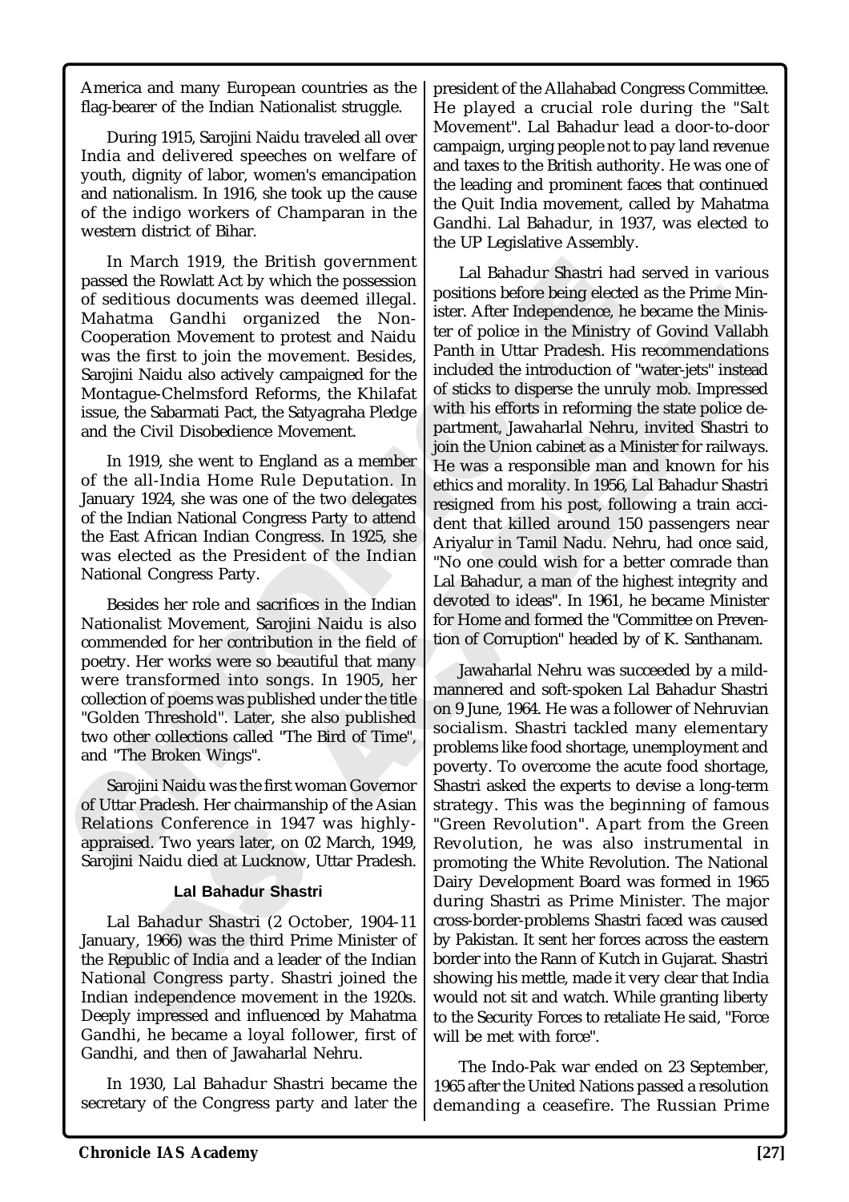America and many European countries as the flag-bearer of the Indian Nationalist struggle.

During 1915, Sarojini Naidu traveled all over India and delivered speeches on welfare of youth, dignity of labor, women's emancipation and nationalism. In 1916, she took up the cause of the indigo workers of Champaran in the western district of Bihar.

In March 1919, the British government passed the Rowlatt Act by which the possession of seditious documents was deemed illegal. Mahatma Gandhi organized the Non-Cooperation Movement to protest and Naidu was the first to join the movement. Besides, Sarojini Naidu also actively campaigned for the Montague-Chelmsford Reforms, the Khilafat issue, the Sabarmati Pact, the Satyagraha Pledge and the Civil Disobedience Movement.

In 1919, she went to England as a member of the all-India Home Rule Deputation. In January 1924, she was one of the two delegates of the Indian National Congress Party to attend the East African Indian Congress. In 1925, she was elected as the President of the Indian National Congress Party.

Besides her role and sacrifices in the Indian Nationalist Movement, Sarojini Naidu is also commended for her contribution in the field of poetry. Her works were so beautiful that many were transformed into songs. In 1905, her collection of poems was published under the title "Golden Threshold". Later, she also published two other collections called "The Bird of Time", and "The Broken Wings".

Sarojini Naidu was the first woman Governor of Uttar Pradesh. Her chairmanship of the Asian Relations Conference in 1947 was highly-appraised. Two years later, on 02 March, 1949, Sarojini Naidu died at Lucknow, Uttar Pradesh.

### Lal Bahadur Shastri

Lal Bahadur Shastri (2 October, 1904-11 January, 1966) was the third Prime Minister of the Republic of India and a leader of the Indian National Congress party. Shastri joined the Indian independence movement in the 1920s. Deeply impressed and influenced by Mahatma Gandhi, he became a loyal follower, first of Gandhi, and then of Jawaharlal Nehru.

In 1930, Lal Bahadur Shastri became the secretary of the Congress party and later the president of the Allahabad Congress Committee. He played a crucial role during the "Salt Movement". Lal Bahadur lead a door-to-door campaign, urging people not to pay land revenue and taxes to the British authority. He was one of the leading and prominent faces that continued the Quit India movement, called by Mahatma Gandhi. Lal Bahadur, in 1937, was elected to the UP Legislative Assembly.

Lal Bahadur Shastri had served in various positions before being elected as the Prime Minister. After Independence, he became the Minister of police in the Ministry of Govind Vallabh Panth in Uttar Pradesh. His recommendations included the introduction of "water-jets" instead of sticks to disperse the unruly mob. Impressed with his efforts in reforming the state police department, Jawaharlal Nehru, invited Shastri to join the Union cabinet as a Minister for railways. He was a responsible man and known for his ethics and morality. In 1956, Lal Bahadur Shastri resigned from his post, following a train accident that killed around 150 passengers near Ariyalur in Tamil Nadu. Nehru, had once said, "No one could wish for a better comrade than Lal Bahadur, a man of the highest integrity and devoted to ideas". In 1961, he became Minister for Home and formed the "Committee on Prevention of Corruption" headed by of K. Santhanam.

Jawaharlal Nehru was succeeded by a mild-mannered and soft-spoken Lal Bahadur Shastri on 9 June, 1964. He was a follower of Nehruvian socialism. Shastri tackled many elementary problems like food shortage, unemployment and poverty. To overcome the acute food shortage, Shastri asked the experts to devise a long-term strategy. This was the beginning of famous "Green Revolution". Apart from the Green Revolution, he was also instrumental in promoting the White Revolution. The National Dairy Development Board was formed in 1965 during Shastri as Prime Minister. The major cross-border-problems Shastri faced was caused by Pakistan. It sent her forces across the eastern border into the Rann of Kutch in Gujarat. Shastri showing his mettle, made it very clear that India would not sit and watch. While granting liberty to the Security Forces to retaliate He said, "Force will be met with force".

The Indo-Pak war ended on 23 September, 1965 after the United Nations passed a resolution demanding a ceasefire. The Russian Prime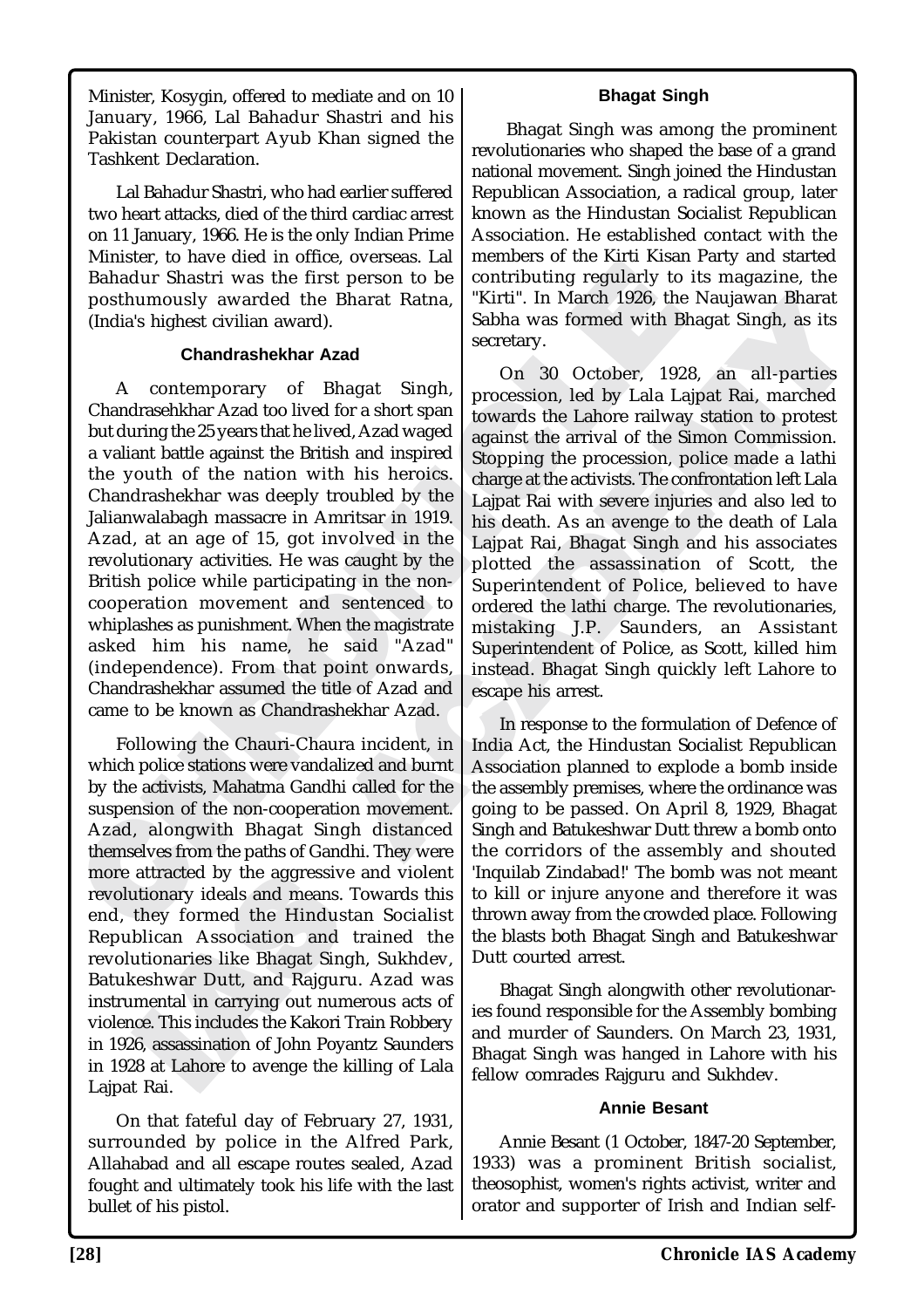Minister, Kosygin, offered to mediate and on 10 January, 1966, Lal Bahadur Shastri and his Pakistan counterpart Ayub Khan signed the Tashkent Declaration.

Lal Bahadur Shastri, who had earlier suffered two heart attacks, died of the third cardiac arrest on 11 January, 1966. He is the only Indian Prime Minister, to have died in office, overseas. Lal Bahadur Shastri was the first person to be posthumously awarded the Bharat Ratna, (India's highest civilian award).

### Chandrashekhar Azad

A contemporary of Bhagat Singh, Chandrasehkhar Azad too lived for a short span but during the 25 years that he lived, Azad waged a valiant battle against the British and inspired the youth of the nation with his heroics. Chandrashekhar was deeply troubled by the Jalianwalabagh massacre in Amritsar in 1919. Azad, at an age of 15, got involved in the revolutionary activities. He was caught by the British police while participating in the non-cooperation movement and sentenced to whiplashes as punishment. When the magistrate asked him his name, he said "Azad" (independence). From that point onwards, Chandrashekhar assumed the title of Azad and came to be known as Chandrashekhar Azad.

Following the Chauri-Chaura incident, in which police stations were vandalized and burnt by the activists, Mahatma Gandhi called for the suspension of the non-cooperation movement. Azad, alongwith Bhagat Singh distanced themselves from the paths of Gandhi. They were more attracted by the aggressive and violent revolutionary ideals and means. Towards this end, they formed the Hindustan Socialist Republican Association and trained the revolutionaries like Bhagat Singh, Sukhdev, Batukeshwar Dutt, and Rajguru. Azad was instrumental in carrying out numerous acts of violence. This includes the Kakori Train Robbery in 1926, assassination of John Poyantz Saunders in 1928 at Lahore to avenge the killing of Lala Lajpat Rai.

On that fateful day of February 27, 1931, surrounded by police in the Alfred Park, Allahabad and all escape routes sealed, Azad fought and ultimately took his life with the last bullet of his pistol.

### Bhagat Singh

Bhagat Singh was among the prominent revolutionaries who shaped the base of a grand national movement. Singh joined the Hindustan Republican Association, a radical group, later known as the Hindustan Socialist Republican Association. He established contact with the members of the Kirti Kisan Party and started contributing regularly to its magazine, the "Kirti". In March 1926, the Naujawan Bharat Sabha was formed with Bhagat Singh, as its secretary.

On 30 October, 1928, an all-parties procession, led by Lala Lajpat Rai, marched towards the Lahore railway station to protest against the arrival of the Simon Commission. Stopping the procession, police made a lathi charge at the activists. The confrontation left Lala Lajpat Rai with severe injuries and also led to his death. As an avenge to the death of Lala Lajpat Rai, Bhagat Singh and his associates plotted the assassination of Scott, the Superintendent of Police, believed to have ordered the lathi charge. The revolutionaries, mistaking J.P. Saunders, an Assistant Superintendent of Police, as Scott, killed him instead. Bhagat Singh quickly left Lahore to escape his arrest.

In response to the formulation of Defence of India Act, the Hindustan Socialist Republican Association planned to explode a bomb inside the assembly premises, where the ordinance was going to be passed. On April 8, 1929, Bhagat Singh and Batukeshwar Dutt threw a bomb onto the corridors of the assembly and shouted 'Inquilab Zindabad!' The bomb was not meant to kill or injure anyone and therefore it was thrown away from the crowded place. Following the blasts both Bhagat Singh and Batukeshwar Dutt courted arrest.

Bhagat Singh alongwith other revolutionaries found responsible for the Assembly bombing and murder of Saunders. On March 23, 1931, Bhagat Singh was hanged in Lahore with his fellow comrades Rajguru and Sukhdev.

### Annie Besant

Annie Besant (1 October, 1847-20 September, 1933) was a prominent British socialist, theosophist, women's rights activist, writer and orator and supporter of Irish and Indian self-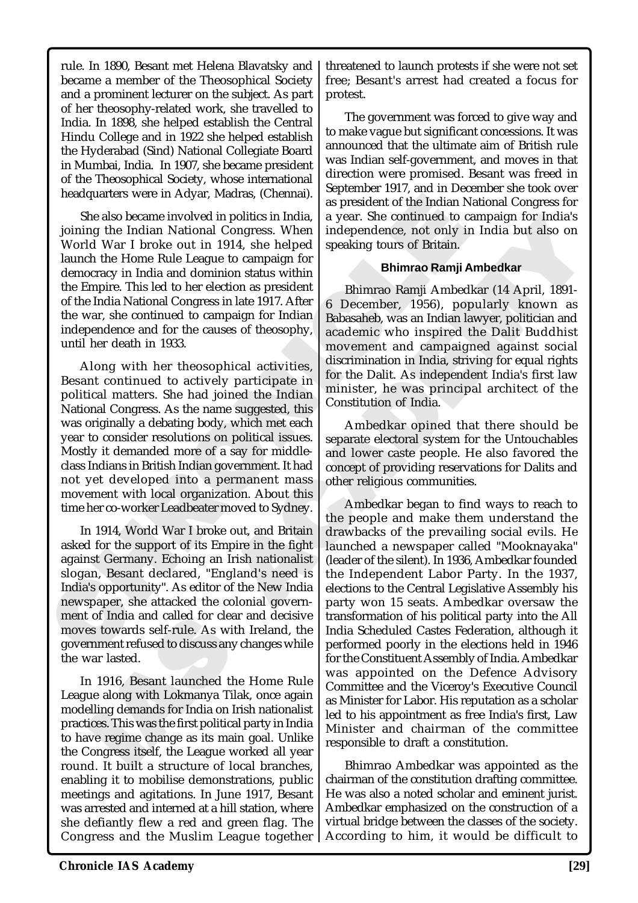rule. In 1890, Besant met Helena Blavatsky and became a member of the Theosophical Society and a prominent lecturer on the subject. As part of her theosophy-related work, she travelled to India. In 1898, she helped establish the Central Hindu College and in 1922 she helped establish the Hyderabad (Sind) National Collegiate Board in Mumbai, India. In 1907, she became president of the Theosophical Society, whose international headquarters were in Adyar, Madras, (Chennai).

She also became involved in politics in India, joining the Indian National Congress. When World War I broke out in 1914, she helped launch the Home Rule League to campaign for democracy in India and dominion status within the Empire. This led to her election as president of the India National Congress in late 1917. After the war, she continued to campaign for Indian independence and for the causes of theosophy, until her death in 1933.

Along with her theosophical activities, Besant continued to actively participate in political matters. She had joined the Indian National Congress. As the name suggested, this was originally a debating body, which met each year to consider resolutions on political issues. Mostly it demanded more of a say for middle-class Indians in British Indian government. It had not yet developed into a permanent mass movement with local organization. About this time her co-worker Leadbeater moved to Sydney.

In 1914, World War I broke out, and Britain asked for the support of its Empire in the fight against Germany. Echoing an Irish nationalist slogan, Besant declared, "England's need is India's opportunity". As editor of the New India newspaper, she attacked the colonial government of India and called for clear and decisive moves towards self-rule. As with Ireland, the government refused to discuss any changes while the war lasted.

In 1916, Besant launched the Home Rule League along with Lokmanya Tilak, once again modelling demands for India on Irish nationalist practices. This was the first political party in India to have regime change as its main goal. Unlike the Congress itself, the League worked all year round. It built a structure of local branches, enabling it to mobilise demonstrations, public meetings and agitations. In June 1917, Besant was arrested and interned at a hill station, where she defiantly flew a red and green flag. The Congress and the Muslim League together threatened to launch protests if she were not set free; Besant's arrest had created a focus for protest.

The government was forced to give way and to make vague but significant concessions. It was announced that the ultimate aim of British rule was Indian self-government, and moves in that direction were promised. Besant was freed in September 1917, and in December she took over as president of the Indian National Congress for a year. She continued to campaign for India's independence, not only in India but also on speaking tours of Britain.

### Bhimrao Ramji Ambedkar

Bhimrao Ramji Ambedkar (14 April, 1891-6 December, 1956), popularly known as Babasaheb, was an Indian lawyer, politician and academic who inspired the Dalit Buddhist movement and campaigned against social discrimination in India, striving for equal rights for the Dalit. As independent India's first law minister, he was principal architect of the Constitution of India.

Ambedkar opined that there should be separate electoral system for the Untouchables and lower caste people. He also favored the concept of providing reservations for Dalits and other religious communities.

Ambedkar began to find ways to reach to the people and make them understand the drawbacks of the prevailing social evils. He launched a newspaper called "Mooknayaka" (leader of the silent). In 1936, Ambedkar founded the Independent Labor Party. In the 1937, elections to the Central Legislative Assembly his party won 15 seats. Ambedkar oversaw the transformation of his political party into the All India Scheduled Castes Federation, although it performed poorly in the elections held in 1946 for the Constituent Assembly of India. Ambedkar was appointed on the Defence Advisory Committee and the Viceroy's Executive Council as Minister for Labor. His reputation as a scholar led to his appointment as free India's first, Law Minister and chairman of the committee responsible to draft a constitution.

Bhimrao Ambedkar was appointed as the chairman of the constitution drafting committee. He was also a noted scholar and eminent jurist. Ambedkar emphasized on the construction of a virtual bridge between the classes of the society. According to him, it would be difficult to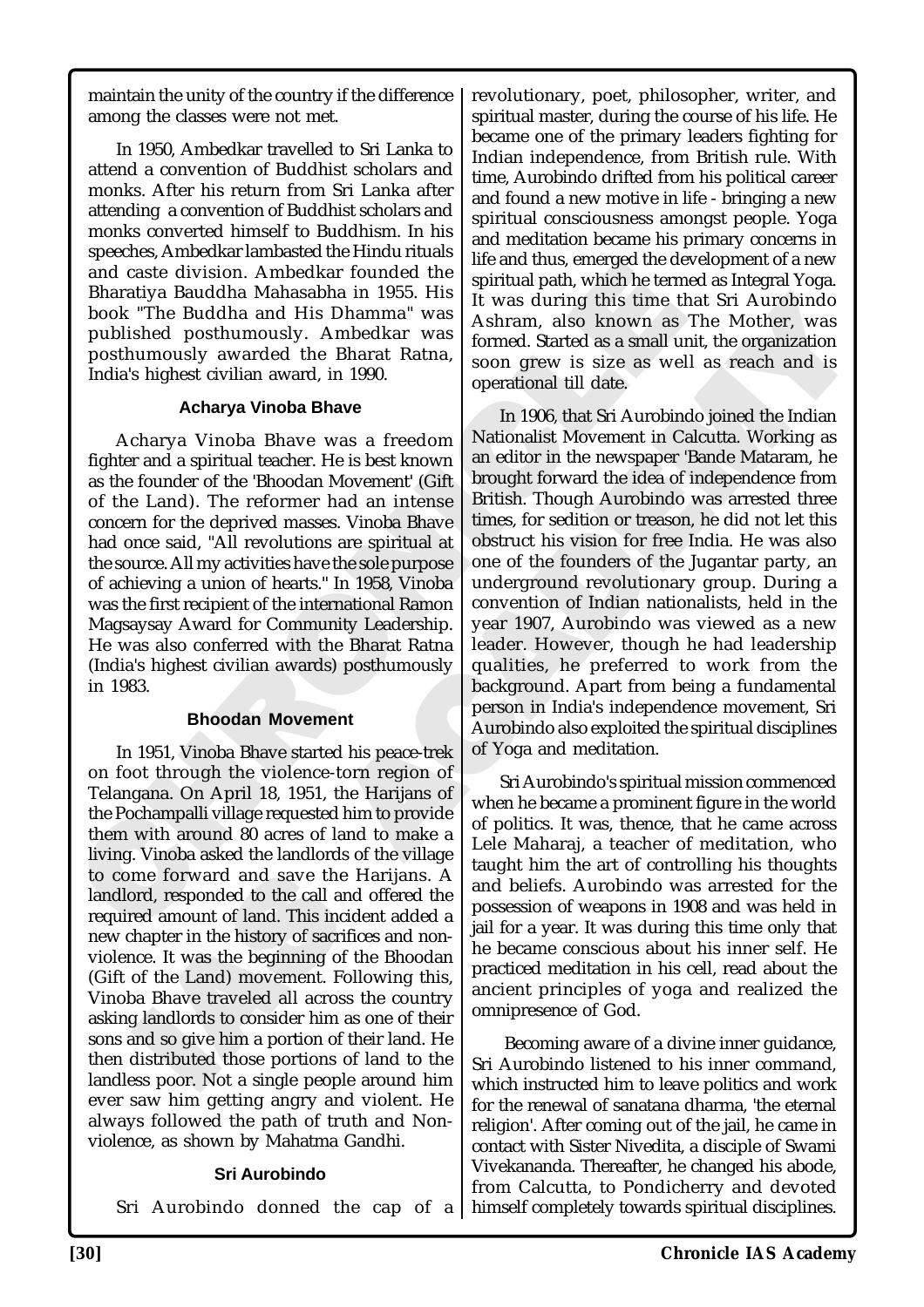maintain the unity of the country if the difference among the classes were not met.

In 1950, Ambedkar travelled to Sri Lanka to attend a convention of Buddhist scholars and monks. After his return from Sri Lanka after attending a convention of Buddhist scholars and monks converted himself to Buddhism. In his speeches, Ambedkar lambasted the Hindu rituals and caste division. Ambedkar founded the Bharatiya Bauddha Mahasabha in 1955. His book "The Buddha and His Dhamma" was published posthumously. Ambedkar was posthumously awarded the Bharat Ratna, India's highest civilian award, in 1990.

### Acharya Vinoba Bhave

Acharya Vinoba Bhave was a freedom fighter and a spiritual teacher. He is best known as the founder of the 'Bhoodan Movement' (Gift of the Land). The reformer had an intense concern for the deprived masses. Vinoba Bhave had once said, "All revolutions are spiritual at the source. All my activities have the sole purpose of achieving a union of hearts." In 1958, Vinoba was the first recipient of the international Ramon Magsaysay Award for Community Leadership. He was also conferred with the Bharat Ratna (India's highest civilian awards) posthumously in 1983.

### Bhoodan Movement

In 1951, Vinoba Bhave started his peace-trek on foot through the violence-torn region of Telangana. On April 18, 1951, the Harijans of the Pochampalli village requested him to provide them with around 80 acres of land to make a living. Vinoba asked the landlords of the village to come forward and save the Harijans. A landlord, responded to the call and offered the required amount of land. This incident added a new chapter in the history of sacrifices and non-violence. It was the beginning of the Bhoodan (Gift of the Land) movement. Following this, Vinoba Bhave traveled all across the country asking landlords to consider him as one of their sons and so give him a portion of their land. He then distributed those portions of land to the landless poor. Not a single people around him ever saw him getting angry and violent. He always followed the path of truth and Non-violence, as shown by Mahatma Gandhi.

### Sri Aurobindo

Sri Aurobindo donned the cap of a revolutionary, poet, philosopher, writer, and spiritual master, during the course of his life. He became one of the primary leaders fighting for Indian independence, from British rule. With time, Aurobindo drifted from his political career and found a new motive in life - bringing a new spiritual consciousness amongst people. Yoga and meditation became his primary concerns in life and thus, emerged the development of a new spiritual path, which he termed as Integral Yoga. It was during this time that Sri Aurobindo Ashram, also known as The Mother, was formed. Started as a small unit, the organization soon grew is size as well as reach and is operational till date.

In 1906, that Sri Aurobindo joined the Indian Nationalist Movement in Calcutta. Working as an editor in the newspaper 'Bande Mataram, he brought forward the idea of independence from British. Though Aurobindo was arrested three times, for sedition or treason, he did not let this obstruct his vision for free India. He was also one of the founders of the Jugantar party, an underground revolutionary group. During a convention of Indian nationalists, held in the year 1907, Aurobindo was viewed as a new leader. However, though he had leadership qualities, he preferred to work from the background. Apart from being a fundamental person in India's independence movement, Sri Aurobindo also exploited the spiritual disciplines of Yoga and meditation.

Sri Aurobindo's spiritual mission commenced when he became a prominent figure in the world of politics. It was, thence, that he came across Lele Maharaj, a teacher of meditation, who taught him the art of controlling his thoughts and beliefs. Aurobindo was arrested for the possession of weapons in 1908 and was held in jail for a year. It was during this time only that he became conscious about his inner self. He practiced meditation in his cell, read about the ancient principles of yoga and realized the omnipresence of God.

Becoming aware of a divine inner guidance, Sri Aurobindo listened to his inner command, which instructed him to leave politics and work for the renewal of sanatana dharma, 'the eternal religion'. After coming out of the jail, he came in contact with Sister Nivedita, a disciple of Swami Vivekananda. Thereafter, he changed his abode, from Calcutta, to Pondicherry and devoted himself completely towards spiritual disciplines.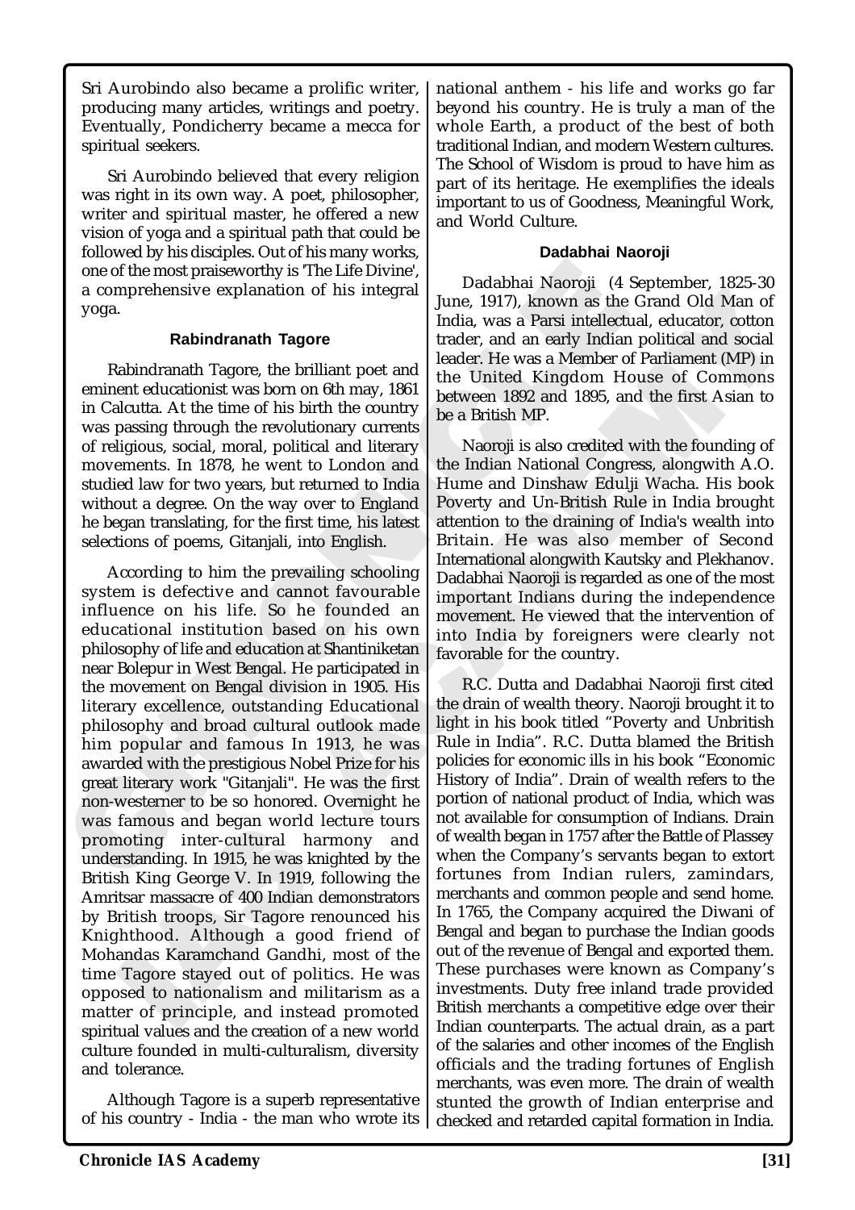Sri Aurobindo also became a prolific writer, producing many articles, writings and poetry. Eventually, Pondicherry became a mecca for spiritual seekers.

Sri Aurobindo believed that every religion was right in its own way. A poet, philosopher, writer and spiritual master, he offered a new vision of yoga and a spiritual path that could be followed by his disciples. Out of his many works, one of the most praiseworthy is 'The Life Divine', a comprehensive explanation of his integral yoga.

### Rabindranath Tagore

Rabindranath Tagore, the brilliant poet and eminent educationist was born on 6th may, 1861 in Calcutta. At the time of his birth the country was passing through the revolutionary currents of religious, social, moral, political and literary movements. In 1878, he went to London and studied law for two years, but returned to India without a degree. On the way over to England he began translating, for the first time, his latest selections of poems, Gitanjali, into English.

According to him the prevailing schooling system is defective and cannot favourable influence on his life. So he founded an educational institution based on his own philosophy of life and education at Shantiniketan near Bolepur in West Bengal. He participated in the movement on Bengal division in 1905. His literary excellence, outstanding Educational philosophy and broad cultural outlook made him popular and famous In 1913, he was awarded with the prestigious Nobel Prize for his great literary work "Gitanjali". He was the first non-westerner to be so honored. Overnight he was famous and began world lecture tours promoting inter-cultural harmony and understanding. In 1915, he was knighted by the British King George V. In 1919, following the Amritsar massacre of 400 Indian demonstrators by British troops, Sir Tagore renounced his Knighthood. Although a good friend of Mohandas Karamchand Gandhi, most of the time Tagore stayed out of politics. He was opposed to nationalism and militarism as a matter of principle, and instead promoted spiritual values and the creation of a new world culture founded in multi-culturalism, diversity and tolerance.

Although Tagore is a superb representative of his country - India - the man who wrote its national anthem - his life and works go far beyond his country. He is truly a man of the whole Earth, a product of the best of both traditional Indian, and modern Western cultures. The School of Wisdom is proud to have him as part of its heritage. He exemplifies the ideals important to us of Goodness, Meaningful Work, and World Culture.

### Dadabhai Naoroji

Dadabhai Naoroji (4 September, 1825-30 June, 1917), known as the Grand Old Man of India, was a Parsi intellectual, educator, cotton trader, and an early Indian political and social leader. He was a Member of Parliament (MP) in the United Kingdom House of Commons between 1892 and 1895, and the first Asian to be a British MP.

Naoroji is also credited with the founding of the Indian National Congress, alongwith A.O. Hume and Dinshaw Edulji Wacha. His book Poverty and Un-British Rule in India brought attention to the draining of India's wealth into Britain. He was also member of Second International alongwith Kautsky and Plekhanov. Dadabhai Naoroji is regarded as one of the most important Indians during the independence movement. He viewed that the intervention of into India by foreigners were clearly not favorable for the country.

R.C. Dutta and Dadabhai Naoroji first cited the drain of wealth theory. Naoroji brought it to light in his book titled "Poverty and Unbritish Rule in India". R.C. Dutta blamed the British policies for economic ills in his book "Economic History of India". Drain of wealth refers to the portion of national product of India, which was not available for consumption of Indians. Drain of wealth began in 1757 after the Battle of Plassey when the Company's servants began to extort fortunes from Indian rulers, zamindars, merchants and common people and send home. In 1765, the Company acquired the Diwani of Bengal and began to purchase the Indian goods out of the revenue of Bengal and exported them. These purchases were known as Company's investments. Duty free inland trade provided British merchants a competitive edge over their Indian counterparts. The actual drain, as a part of the salaries and other incomes of the English officials and the trading fortunes of English merchants, was even more. The drain of wealth stunted the growth of Indian enterprise and checked and retarded capital formation in India.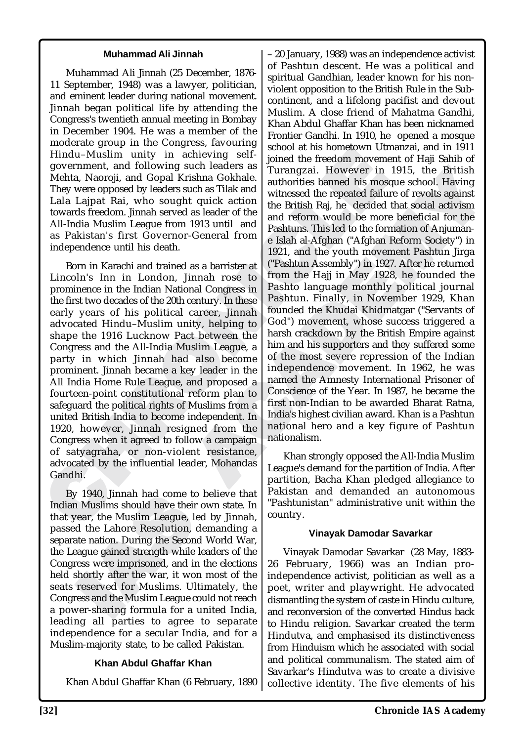### Muhammad Ali Jinnah

Muhammad Ali Jinnah (25 December, 1876-11 September, 1948) was a lawyer, politician, and eminent leader during national movement. Jinnah began political life by attending the Congress's twentieth annual meeting in Bombay in December 1904. He was a member of the moderate group in the Congress, favouring Hindu–Muslim unity in achieving self-government, and following such leaders as Mehta, Naoroji, and Gopal Krishna Gokhale. They were opposed by leaders such as Tilak and Lala Lajpat Rai, who sought quick action towards freedom. Jinnah served as leader of the All-India Muslim League from 1913 until and as Pakistan's first Governor-General from independence until his death.

Born in Karachi and trained as a barrister at Lincoln's Inn in London, Jinnah rose to prominence in the Indian National Congress in the first two decades of the 20th century. In these early years of his political career, Jinnah advocated Hindu–Muslim unity, helping to shape the 1916 Lucknow Pact between the Congress and the All-India Muslim League, a party in which Jinnah had also become prominent. Jinnah became a key leader in the All India Home Rule League, and proposed a fourteen-point constitutional reform plan to safeguard the political rights of Muslims from a united British India to become independent. In 1920, however, Jinnah resigned from the Congress when it agreed to follow a campaign of satyagraha, or non-violent resistance, advocated by the influential leader, Mohandas Gandhi.

By 1940, Jinnah had come to believe that Indian Muslims should have their own state. In that year, the Muslim League, led by Jinnah, passed the Lahore Resolution, demanding a separate nation. During the Second World War, the League gained strength while leaders of the Congress were imprisoned, and in the elections held shortly after the war, it won most of the seats reserved for Muslims. Ultimately, the Congress and the Muslim League could not reach a power-sharing formula for a united India, leading all parties to agree to separate independence for a secular India, and for a Muslim-majority state, to be called Pakistan.

### Khan Abdul Ghaffar Khan

Khan Abdul Ghaffar Khan (6 February, 1890 – 20 January, 1988) was an independence activist of Pashtun descent. He was a political and spiritual Gandhian, leader known for his non-violent opposition to the British Rule in the Sub-continent, and a lifelong pacifist and devout Muslim. A close friend of Mahatma Gandhi, Khan Abdul Ghaffar Khan has been nicknamed Frontier Gandhi. In 1910, he opened a mosque school at his hometown Utmanzai, and in 1911 joined the freedom movement of Haji Sahib of Turangzai. However in 1915, the British authorities banned his mosque school. Having witnessed the repeated failure of revolts against the British Raj, he decided that social activism and reform would be more beneficial for the Pashtuns. This led to the formation of Anjuman-e Islah al-Afghan ("Afghan Reform Society") in 1921, and the youth movement Pashtun Jirga ("Pashtun Assembly") in 1927. After he returned from the Hajj in May 1928, he founded the Pashto language monthly political journal Pashtun. Finally, in November 1929, Khan founded the Khudai Khidmatgar ("Servants of God") movement, whose success triggered a harsh crackdown by the British Empire against him and his supporters and they suffered some of the most severe repression of the Indian independence movement. In 1962, he was named the Amnesty International Prisoner of Conscience of the Year. In 1987, he became the first non-Indian to be awarded Bharat Ratna, India's highest civilian award. Khan is a Pashtun national hero and a key figure of Pashtun nationalism.

Khan strongly opposed the All-India Muslim League's demand for the partition of India. After partition, Bacha Khan pledged allegiance to Pakistan and demanded an autonomous "Pashtunistan" administrative unit within the country.

### Vinayak Damodar Savarkar

Vinayak Damodar Savarkar (28 May, 1883-26 February, 1966) was an Indian pro-independence activist, politician as well as a poet, writer and playwright. He advocated dismantling the system of caste in Hindu culture, and reconversion of the converted Hindus back to Hindu religion. Savarkar created the term Hindutva, and emphasised its distinctiveness from Hinduism which he associated with social and political communalism. The stated aim of Savarkar's Hindutva was to create a divisive collective identity. The five elements of his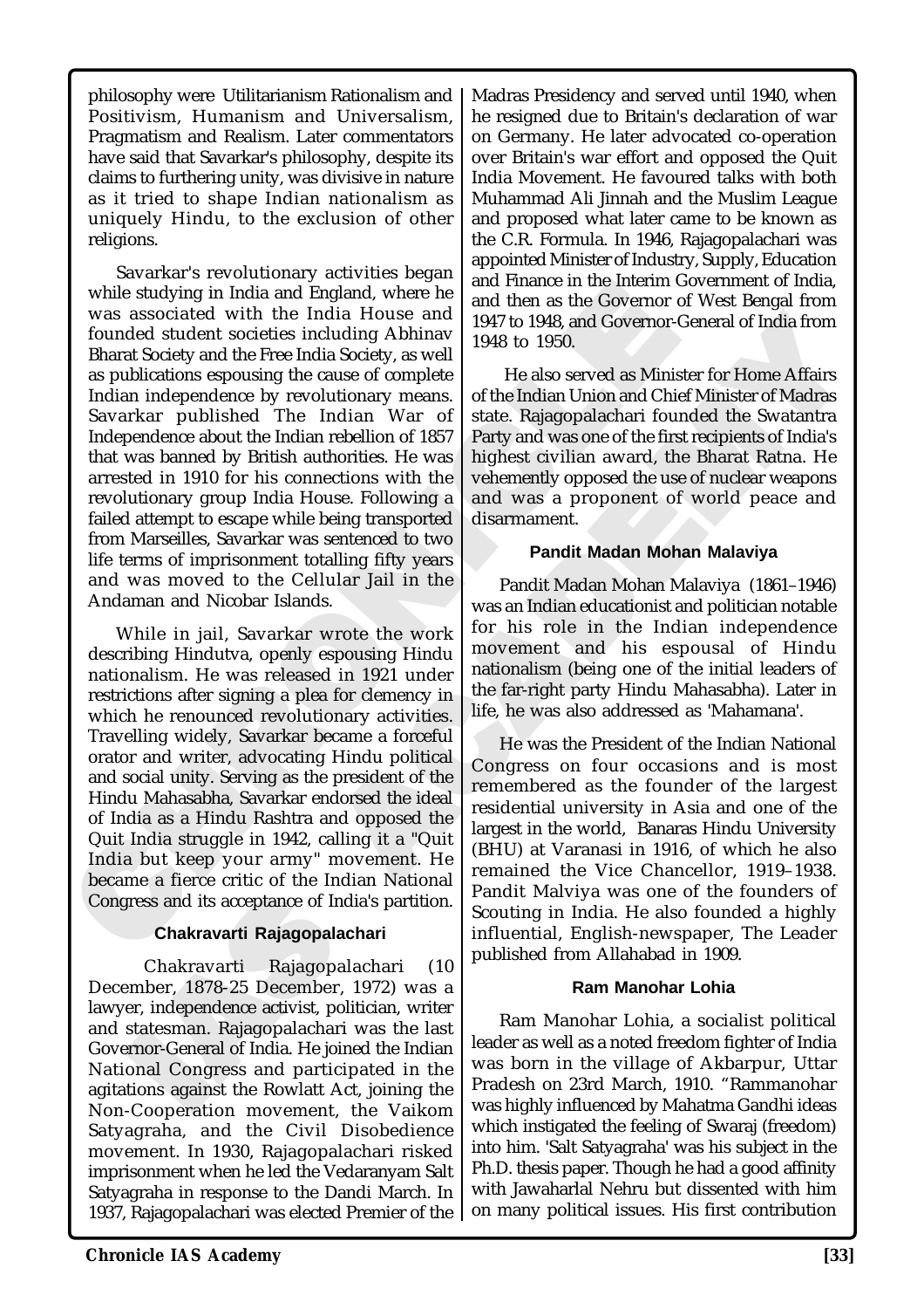philosophy were Utilitarianism Rationalism and Positivism, Humanism and Universalism, Pragmatism and Realism. Later commentators have said that Savarkar's philosophy, despite its claims to furthering unity, was divisive in nature as it tried to shape Indian nationalism as uniquely Hindu, to the exclusion of other religions.

Savarkar's revolutionary activities began while studying in India and England, where he was associated with the India House and founded student societies including Abhinav Bharat Society and the Free India Society, as well as publications espousing the cause of complete Indian independence by revolutionary means. Savarkar published The Indian War of Independence about the Indian rebellion of 1857 that was banned by British authorities. He was arrested in 1910 for his connections with the revolutionary group India House. Following a failed attempt to escape while being transported from Marseilles, Savarkar was sentenced to two life terms of imprisonment totalling fifty years and was moved to the Cellular Jail in the Andaman and Nicobar Islands.

While in jail, Savarkar wrote the work describing Hindutva, openly espousing Hindu nationalism. He was released in 1921 under restrictions after signing a plea for clemency in which he renounced revolutionary activities. Travelling widely, Savarkar became a forceful orator and writer, advocating Hindu political and social unity. Serving as the president of the Hindu Mahasabha, Savarkar endorsed the ideal of India as a Hindu Rashtra and opposed the Quit India struggle in 1942, calling it a "Quit India but keep your army" movement. He became a fierce critic of the Indian National Congress and its acceptance of India's partition.

### Chakravarti Rajagopalachari

Chakravarti Rajagopalachari (10 December, 1878-25 December, 1972) was a lawyer, independence activist, politician, writer and statesman. Rajagopalachari was the last Governor-General of India. He joined the Indian National Congress and participated in the agitations against the Rowlatt Act, joining the Non-Cooperation movement, the Vaikom Satyagraha, and the Civil Disobedience movement. In 1930, Rajagopalachari risked imprisonment when he led the Vedaranyam Salt Satyagraha in response to the Dandi March. In 1937, Rajagopalachari was elected Premier of the Madras Presidency and served until 1940, when he resigned due to Britain's declaration of war on Germany. He later advocated co-operation over Britain's war effort and opposed the Quit India Movement. He favoured talks with both Muhammad Ali Jinnah and the Muslim League and proposed what later came to be known as the C.R. Formula. In 1946, Rajagopalachari was appointed Minister of Industry, Supply, Education and Finance in the Interim Government of India, and then as the Governor of West Bengal from 1947 to 1948, and Governor-General of India from 1948 to 1950.

He also served as Minister for Home Affairs of the Indian Union and Chief Minister of Madras state. Rajagopalachari founded the Swatantra Party and was one of the first recipients of India's highest civilian award, the Bharat Ratna. He vehemently opposed the use of nuclear weapons and was a proponent of world peace and disarmament.

### Pandit Madan Mohan Malaviya

Pandit Madan Mohan Malaviya (1861–1946) was an Indian educationist and politician notable for his role in the Indian independence movement and his espousal of Hindu nationalism (being one of the initial leaders of the far-right party Hindu Mahasabha). Later in life, he was also addressed as 'Mahamana'.

He was the President of the Indian National Congress on four occasions and is most remembered as the founder of the largest residential university in Asia and one of the largest in the world, Banaras Hindu University (BHU) at Varanasi in 1916, of which he also remained the Vice Chancellor, 1919–1938. Pandit Malviya was one of the founders of Scouting in India. He also founded a highly influential, English-newspaper, The Leader published from Allahabad in 1909.

### Ram Manohar Lohia

Ram Manohar Lohia, a socialist political leader as well as a noted freedom fighter of India was born in the village of Akbarpur, Uttar Pradesh on 23rd March, 1910. "Rammanohar was highly influenced by Mahatma Gandhi ideas which instigated the feeling of Swaraj (freedom) into him. 'Salt Satyagraha' was his subject in the Ph.D. thesis paper. Though he had a good affinity with Jawaharlal Nehru but dissented with him on many political issues. His first contribution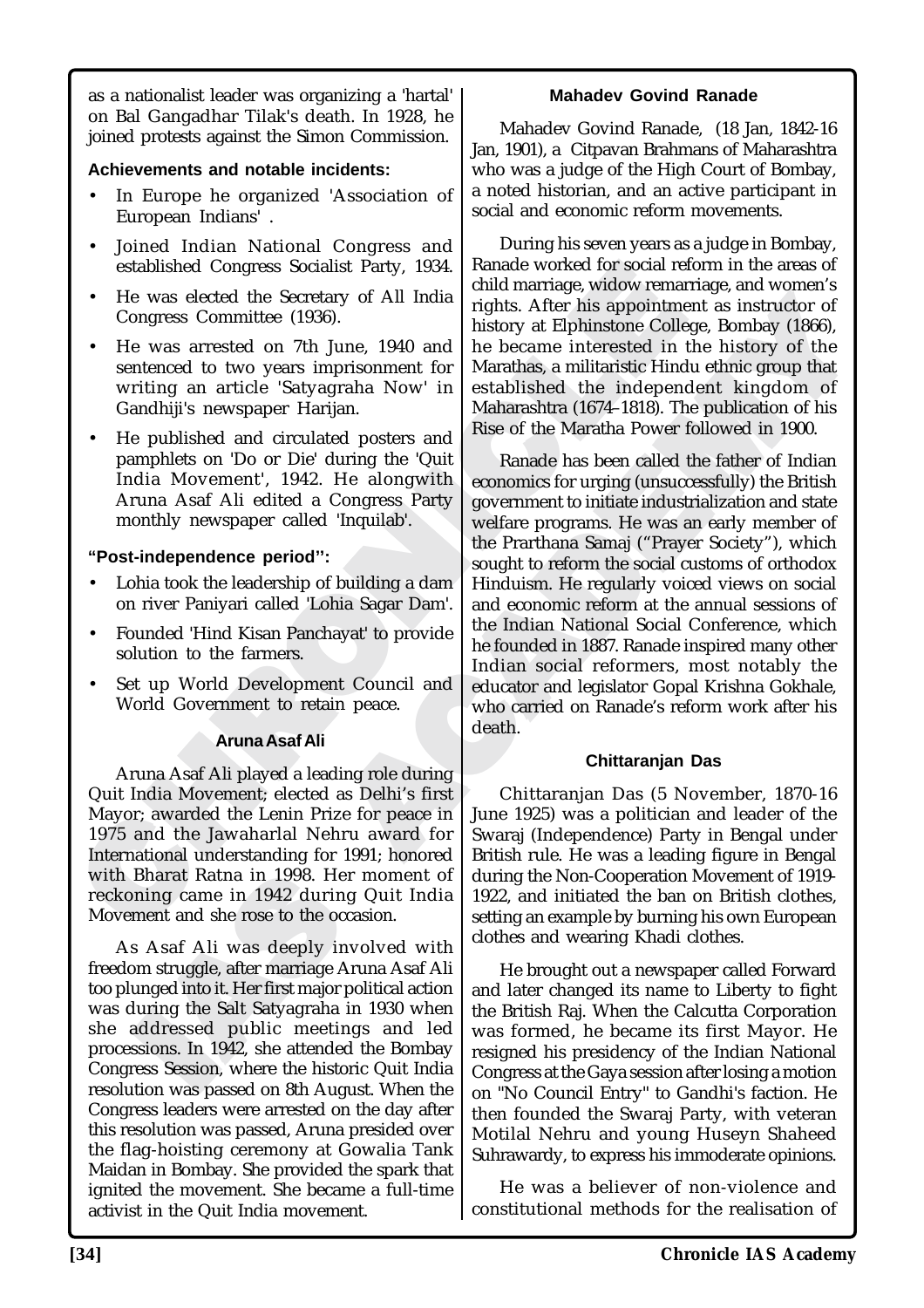as a nationalist leader was organizing a 'hartal' on Bal Gangadhar Tilak's death. In 1928, he joined protests against the Simon Commission.

**Achievements and notable incidents:**

- In Europe he organized 'Association of European Indians' .
- Joined Indian National Congress and established Congress Socialist Party, 1934.
- He was elected the Secretary of All India Congress Committee (1936).
- He was arrested on 7th June, 1940 and sentenced to two years imprisonment for writing an article 'Satyagraha Now' in Gandhiji's newspaper Harijan.
- He published and circulated posters and pamphlets on 'Do or Die' during the 'Quit India Movement', 1942. He alongwith Aruna Asaf Ali edited a Congress Party monthly newspaper called 'Inquilab'.

**"Post-independence period":**

- Lohia took the leadership of building a dam on river Paniyari called 'Lohia Sagar Dam'.
- Founded 'Hind Kisan Panchayat' to provide solution to the farmers.
- Set up World Development Council and World Government to retain peace.

### Aruna Asaf Ali

Aruna Asaf Ali played a leading role during Quit India Movement; elected as Delhi's first Mayor; awarded the Lenin Prize for peace in 1975 and the Jawaharlal Nehru award for International understanding for 1991; honored with Bharat Ratna in 1998. Her moment of reckoning came in 1942 during Quit India Movement and she rose to the occasion.

As Asaf Ali was deeply involved with freedom struggle, after marriage Aruna Asaf Ali too plunged into it. Her first major political action was during the Salt Satyagraha in 1930 when she addressed public meetings and led processions. In 1942, she attended the Bombay Congress Session, where the historic Quit India resolution was passed on 8th August. When the Congress leaders were arrested on the day after this resolution was passed, Aruna presided over the flag-hoisting ceremony at Gowalia Tank Maidan in Bombay. She provided the spark that ignited the movement. She became a full-time activist in the Quit India movement.

### Mahadev Govind Ranade

Mahadev Govind Ranade, (18 Jan, 1842-16 Jan, 1901), a Citpavan Brahmans of Maharashtra who was a judge of the High Court of Bombay, a noted historian, and an active participant in social and economic reform movements.

During his seven years as a judge in Bombay, Ranade worked for social reform in the areas of child marriage, widow remarriage, and women's rights. After his appointment as instructor of history at Elphinstone College, Bombay (1866), he became interested in the history of the Marathas, a militaristic Hindu ethnic group that established the independent kingdom of Maharashtra (1674–1818). The publication of his Rise of the Maratha Power followed in 1900.

Ranade has been called the father of Indian economics for urging (unsuccessfully) the British government to initiate industrialization and state welfare programs. He was an early member of the Prarthana Samaj ("Prayer Society"), which sought to reform the social customs of orthodox Hinduism. He regularly voiced views on social and economic reform at the annual sessions of the Indian National Social Conference, which he founded in 1887. Ranade inspired many other Indian social reformers, most notably the educator and legislator Gopal Krishna Gokhale, who carried on Ranade's reform work after his death.

### Chittaranjan Das

Chittaranjan Das (5 November, 1870-16 June 1925) was a politician and leader of the Swaraj (Independence) Party in Bengal under British rule. He was a leading figure in Bengal during the Non-Cooperation Movement of 1919-1922, and initiated the ban on British clothes, setting an example by burning his own European clothes and wearing Khadi clothes.

He brought out a newspaper called Forward and later changed its name to Liberty to fight the British Raj. When the Calcutta Corporation was formed, he became its first Mayor. He resigned his presidency of the Indian National Congress at the Gaya session after losing a motion on "No Council Entry" to Gandhi's faction. He then founded the Swaraj Party, with veteran Motilal Nehru and young Huseyn Shaheed Suhrawardy, to express his immoderate opinions.

He was a believer of non-violence and constitutional methods for the realisation of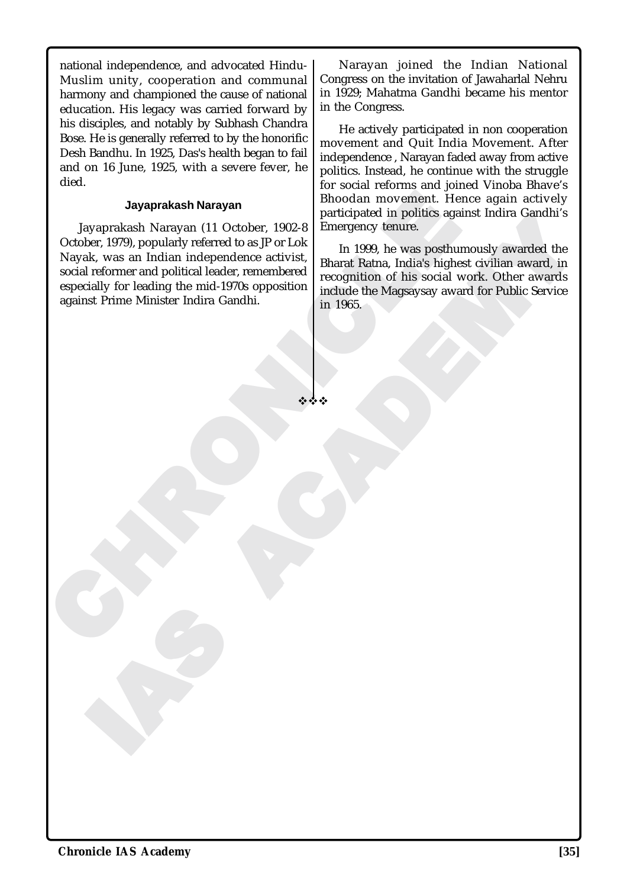national independence, and advocated Hindu-Muslim unity, cooperation and communal harmony and championed the cause of national education. His legacy was carried forward by his disciples, and notably by Subhash Chandra Bose. He is generally referred to by the honorific Desh Bandhu. In 1925, Das's health began to fail and on 16 June, 1925, with a severe fever, he died.

### Jayaprakash Narayan

Jayaprakash Narayan (11 October, 1902-8 October, 1979), popularly referred to as JP or Lok Nayak, was an Indian independence activist, social reformer and political leader, remembered especially for leading the mid-1970s opposition against Prime Minister Indira Gandhi.

Narayan joined the Indian National Congress on the invitation of Jawaharlal Nehru in 1929; Mahatma Gandhi became his mentor in the Congress.

He actively participated in non cooperation movement and Quit India Movement. After independence , Narayan faded away from active politics. Instead, he continue with the struggle for social reforms and joined Vinoba Bhave's Bhoodan movement. Hence again actively participated in politics against Indira Gandhi's Emergency tenure.

In 1999, he was posthumously awarded the Bharat Ratna, India's highest civilian award, in recognition of his social work. Other awards include the Magsaysay award for Public Service in 1965.

❖❖❖